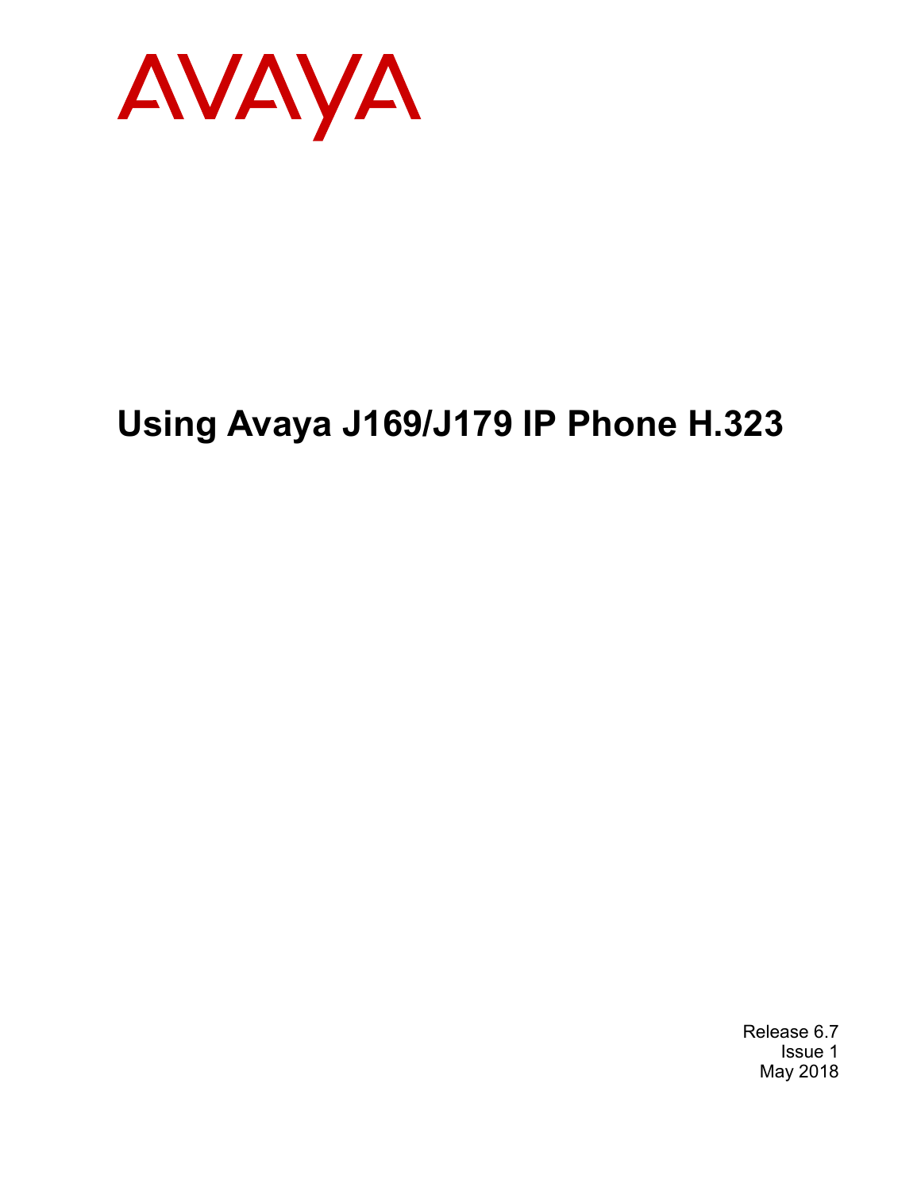AVAYA

# Using Avaya J169/J179 IP Phone H.323

Release 6.7
Issue 1
May 2018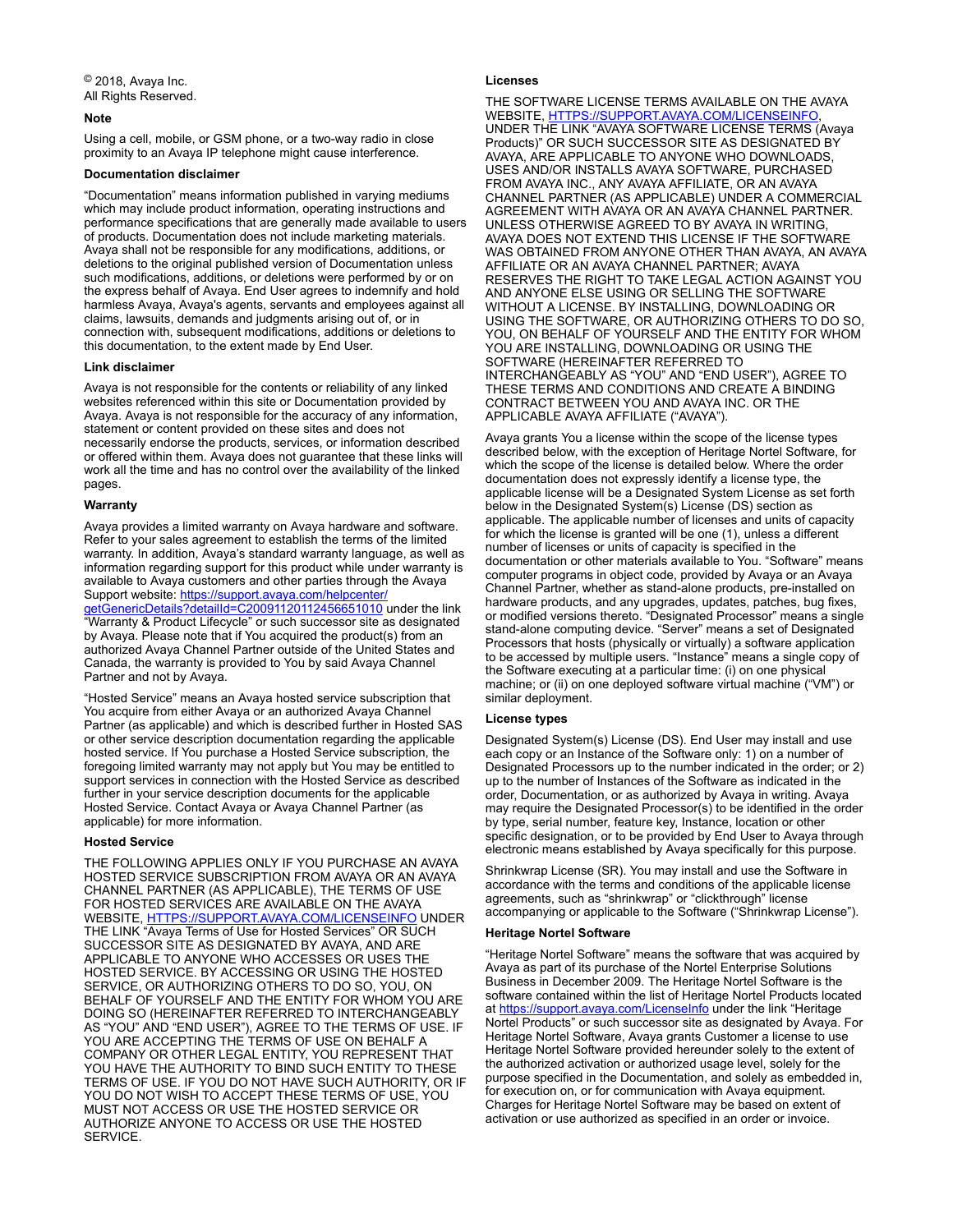© 2018, Avaya Inc.
All Rights Reserved.

#### Note

Using a cell, mobile, or GSM phone, or a two-way radio in close proximity to an Avaya IP telephone might cause interference.

#### Documentation disclaimer

"Documentation" means information published in varying mediums which may include product information, operating instructions and performance specifications that are generally made available to users of products. Documentation does not include marketing materials. Avaya shall not be responsible for any modifications, additions, or deletions to the original published version of Documentation unless such modifications, additions, or deletions were performed by or on the express behalf of Avaya. End User agrees to indemnify and hold harmless Avaya, Avaya's agents, servants and employees against all claims, lawsuits, demands and judgments arising out of, or in connection with, subsequent modifications, additions or deletions to this documentation, to the extent made by End User.

#### Link disclaimer

Avaya is not responsible for the contents or reliability of any linked websites referenced within this site or Documentation provided by Avaya. Avaya is not responsible for the accuracy of any information, statement or content provided on these sites and does not necessarily endorse the products, services, or information described or offered within them. Avaya does not guarantee that these links will work all the time and has no control over the availability of the linked pages.

#### Warranty

Avaya provides a limited warranty on Avaya hardware and software. Refer to your sales agreement to establish the terms of the limited warranty. In addition, Avaya's standard warranty language, as well as information regarding support for this product while under warranty is available to Avaya customers and other parties through the Avaya Support website: https://support.avaya.com/helpcenter/getGenericDetails?detailId=C20091120112456651010 under the link "Warranty & Product Lifecycle" or such successor site as designated by Avaya. Please note that if You acquired the product(s) from an authorized Avaya Channel Partner outside of the United States and Canada, the warranty is provided to You by said Avaya Channel Partner and not by Avaya.

"Hosted Service" means an Avaya hosted service subscription that You acquire from either Avaya or an authorized Avaya Channel Partner (as applicable) and which is described further in Hosted SAS or other service description documentation regarding the applicable hosted service. If You purchase a Hosted Service subscription, the foregoing limited warranty may not apply but You may be entitled to support services in connection with the Hosted Service as described further in your service description documents for the applicable Hosted Service. Contact Avaya or Avaya Channel Partner (as applicable) for more information.

#### Hosted Service

THE FOLLOWING APPLIES ONLY IF YOU PURCHASE AN AVAYA HOSTED SERVICE SUBSCRIPTION FROM AVAYA OR AN AVAYA CHANNEL PARTNER (AS APPLICABLE), THE TERMS OF USE FOR HOSTED SERVICES ARE AVAILABLE ON THE AVAYA WEBSITE, HTTPS://SUPPORT.AVAYA.COM/LICENSEINFO UNDER THE LINK "Avaya Terms of Use for Hosted Services" OR SUCH SUCCESSOR SITE AS DESIGNATED BY AVAYA, AND ARE APPLICABLE TO ANYONE WHO ACCESSES OR USES THE HOSTED SERVICE. BY ACCESSING OR USING THE HOSTED SERVICE, OR AUTHORIZING OTHERS TO DO SO, YOU, ON BEHALF OF YOURSELF AND THE ENTITY FOR WHOM YOU ARE DOING SO (HEREINAFTER REFERRED TO INTERCHANGEABLY AS "YOU" AND "END USER"), AGREE TO THE TERMS OF USE. IF YOU ARE ACCEPTING THE TERMS OF USE ON BEHALF A COMPANY OR OTHER LEGAL ENTITY, YOU REPRESENT THAT YOU HAVE THE AUTHORITY TO BIND SUCH ENTITY TO THESE TERMS OF USE. IF YOU DO NOT HAVE SUCH AUTHORITY, OR IF YOU DO NOT WISH TO ACCEPT THESE TERMS OF USE, YOU MUST NOT ACCESS OR USE THE HOSTED SERVICE OR AUTHORIZE ANYONE TO ACCESS OR USE THE HOSTED SERVICE.

#### Licenses

THE SOFTWARE LICENSE TERMS AVAILABLE ON THE AVAYA WEBSITE, HTTPS://SUPPORT.AVAYA.COM/LICENSEINFO, UNDER THE LINK "AVAYA SOFTWARE LICENSE TERMS (Avaya Products)" OR SUCH SUCCESSOR SITE AS DESIGNATED BY AVAYA, ARE APPLICABLE TO ANYONE WHO DOWNLOADS, USES AND/OR INSTALLS AVAYA SOFTWARE, PURCHASED FROM AVAYA INC., ANY AVAYA AFFILIATE, OR AN AVAYA CHANNEL PARTNER (AS APPLICABLE) UNDER A COMMERCIAL AGREEMENT WITH AVAYA OR AN AVAYA CHANNEL PARTNER. UNLESS OTHERWISE AGREED TO BY AVAYA IN WRITING, AVAYA DOES NOT EXTEND THIS LICENSE IF THE SOFTWARE WAS OBTAINED FROM ANYONE OTHER THAN AVAYA, AN AVAYA AFFILIATE OR AN AVAYA CHANNEL PARTNER; AVAYA RESERVES THE RIGHT TO TAKE LEGAL ACTION AGAINST YOU AND ANYONE ELSE USING OR SELLING THE SOFTWARE WITHOUT A LICENSE. BY INSTALLING, DOWNLOADING OR USING THE SOFTWARE, OR AUTHORIZING OTHERS TO DO SO, YOU, ON BEHALF OF YOURSELF AND THE ENTITY FOR WHOM YOU ARE INSTALLING, DOWNLOADING OR USING THE SOFTWARE (HEREINAFTER REFERRED TO INTERCHANGEABLY AS "YOU" AND "END USER"), AGREE TO THESE TERMS AND CONDITIONS AND CREATE A BINDING CONTRACT BETWEEN YOU AND AVAYA INC. OR THE APPLICABLE AVAYA AFFILIATE ("AVAYA").

Avaya grants You a license within the scope of the license types described below, with the exception of Heritage Nortel Software, for which the scope of the license is detailed below. Where the order documentation does not expressly identify a license type, the applicable license will be a Designated System License as set forth below in the Designated System(s) License (DS) section as applicable. The applicable number of licenses and units of capacity for which the license is granted will be one (1), unless a different number of licenses or units of capacity is specified in the documentation or other materials available to You. "Software" means computer programs in object code, provided by Avaya or an Avaya Channel Partner, whether as stand-alone products, pre-installed on hardware products, and any upgrades, updates, patches, bug fixes, or modified versions thereto. "Designated Processor" means a single stand-alone computing device. "Server" means a set of Designated Processors that hosts (physically or virtually) a software application to be accessed by multiple users. "Instance" means a single copy of the Software executing at a particular time: (i) on one physical machine; or (ii) on one deployed software virtual machine ("VM") or similar deployment.

#### License types

Designated System(s) License (DS). End User may install and use each copy or an Instance of the Software only: 1) on a number of Designated Processors up to the number indicated in the order; or 2) up to the number of Instances of the Software as indicated in the order, Documentation, or as authorized by Avaya in writing. Avaya may require the Designated Processor(s) to be identified in the order by type, serial number, feature key, Instance, location or other specific designation, or to be provided by End User to Avaya through electronic means established by Avaya specifically for this purpose.

Shrinkwrap License (SR). You may install and use the Software in accordance with the terms and conditions of the applicable license agreements, such as "shrinkwrap" or "clickthrough" license accompanying or applicable to the Software ("Shrinkwrap License").

#### Heritage Nortel Software

"Heritage Nortel Software" means the software that was acquired by Avaya as part of its purchase of the Nortel Enterprise Solutions Business in December 2009. The Heritage Nortel Software is the software contained within the list of Heritage Nortel Products located at https://support.avaya.com/LicenseInfo under the link "Heritage Nortel Products" or such successor site as designated by Avaya. For Heritage Nortel Software, Avaya grants Customer a license to use Heritage Nortel Software provided hereunder solely to the extent of the authorized activation or authorized usage level, solely for the purpose specified in the Documentation, and solely as embedded in, for execution on, or for communication with Avaya equipment. Charges for Heritage Nortel Software may be based on extent of activation or use authorized as specified in an order or invoice.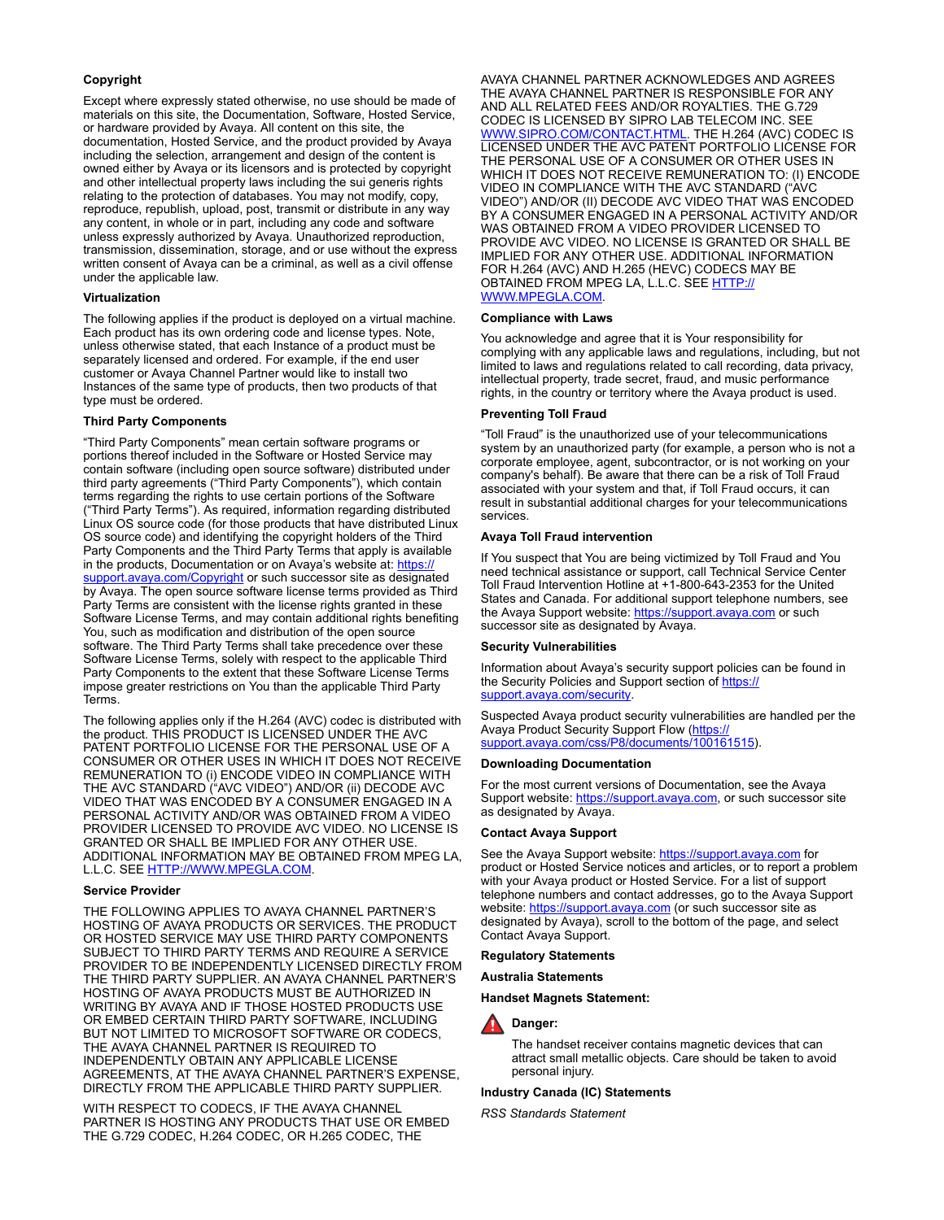### Copyright

Except where expressly stated otherwise, no use should be made of materials on this site, the Documentation, Software, Hosted Service, or hardware provided by Avaya. All content on this site, the documentation, Hosted Service, and the product provided by Avaya including the selection, arrangement and design of the content is owned either by Avaya or its licensors and is protected by copyright and other intellectual property laws including the sui generis rights relating to the protection of databases. You may not modify, copy, reproduce, republish, upload, post, transmit or distribute in any way any content, in whole or in part, including any code and software unless expressly authorized by Avaya. Unauthorized reproduction, transmission, dissemination, storage, and or use without the express written consent of Avaya can be a criminal, as well as a civil offense under the applicable law.

### Virtualization

The following applies if the product is deployed on a virtual machine. Each product has its own ordering code and license types. Note, unless otherwise stated, that each Instance of a product must be separately licensed and ordered. For example, if the end user customer or Avaya Channel Partner would like to install two Instances of the same type of products, then two products of that type must be ordered.

### Third Party Components

"Third Party Components" mean certain software programs or portions thereof included in the Software or Hosted Service may contain software (including open source software) distributed under third party agreements ("Third Party Components"), which contain terms regarding the rights to use certain portions of the Software ("Third Party Terms"). As required, information regarding distributed Linux OS source code (for those products that have distributed Linux OS source code) and identifying the copyright holders of the Third Party Components and the Third Party Terms that apply is available in the products, Documentation or on Avaya's website at: https://support.avaya.com/Copyright or such successor site as designated by Avaya. The open source software license terms provided as Third Party Terms are consistent with the license rights granted in these Software License Terms, and may contain additional rights benefiting You, such as modification and distribution of the open source software. The Third Party Terms shall take precedence over these Software License Terms, solely with respect to the applicable Third Party Components to the extent that these Software License Terms impose greater restrictions on You than the applicable Third Party Terms.

The following applies only if the H.264 (AVC) codec is distributed with the product. THIS PRODUCT IS LICENSED UNDER THE AVC PATENT PORTFOLIO LICENSE FOR THE PERSONAL USE OF A CONSUMER OR OTHER USES IN WHICH IT DOES NOT RECEIVE REMUNERATION TO (i) ENCODE VIDEO IN COMPLIANCE WITH THE AVC STANDARD ("AVC VIDEO") AND/OR (ii) DECODE AVC VIDEO THAT WAS ENCODED BY A CONSUMER ENGAGED IN A PERSONAL ACTIVITY AND/OR WAS OBTAINED FROM A VIDEO PROVIDER LICENSED TO PROVIDE AVC VIDEO. NO LICENSE IS GRANTED OR SHALL BE IMPLIED FOR ANY OTHER USE. ADDITIONAL INFORMATION MAY BE OBTAINED FROM MPEG LA, L.L.C. SEE HTTP://WWW.MPEGLA.COM.

### Service Provider

THE FOLLOWING APPLIES TO AVAYA CHANNEL PARTNER'S HOSTING OF AVAYA PRODUCTS OR SERVICES. THE PRODUCT OR HOSTED SERVICE MAY USE THIRD PARTY COMPONENTS SUBJECT TO THIRD PARTY TERMS AND REQUIRE A SERVICE PROVIDER TO BE INDEPENDENTLY LICENSED DIRECTLY FROM THE THIRD PARTY SUPPLIER. AN AVAYA CHANNEL PARTNER'S HOSTING OF AVAYA PRODUCTS MUST BE AUTHORIZED IN WRITING BY AVAYA AND IF THOSE HOSTED PRODUCTS USE OR EMBED CERTAIN THIRD PARTY SOFTWARE, INCLUDING BUT NOT LIMITED TO MICROSOFT SOFTWARE OR CODECS, THE AVAYA CHANNEL PARTNER IS REQUIRED TO INDEPENDENTLY OBTAIN ANY APPLICABLE LICENSE AGREEMENTS, AT THE AVAYA CHANNEL PARTNER'S EXPENSE, DIRECTLY FROM THE APPLICABLE THIRD PARTY SUPPLIER.

WITH RESPECT TO CODECS, IF THE AVAYA CHANNEL PARTNER IS HOSTING ANY PRODUCTS THAT USE OR EMBED THE G.729 CODEC, H.264 CODEC, OR H.265 CODEC, THE AVAYA CHANNEL PARTNER ACKNOWLEDGES AND AGREES THE AVAYA CHANNEL PARTNER IS RESPONSIBLE FOR ANY AND ALL RELATED FEES AND/OR ROYALTIES. THE G.729 CODEC IS LICENSED BY SIPRO LAB TELECOM INC. SEE WWW.SIPRO.COM/CONTACT.HTML. THE H.264 (AVC) CODEC IS LICENSED UNDER THE AVC PATENT PORTFOLIO LICENSE FOR THE PERSONAL USE OF A CONSUMER OR OTHER USES IN WHICH IT DOES NOT RECEIVE REMUNERATION TO: (I) ENCODE VIDEO IN COMPLIANCE WITH THE AVC STANDARD ("AVC VIDEO") AND/OR (II) DECODE AVC VIDEO THAT WAS ENCODED BY A CONSUMER ENGAGED IN A PERSONAL ACTIVITY AND/OR WAS OBTAINED FROM A VIDEO PROVIDER LICENSED TO PROVIDE AVC VIDEO. NO LICENSE IS GRANTED OR SHALL BE IMPLIED FOR ANY OTHER USE. ADDITIONAL INFORMATION FOR H.264 (AVC) AND H.265 (HEVC) CODECS MAY BE OBTAINED FROM MPEG LA, L.L.C. SEE HTTP://WWW.MPEGLA.COM.

### Compliance with Laws

You acknowledge and agree that it is Your responsibility for complying with any applicable laws and regulations, including, but not limited to laws and regulations related to call recording, data privacy, intellectual property, trade secret, fraud, and music performance rights, in the country or territory where the Avaya product is used.

### Preventing Toll Fraud

"Toll Fraud" is the unauthorized use of your telecommunications system by an unauthorized party (for example, a person who is not a corporate employee, agent, subcontractor, or is not working on your company's behalf). Be aware that there can be a risk of Toll Fraud associated with your system and that, if Toll Fraud occurs, it can result in substantial additional charges for your telecommunications services.

### Avaya Toll Fraud intervention

If You suspect that You are being victimized by Toll Fraud and You need technical assistance or support, call Technical Service Center Toll Fraud Intervention Hotline at +1-800-643-2353 for the United States and Canada. For additional support telephone numbers, see the Avaya Support website: https://support.avaya.com or such successor site as designated by Avaya.

### Security Vulnerabilities

Information about Avaya's security support policies can be found in the Security Policies and Support section of https://support.avaya.com/security.

Suspected Avaya product security vulnerabilities are handled per the Avaya Product Security Support Flow (https://support.avaya.com/css/P8/documents/100161515).

### Downloading Documentation

For the most current versions of Documentation, see the Avaya Support website: https://support.avaya.com, or such successor site as designated by Avaya.

### Contact Avaya Support

See the Avaya Support website: https://support.avaya.com for product or Hosted Service notices and articles, or to report a problem with your Avaya product or Hosted Service. For a list of support telephone numbers and contact addresses, go to the Avaya Support website: https://support.avaya.com (or such successor site as designated by Avaya), scroll to the bottom of the page, and select Contact Avaya Support.

### Regulatory Statements

### Australia Statements

### Handset Magnets Statement:

**Danger:**

The handset receiver contains magnetic devices that can attract small metallic objects. Care should be taken to avoid personal injury.

### Industry Canada (IC) Statements

*RSS Standards Statement*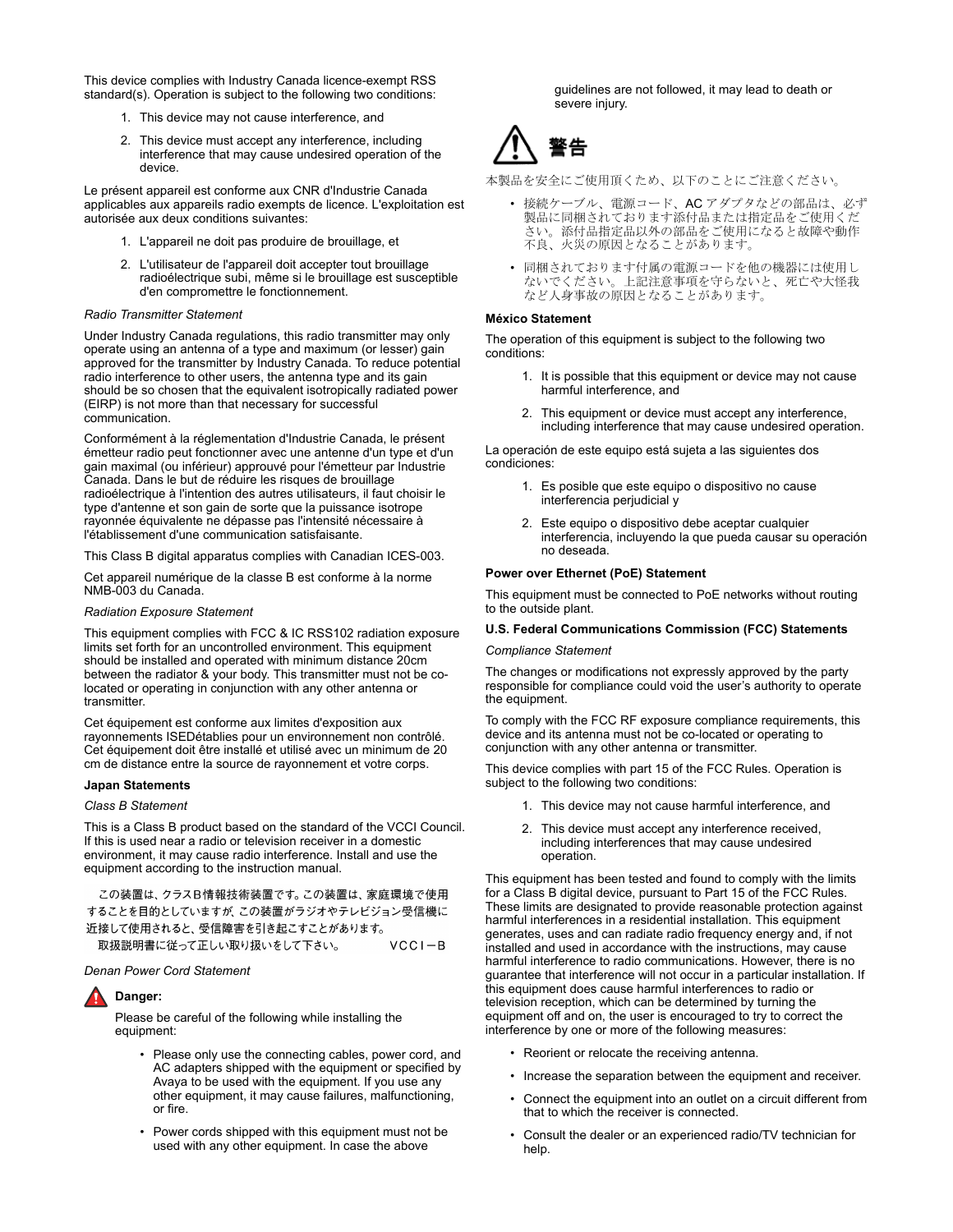This device complies with Industry Canada licence-exempt RSS standard(s). Operation is subject to the following two conditions:

1. This device may not cause interference, and
2. This device must accept any interference, including interference that may cause undesired operation of the device.

Le présent appareil est conforme aux CNR d'Industrie Canada applicables aux appareils radio exempts de licence. L'exploitation est autorisée aux deux conditions suivantes:

1. L'appareil ne doit pas produire de brouillage, et
2. L'utilisateur de l'appareil doit accepter tout brouillage radioélectrique subi, même si le brouillage est susceptible d'en compromettre le fonctionnement.

*Radio Transmitter Statement*

Under Industry Canada regulations, this radio transmitter may only operate using an antenna of a type and maximum (or lesser) gain approved for the transmitter by Industry Canada. To reduce potential radio interference to other users, the antenna type and its gain should be so chosen that the equivalent isotropically radiated power (EIRP) is not more than that necessary for successful communication.

Conformément à la réglementation d'Industrie Canada, le présent émetteur radio peut fonctionner avec une antenne d'un type et d'un gain maximal (ou inférieur) approuvé pour l'émetteur par Industrie Canada. Dans le but de réduire les risques de brouillage radioélectrique à l'intention des autres utilisateurs, il faut choisir le type d'antenne et son gain de sorte que la puissance isotrope rayonnée équivalente ne dépasse pas l'intensité nécessaire à l'établissement d'une communication satisfaisante.

This Class B digital apparatus complies with Canadian ICES-003.

Cet appareil numérique de la classe B est conforme à la norme NMB-003 du Canada.

*Radiation Exposure Statement*

This equipment complies with FCC & IC RSS102 radiation exposure limits set forth for an uncontrolled environment. This equipment should be installed and operated with minimum distance 20cm between the radiator & your body. This transmitter must not be co-located or operating in conjunction with any other antenna or transmitter.

Cet équipement est conforme aux limites d'exposition aux rayonnements ISEDétablies pour un environnement non contrôlé. Cet équipement doit être installé et utilisé avec un minimum de 20 cm de distance entre la source de rayonnement et votre corps.

**Japan Statements**

*Class B Statement*

This is a Class B product based on the standard of the VCCI Council. If this is used near a radio or television receiver in a domestic environment, it may cause radio interference. Install and use the equipment according to the instruction manual.

この装置は、クラスB情報技術装置です。この装置は、家庭環境で使用することを目的としていますが、この装置がラジオやテレビジョン受信機に近接して使用されると、受信障害を引き起こすことがあります。
取扱説明書に従って正しい取り扱いをして下さい。　　VCCI－B

*Denan Power Cord Statement*

**Danger:**

Please be careful of the following while installing the equipment:

- Please only use the connecting cables, power cord, and AC adapters shipped with the equipment or specified by Avaya to be used with the equipment. If you use any other equipment, it may cause failures, malfunctioning, or fire.
- Power cords shipped with this equipment must not be used with any other equipment. In case the above guidelines are not followed, it may lead to death or severe injury.

**警告**

本製品を安全にご使用頂くため、以下のことにご注意ください。

- 接続ケーブル、電源コード、AC アダプタなどの部品は、必ず製品に同梱されております添付品または指定品をご使用ください。添付品指定品以外の部品をご使用になると故障や動作不良、火災の原因となることがあります。
- 同梱されております付属の電源コードを他の機器には使用しないでください。上記注意事項を守らないと、死亡や大怪我など人身事故の原因となることがあります。

**México Statement**

The operation of this equipment is subject to the following two conditions:

1. It is possible that this equipment or device may not cause harmful interference, and
2. This equipment or device must accept any interference, including interference that may cause undesired operation.

La operación de este equipo está sujeta a las siguientes dos condiciones:

1. Es posible que este equipo o dispositivo no cause interferencia perjudicial y
2. Este equipo o dispositivo debe aceptar cualquier interferencia, incluyendo la que pueda causar su operación no deseada.

**Power over Ethernet (PoE) Statement**

This equipment must be connected to PoE networks without routing to the outside plant.

**U.S. Federal Communications Commission (FCC) Statements**

*Compliance Statement*

The changes or modifications not expressly approved by the party responsible for compliance could void the user's authority to operate the equipment.

To comply with the FCC RF exposure compliance requirements, this device and its antenna must not be co-located or operating to conjunction with any other antenna or transmitter.

This device complies with part 15 of the FCC Rules. Operation is subject to the following two conditions:

1. This device may not cause harmful interference, and
2. This device must accept any interference received, including interferences that may cause undesired operation.

This equipment has been tested and found to comply with the limits for a Class B digital device, pursuant to Part 15 of the FCC Rules. These limits are designated to provide reasonable protection against harmful interferences in a residential installation. This equipment generates, uses and can radiate radio frequency energy and, if not installed and used in accordance with the instructions, may cause harmful interference to radio communications. However, there is no guarantee that interference will not occur in a particular installation. If this equipment does cause harmful interferences to radio or television reception, which can be determined by turning the equipment off and on, the user is encouraged to try to correct the interference by one or more of the following measures:

- Reorient or relocate the receiving antenna.
- Increase the separation between the equipment and receiver.
- Connect the equipment into an outlet on a circuit different from that to which the receiver is connected.
- Consult the dealer or an experienced radio/TV technician for help.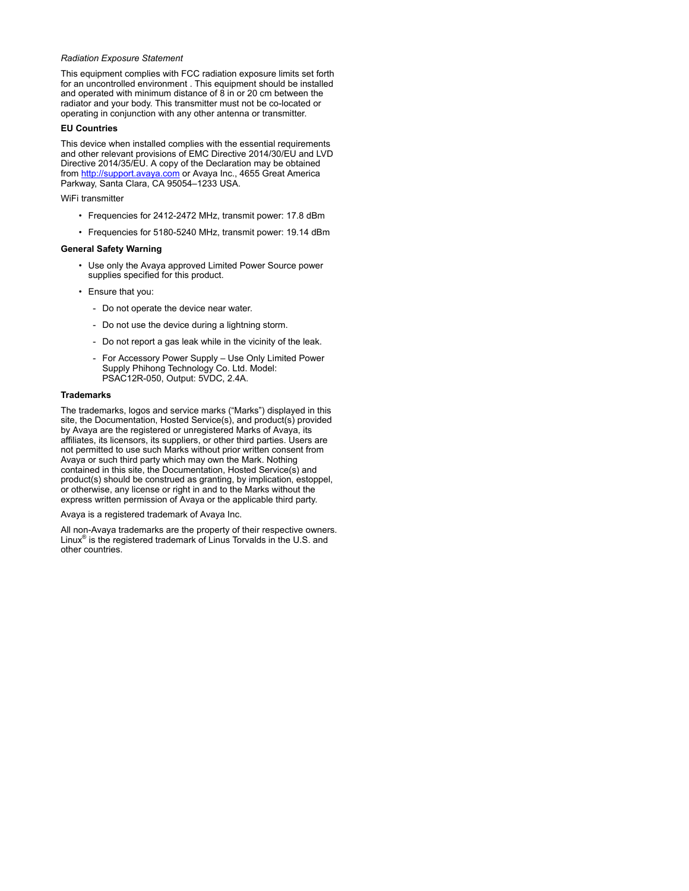*Radiation Exposure Statement*

This equipment complies with FCC radiation exposure limits set forth for an uncontrolled environment . This equipment should be installed and operated with minimum distance of 8 in or 20 cm between the radiator and your body. This transmitter must not be co-located or operating in conjunction with any other antenna or transmitter.

**EU Countries**

This device when installed complies with the essential requirements and other relevant provisions of EMC Directive 2014/30/EU and LVD Directive 2014/35/EU. A copy of the Declaration may be obtained from http://support.avaya.com or Avaya Inc., 4655 Great America Parkway, Santa Clara, CA 95054–1233 USA.

WiFi transmitter

- Frequencies for 2412-2472 MHz, transmit power: 17.8 dBm
- Frequencies for 5180-5240 MHz, transmit power: 19.14 dBm

**General Safety Warning**

- Use only the Avaya approved Limited Power Source power supplies specified for this product.
- Ensure that you:
  - Do not operate the device near water.
  - Do not use the device during a lightning storm.
  - Do not report a gas leak while in the vicinity of the leak.
  - For Accessory Power Supply – Use Only Limited Power Supply Phihong Technology Co. Ltd. Model: PSAC12R-050, Output: 5VDC, 2.4A.

**Trademarks**

The trademarks, logos and service marks (“Marks”) displayed in this site, the Documentation, Hosted Service(s), and product(s) provided by Avaya are the registered or unregistered Marks of Avaya, its affiliates, its licensors, its suppliers, or other third parties. Users are not permitted to use such Marks without prior written consent from Avaya or such third party which may own the Mark. Nothing contained in this site, the Documentation, Hosted Service(s) and product(s) should be construed as granting, by implication, estoppel, or otherwise, any license or right in and to the Marks without the express written permission of Avaya or the applicable third party.

Avaya is a registered trademark of Avaya Inc.

All non-Avaya trademarks are the property of their respective owners. Linux® is the registered trademark of Linus Torvalds in the U.S. and other countries.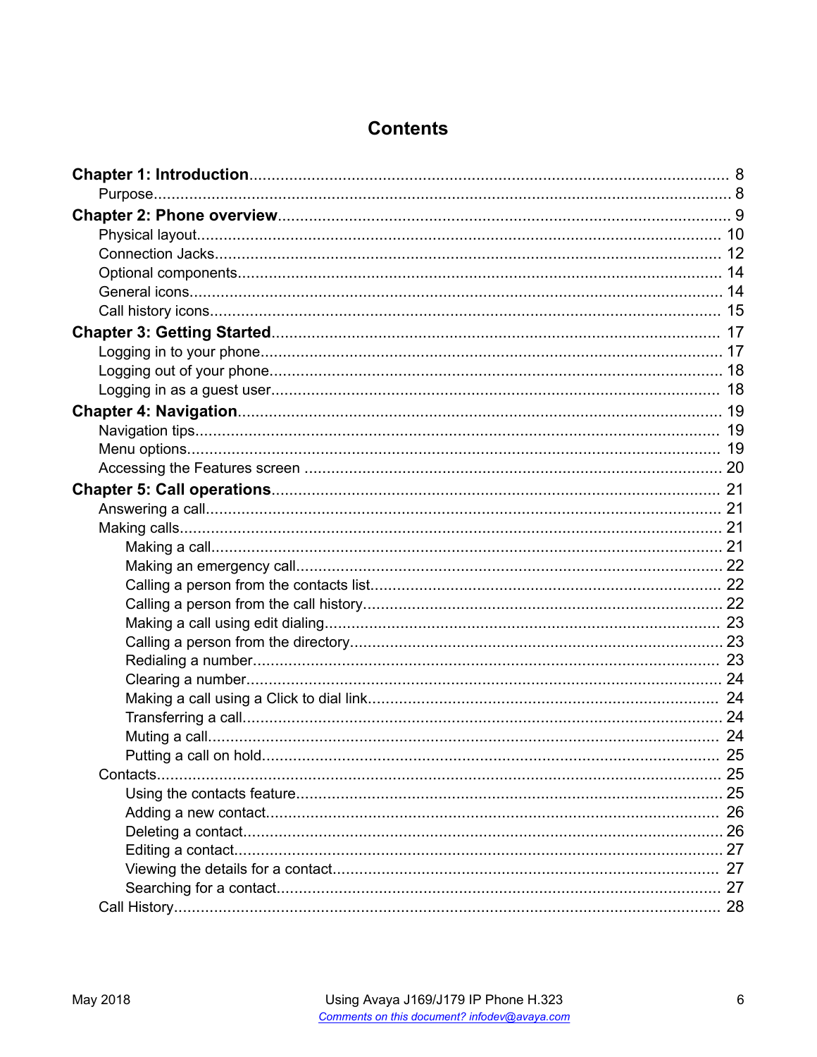# Contents

**Chapter 1: Introduction** .......... 8
- Purpose .......... 8

**Chapter 2: Phone overview** .......... 9
- Physical layout .......... 10
- Connection Jacks .......... 12
- Optional components .......... 14
- General icons .......... 14
- Call history icons .......... 15

**Chapter 3: Getting Started** .......... 17
- Logging in to your phone .......... 17
- Logging out of your phone .......... 18
- Logging in as a guest user .......... 18

**Chapter 4: Navigation** .......... 19
- Navigation tips .......... 19
- Menu options .......... 19
- Accessing the Features screen .......... 20

**Chapter 5: Call operations** .......... 21
- Answering a call .......... 21
- Making calls .......... 21
  - Making a call .......... 21
  - Making an emergency call .......... 22
  - Calling a person from the contacts list .......... 22
  - Calling a person from the call history .......... 22
  - Making a call using edit dialing .......... 23
  - Calling a person from the directory .......... 23
  - Redialing a number .......... 23
  - Clearing a number .......... 24
  - Making a call using a Click to dial link .......... 24
  - Transferring a call .......... 24
  - Muting a call .......... 24
  - Putting a call on hold .......... 25
- Contacts .......... 25
  - Using the contacts feature .......... 25
  - Adding a new contact .......... 26
  - Deleting a contact .......... 26
  - Editing a contact .......... 27
  - Viewing the details for a contact .......... 27
  - Searching for a contact .......... 27
- Call History .......... 28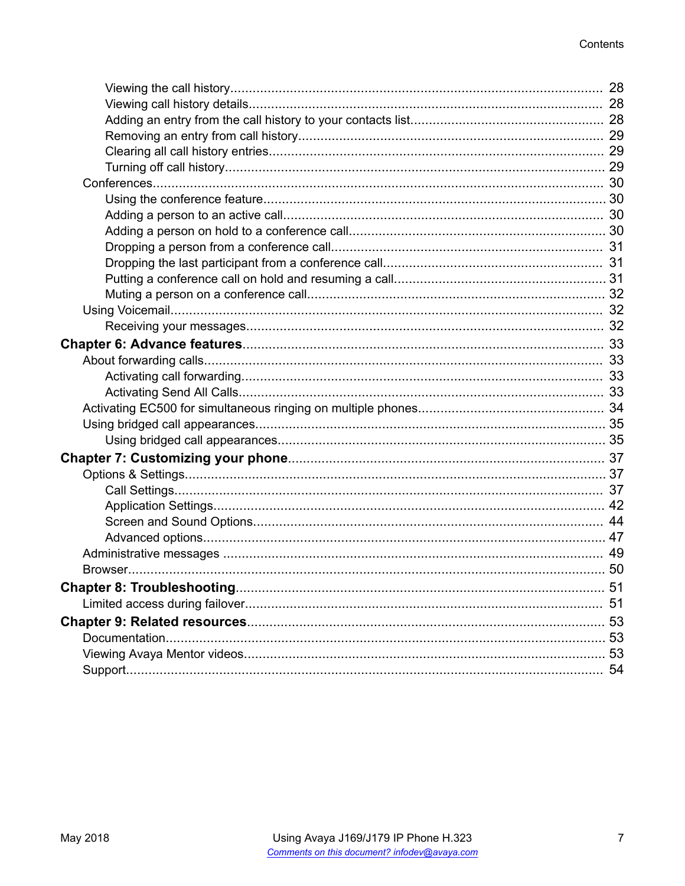Viewing the call history ........................................................ 28
Viewing call history details ........................................................ 28
Adding an entry from the call history to your contacts list ........................................................ 28
Removing an entry from call history ........................................................ 29
Clearing all call history entries ........................................................ 29
Turning off call history ........................................................ 29
Conferences ........................................................ 30
Using the conference feature ........................................................ 30
Adding a person to an active call ........................................................ 30
Adding a person on hold to a conference call ........................................................ 30
Dropping a person from a conference call ........................................................ 31
Dropping the last participant from a conference call ........................................................ 31
Putting a conference call on hold and resuming a call ........................................................ 31
Muting a person on a conference call ........................................................ 32
Using Voicemail ........................................................ 32
Receiving your messages ........................................................ 32

**Chapter 6: Advance features** ........................................................ 33
About forwarding calls ........................................................ 33
Activating call forwarding ........................................................ 33
Activating Send All Calls ........................................................ 33
Activating EC500 for simultaneous ringing on multiple phones ........................................................ 34
Using bridged call appearances ........................................................ 35
Using bridged call appearances ........................................................ 35

**Chapter 7: Customizing your phone** ........................................................ 37
Options & Settings ........................................................ 37
Call Settings ........................................................ 37
Application Settings ........................................................ 42
Screen and Sound Options ........................................................ 44
Advanced options ........................................................ 47
Administrative messages ........................................................ 49
Browser ........................................................ 50

**Chapter 8: Troubleshooting** ........................................................ 51
Limited access during failover ........................................................ 51

**Chapter 9: Related resources** ........................................................ 53
Documentation ........................................................ 53
Viewing Avaya Mentor videos ........................................................ 53
Support ........................................................ 54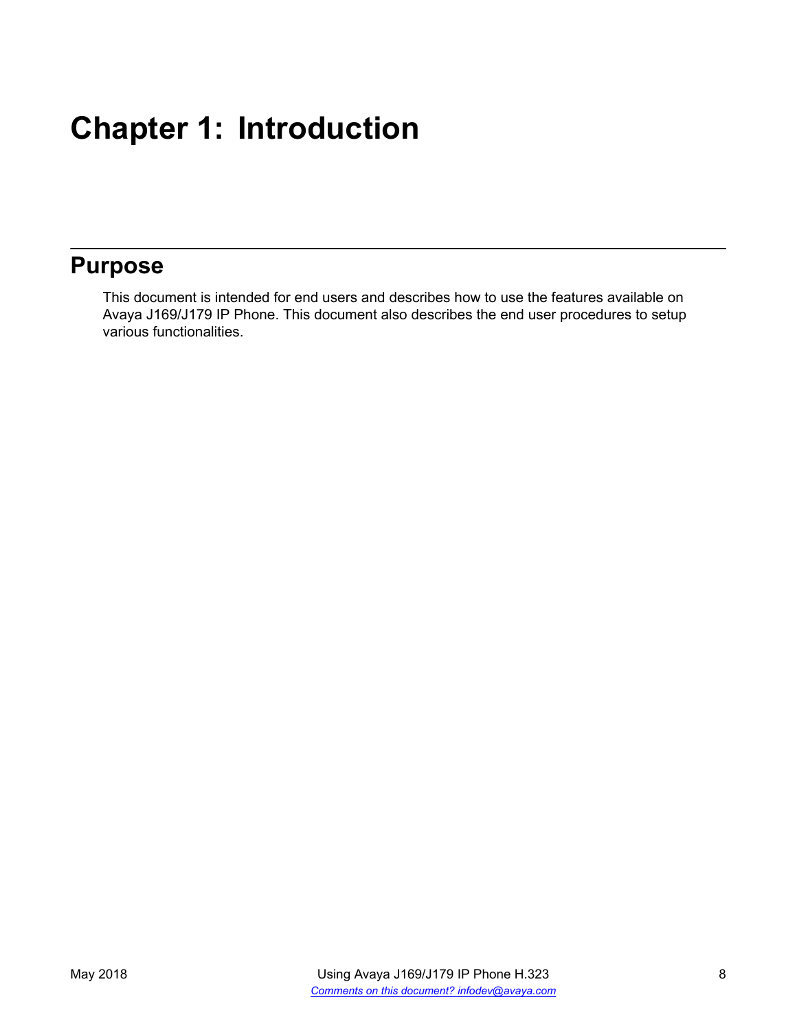# Chapter 1: Introduction

## Purpose

This document is intended for end users and describes how to use the features available on Avaya J169/J179 IP Phone. This document also describes the end user procedures to setup various functionalities.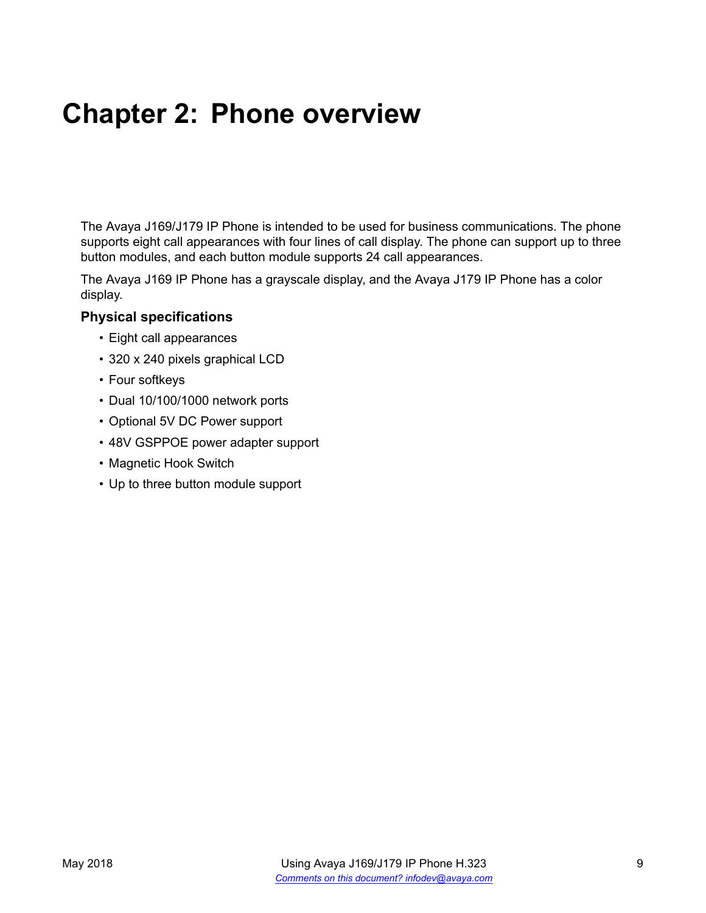# Chapter 2: Phone overview

The Avaya J169/J179 IP Phone is intended to be used for business communications. The phone supports eight call appearances with four lines of call display. The phone can support up to three button modules, and each button module supports 24 call appearances.

The Avaya J169 IP Phone has a grayscale display, and the Avaya J179 IP Phone has a color display.

### Physical specifications

- Eight call appearances
- 320 x 240 pixels graphical LCD
- Four softkeys
- Dual 10/100/1000 network ports
- Optional 5V DC Power support
- 48V GSPPOE power adapter support
- Magnetic Hook Switch
- Up to three button module support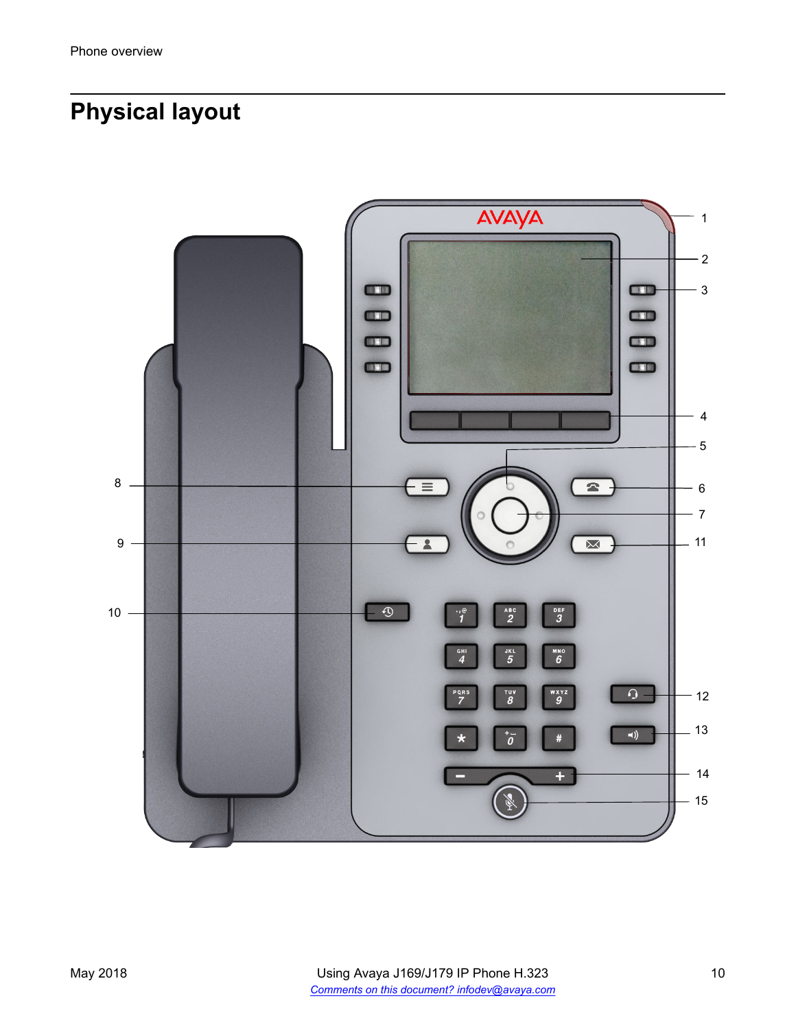# Physical layout

1
2
3
4
5
6
7
8
9
10
11
12
13
14
15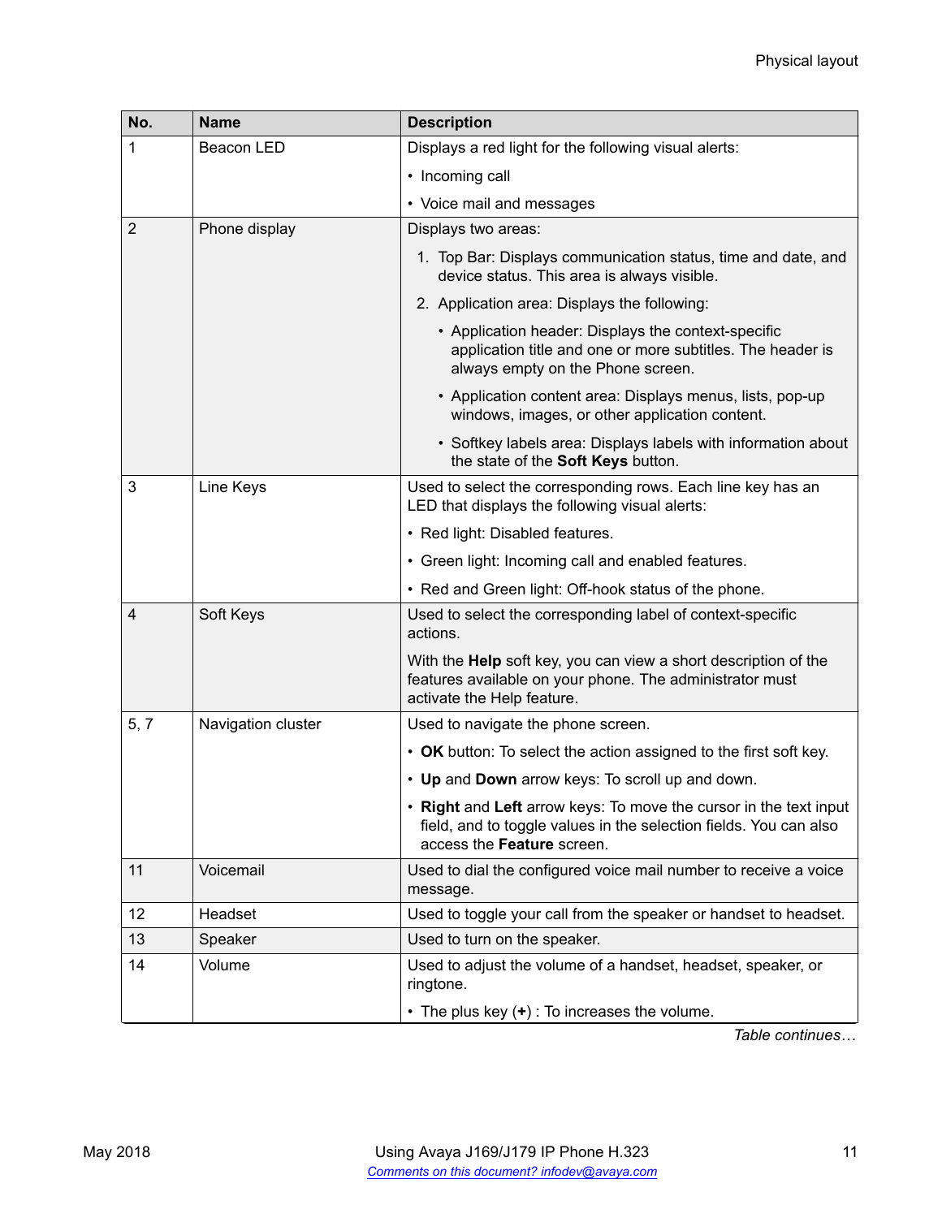| No. | Name | Description |
|---|---|---|
| 1 | Beacon LED | Displays a red light for the following visual alerts:<br>• Incoming call<br>• Voice mail and messages |
| 2 | Phone display | Displays two areas:<br>1. Top Bar: Displays communication status, time and date, and device status. This area is always visible.<br>2. Application area: Displays the following:<br>• Application header: Displays the context-specific application title and one or more subtitles. The header is always empty on the Phone screen.<br>• Application content area: Displays menus, lists, pop-up windows, images, or other application content.<br>• Softkey labels area: Displays labels with information about the state of the **Soft Keys** button. |
| 3 | Line Keys | Used to select the corresponding rows. Each line key has an LED that displays the following visual alerts:<br>• Red light: Disabled features.<br>• Green light: Incoming call and enabled features.<br>• Red and Green light: Off-hook status of the phone. |
| 4 | Soft Keys | Used to select the corresponding label of context-specific actions.<br>With the **Help** soft key, you can view a short description of the features available on your phone. The administrator must activate the Help feature. |
| 5, 7 | Navigation cluster | Used to navigate the phone screen.<br>• **OK** button: To select the action assigned to the first soft key.<br>• **Up** and **Down** arrow keys: To scroll up and down.<br>• **Right** and **Left** arrow keys: To move the cursor in the text input field, and to toggle values in the selection fields. You can also access the **Feature** screen. |
| 11 | Voicemail | Used to dial the configured voice mail number to receive a voice message. |
| 12 | Headset | Used to toggle your call from the speaker or handset to headset. |
| 13 | Speaker | Used to turn on the speaker. |
| 14 | Volume | Used to adjust the volume of a handset, headset, speaker, or ringtone.<br>• The plus key (**+**) : To increases the volume. |

*Table continues…*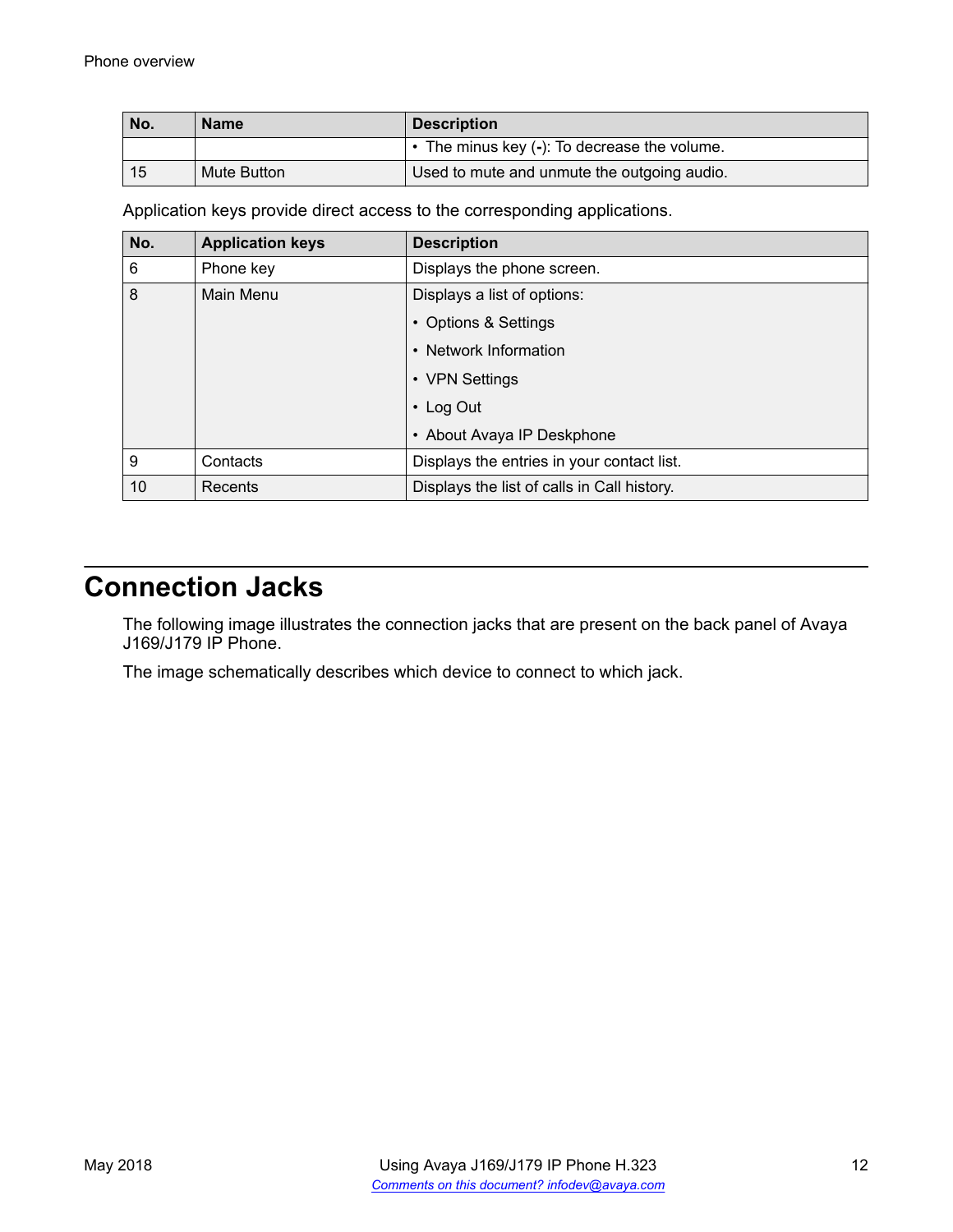| No. | Name | Description |
|---|---|---|
| | | • The minus key (**-**): To decrease the volume. |
| 15 | Mute Button | Used to mute and unmute the outgoing audio. |

Application keys provide direct access to the corresponding applications.

| No. | Application keys | Description |
|---|---|---|
| 6 | Phone key | Displays the phone screen. |
| 8 | Main Menu | Displays a list of options:<br>• Options & Settings<br>• Network Information<br>• VPN Settings<br>• Log Out<br>• About Avaya IP Deskphone |
| 9 | Contacts | Displays the entries in your contact list. |
| 10 | Recents | Displays the list of calls in Call history. |

## Connection Jacks

The following image illustrates the connection jacks that are present on the back panel of Avaya J169/J179 IP Phone.

The image schematically describes which device to connect to which jack.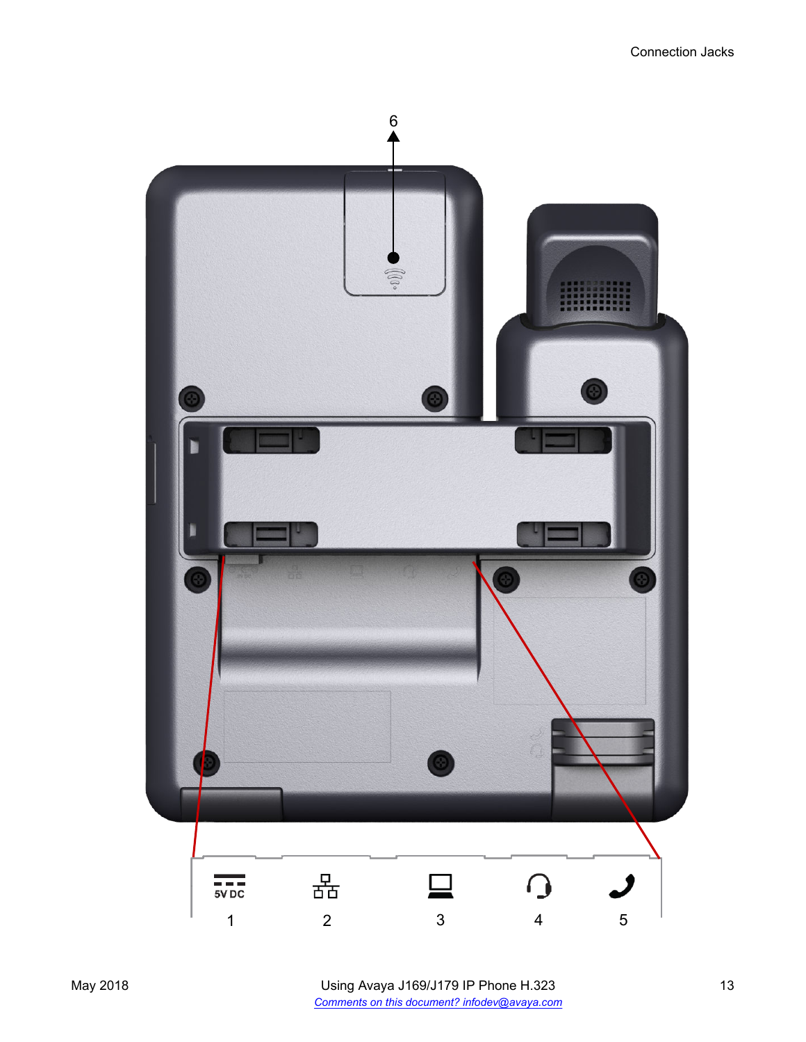6

5V DC

1

2

3

4

5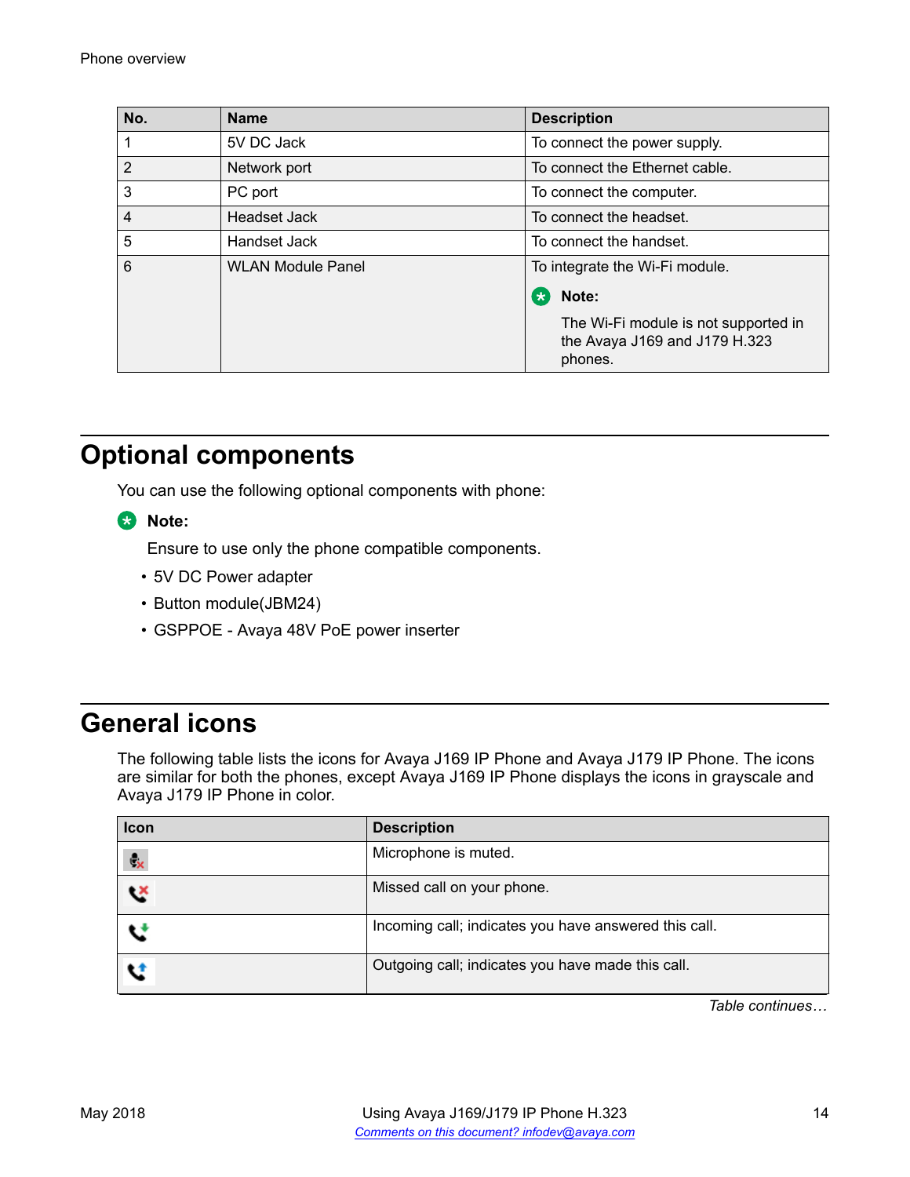| No. | Name | Description |
|---|---|---|
| 1 | 5V DC Jack | To connect the power supply. |
| 2 | Network port | To connect the Ethernet cable. |
| 3 | PC port | To connect the computer. |
| 4 | Headset Jack | To connect the headset. |
| 5 | Handset Jack | To connect the handset. |
| 6 | WLAN Module Panel | To integrate the Wi-Fi module. **Note:** The Wi-Fi module is not supported in the Avaya J169 and J179 H.323 phones. |

## Optional components

You can use the following optional components with phone:

**Note:**

Ensure to use only the phone compatible components.

- 5V DC Power adapter
- Button module(JBM24)
- GSPPOE - Avaya 48V PoE power inserter

## General icons

The following table lists the icons for Avaya J169 IP Phone and Avaya J179 IP Phone. The icons are similar for both the phones, except Avaya J169 IP Phone displays the icons in grayscale and Avaya J179 IP Phone in color.

| Icon | Description |
|---|---|
| | Microphone is muted. |
| | Missed call on your phone. |
| | Incoming call; indicates you have answered this call. |
| | Outgoing call; indicates you have made this call. |

*Table continues…*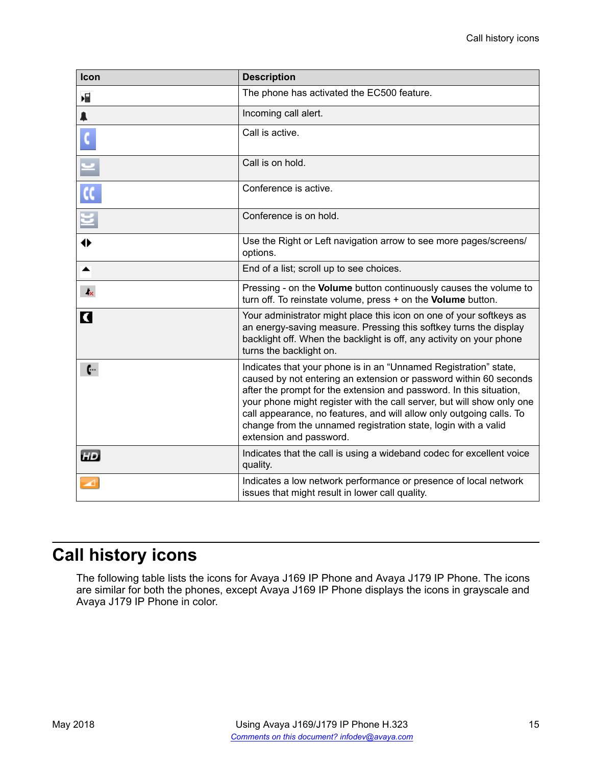| Icon | Description |
|---|---|
| | The phone has activated the EC500 feature. |
| | Incoming call alert. |
| | Call is active. |
| | Call is on hold. |
| | Conference is active. |
| | Conference is on hold. |
| | Use the Right or Left navigation arrow to see more pages/screens/ options. |
| | End of a list; scroll up to see choices. |
| | Pressing - on the **Volume** button continuously causes the volume to turn off. To reinstate volume, press + on the **Volume** button. |
| | Your administrator might place this icon on one of your softkeys as an energy-saving measure. Pressing this softkey turns the display backlight off. When the backlight is off, any activity on your phone turns the backlight on. |
| | Indicates that your phone is in an "Unnamed Registration" state, caused by not entering an extension or password within 60 seconds after the prompt for the extension and password. In this situation, your phone might register with the call server, but will show only one call appearance, no features, and will allow only outgoing calls. To change from the unnamed registration state, login with a valid extension and password. |
| | Indicates that the call is using a wideband codec for excellent voice quality. |
| | Indicates a low network performance or presence of local network issues that might result in lower call quality. |

# Call history icons

The following table lists the icons for Avaya J169 IP Phone and Avaya J179 IP Phone. The icons are similar for both the phones, except Avaya J169 IP Phone displays the icons in grayscale and Avaya J179 IP Phone in color.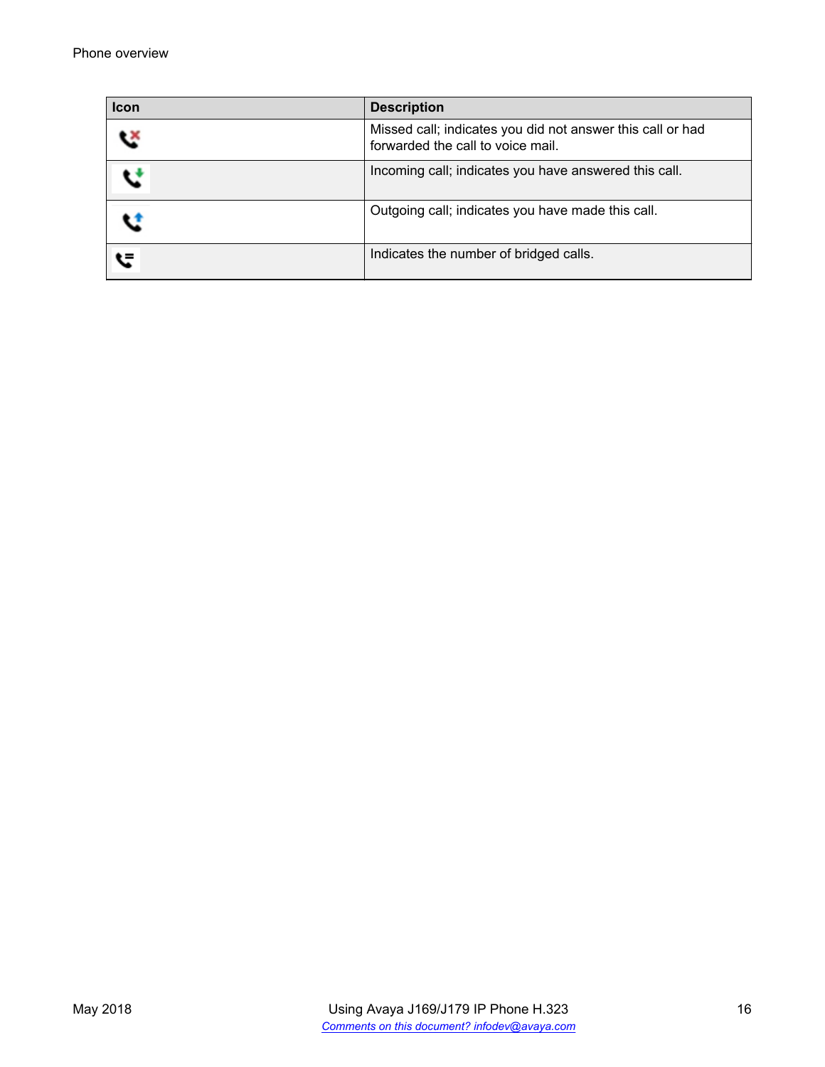| Icon | Description |
| --- | --- |
| | Missed call; indicates you did not answer this call or had forwarded the call to voice mail. |
| | Incoming call; indicates you have answered this call. |
| | Outgoing call; indicates you have made this call. |
| | Indicates the number of bridged calls. |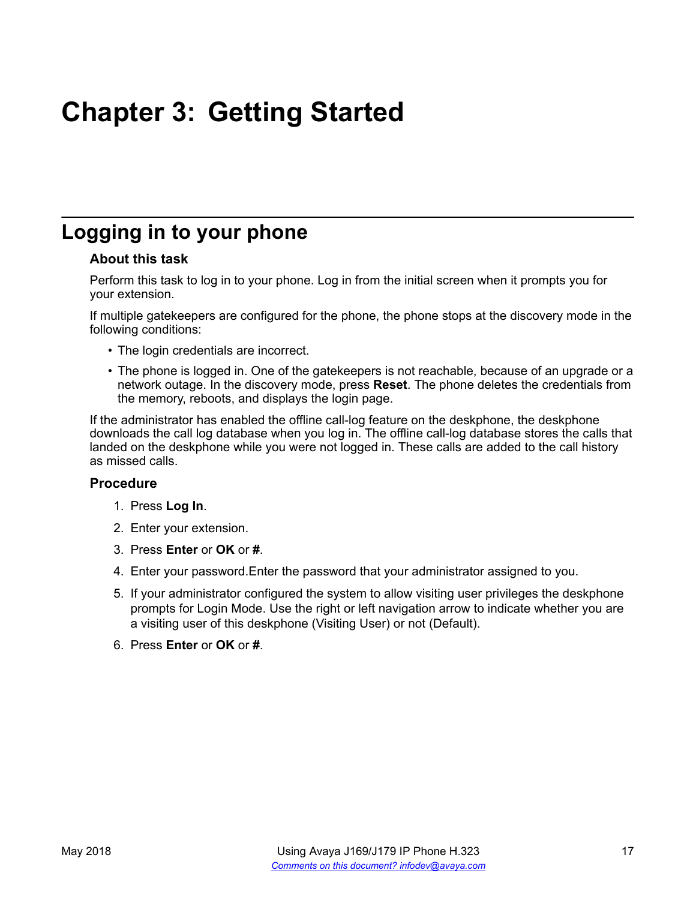# Chapter 3: Getting Started

## Logging in to your phone

### About this task

Perform this task to log in to your phone. Log in from the initial screen when it prompts you for your extension.

If multiple gatekeepers are configured for the phone, the phone stops at the discovery mode in the following conditions:

- The login credentials are incorrect.
- The phone is logged in. One of the gatekeepers is not reachable, because of an upgrade or a network outage. In the discovery mode, press **Reset**. The phone deletes the credentials from the memory, reboots, and displays the login page.

If the administrator has enabled the offline call-log feature on the deskphone, the deskphone downloads the call log database when you log in. The offline call-log database stores the calls that landed on the deskphone while you were not logged in. These calls are added to the call history as missed calls.

### Procedure

1. Press **Log In**.
2. Enter your extension.
3. Press **Enter** or **OK** or **#**.
4. Enter your password.Enter the password that your administrator assigned to you.
5. If your administrator configured the system to allow visiting user privileges the deskphone prompts for Login Mode. Use the right or left navigation arrow to indicate whether you are a visiting user of this deskphone (Visiting User) or not (Default).
6. Press **Enter** or **OK** or **#**.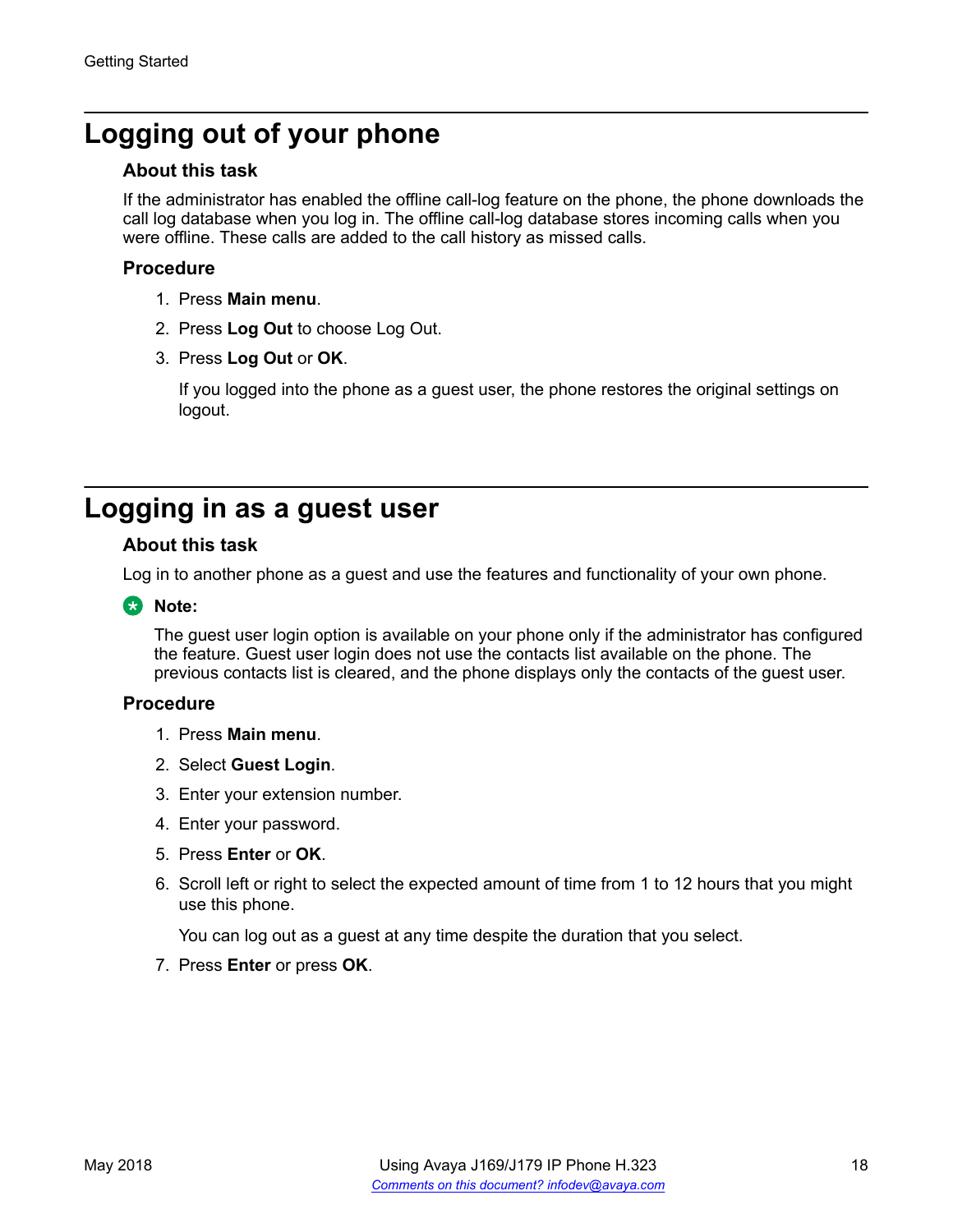## Logging out of your phone

### About this task

If the administrator has enabled the offline call-log feature on the phone, the phone downloads the call log database when you log in. The offline call-log database stores incoming calls when you were offline. These calls are added to the call history as missed calls.

### Procedure

1. Press **Main menu**.
2. Press **Log Out** to choose Log Out.
3. Press **Log Out** or **OK**.

   If you logged into the phone as a guest user, the phone restores the original settings on logout.

## Logging in as a guest user

### About this task

Log in to another phone as a guest and use the features and functionality of your own phone.

**Note:**

The guest user login option is available on your phone only if the administrator has configured the feature. Guest user login does not use the contacts list available on the phone. The previous contacts list is cleared, and the phone displays only the contacts of the guest user.

### Procedure

1. Press **Main menu**.
2. Select **Guest Login**.
3. Enter your extension number.
4. Enter your password.
5. Press **Enter** or **OK**.
6. Scroll left or right to select the expected amount of time from 1 to 12 hours that you might use this phone.

   You can log out as a guest at any time despite the duration that you select.
7. Press **Enter** or press **OK**.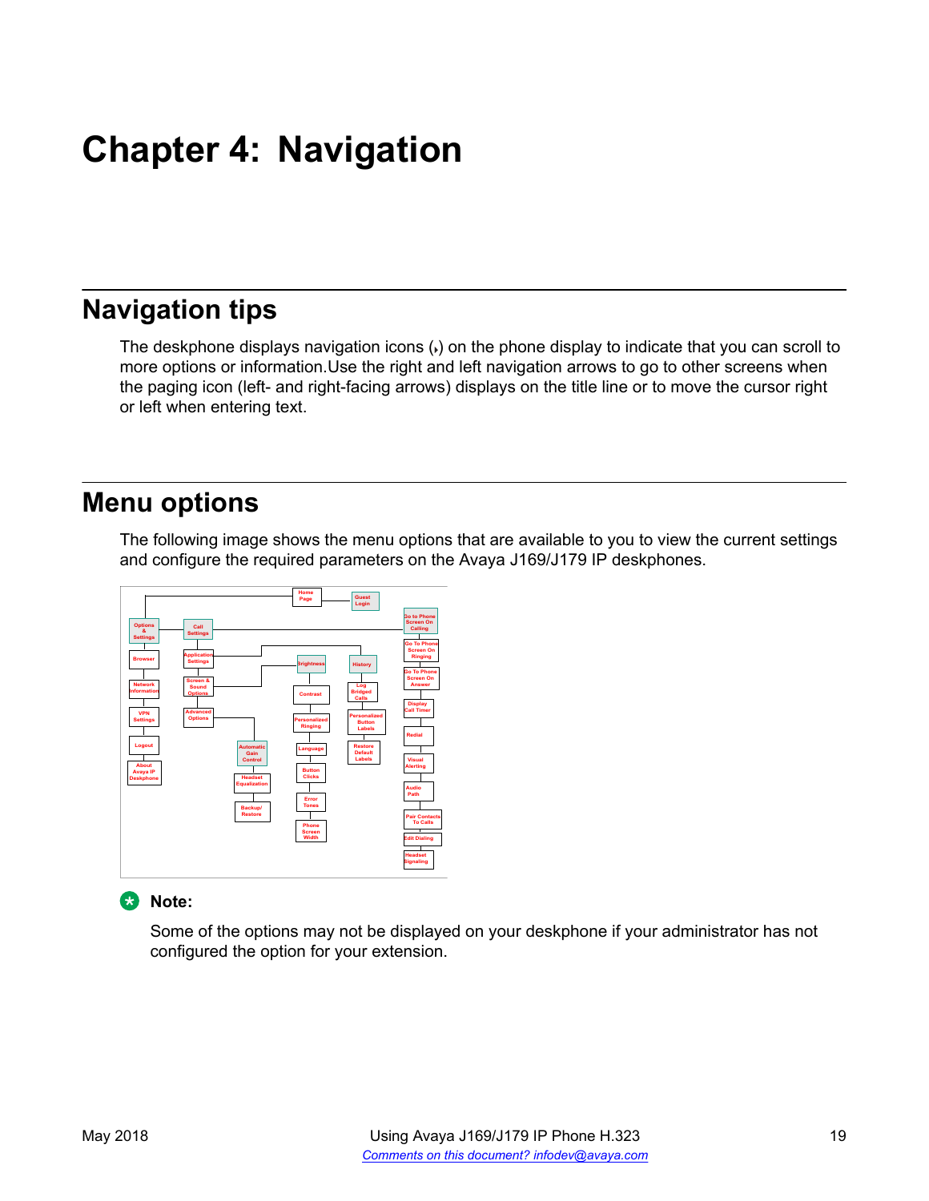# Chapter 4: Navigation

## Navigation tips

The deskphone displays navigation icons (▸) on the phone display to indicate that you can scroll to more options or information.Use the right and left navigation arrows to go to other screens when the paging icon (left- and right-facing arrows) displays on the title line or to move the cursor right or left when entering text.

## Menu options

The following image shows the menu options that are available to you to view the current settings and configure the required parameters on the Avaya J169/J179 IP deskphones.

Home Page
Guest Login
Options & Settings
Call Settings
Go to Phone Screen On Calling
Go To Phone Screen On Ringing
Go To Phone Screen On Answer
Display Call Timer
Redial
Visual Alerting
Audio Path
Pair Contacts To Calls
Edit Dialing
Headset Signaling
Browser
Network Information
VPN Settings
Logout
About Avaya IP Deskphone
Application Settings
Screen & Sound Options
Advanced Options
Automatic Gain Control
Headset Equalization
Backup/ Restore
Brightness
Contrast
Personalized Ringing
Language
Button Clicks
Error Tones
Phone Screen Width
History
Log Bridged Calls
Personalized Button Labels
Restore Default Labels

**Note:**

Some of the options may not be displayed on your deskphone if your administrator has not configured the option for your extension.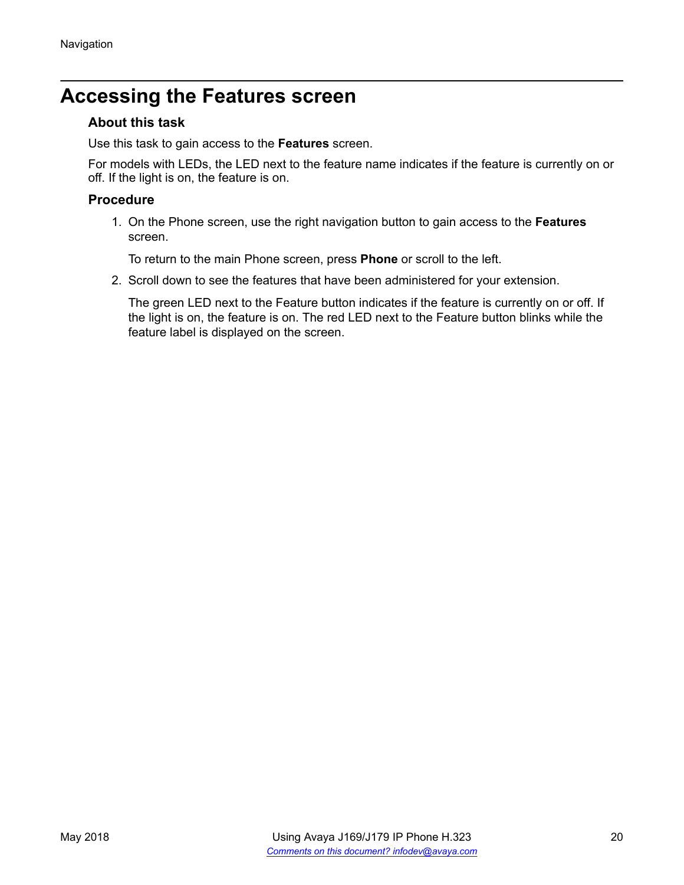# Accessing the Features screen

### About this task

Use this task to gain access to the **Features** screen.

For models with LEDs, the LED next to the feature name indicates if the feature is currently on or off. If the light is on, the feature is on.

### Procedure

1. On the Phone screen, use the right navigation button to gain access to the **Features** screen.

   To return to the main Phone screen, press **Phone** or scroll to the left.

2. Scroll down to see the features that have been administered for your extension.

   The green LED next to the Feature button indicates if the feature is currently on or off. If the light is on, the feature is on. The red LED next to the Feature button blinks while the feature label is displayed on the screen.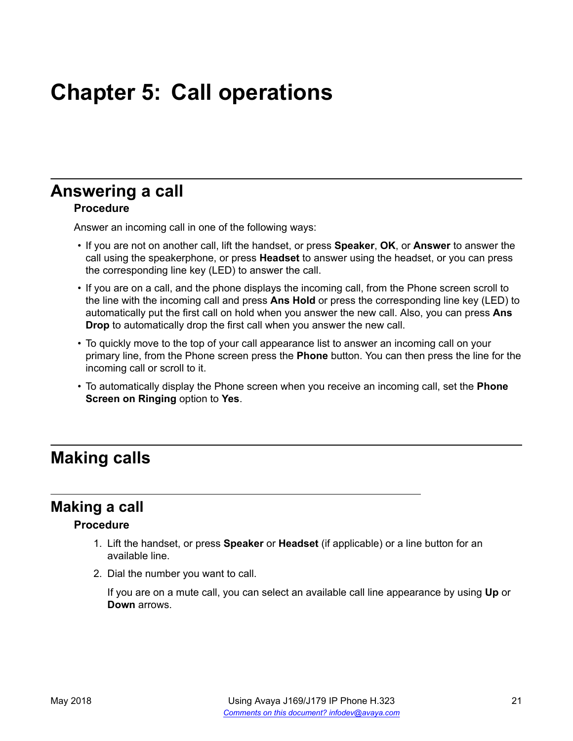# Chapter 5: Call operations

## Answering a call

### Procedure

Answer an incoming call in one of the following ways:

- If you are not on another call, lift the handset, or press **Speaker**, **OK**, or **Answer** to answer the call using the speakerphone, or press **Headset** to answer using the headset, or you can press the corresponding line key (LED) to answer the call.
- If you are on a call, and the phone displays the incoming call, from the Phone screen scroll to the line with the incoming call and press **Ans Hold** or press the corresponding line key (LED) to automatically put the first call on hold when you answer the new call. Also, you can press **Ans Drop** to automatically drop the first call when you answer the new call.
- To quickly move to the top of your call appearance list to answer an incoming call on your primary line, from the Phone screen press the **Phone** button. You can then press the line for the incoming call or scroll to it.
- To automatically display the Phone screen when you receive an incoming call, set the **Phone Screen on Ringing** option to **Yes**.

## Making calls

### Making a call

#### Procedure

1. Lift the handset, or press **Speaker** or **Headset** (if applicable) or a line button for an available line.
2. Dial the number you want to call.

   If you are on a mute call, you can select an available call line appearance by using **Up** or **Down** arrows.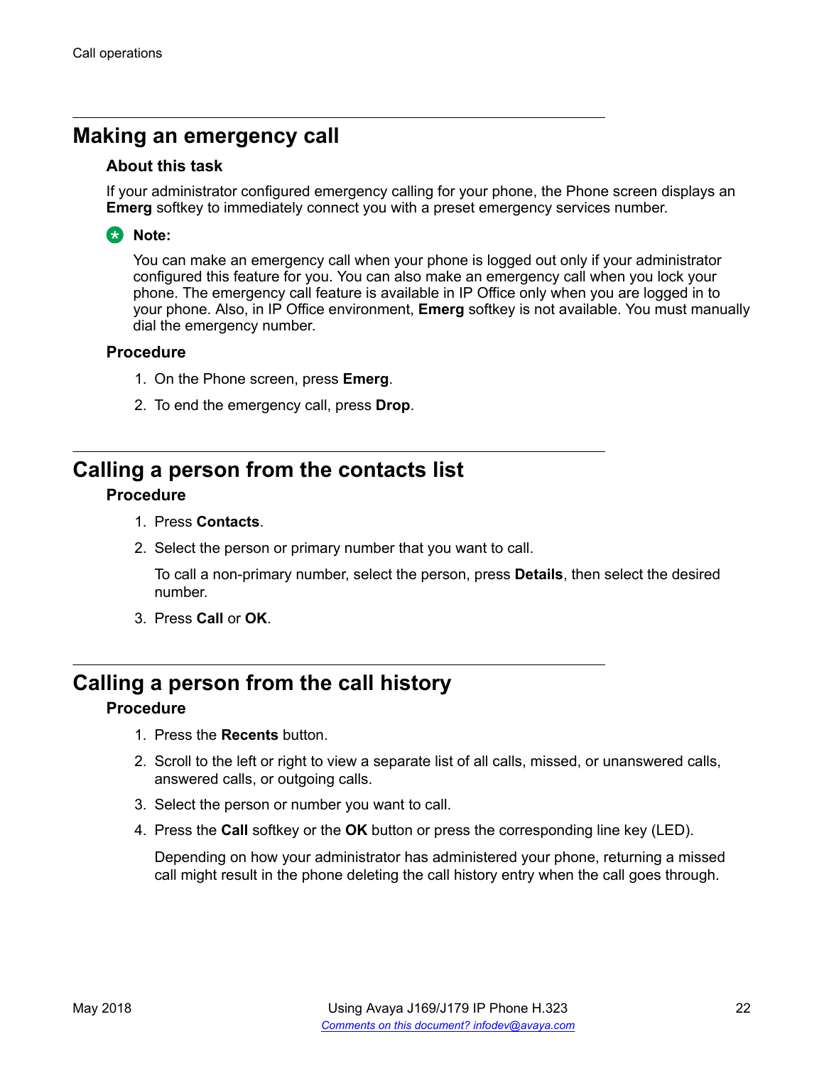## Making an emergency call

### About this task

If your administrator configured emergency calling for your phone, the Phone screen displays an **Emerg** softkey to immediately connect you with a preset emergency services number.

**Note:**

You can make an emergency call when your phone is logged out only if your administrator configured this feature for you. You can also make an emergency call when you lock your phone. The emergency call feature is available in IP Office only when you are logged in to your phone. Also, in IP Office environment, **Emerg** softkey is not available. You must manually dial the emergency number.

### Procedure

1. On the Phone screen, press **Emerg**.
2. To end the emergency call, press **Drop**.

## Calling a person from the contacts list

### Procedure

1. Press **Contacts**.
2. Select the person or primary number that you want to call.

   To call a non-primary number, select the person, press **Details**, then select the desired number.
3. Press **Call** or **OK**.

## Calling a person from the call history

### Procedure

1. Press the **Recents** button.
2. Scroll to the left or right to view a separate list of all calls, missed, or unanswered calls, answered calls, or outgoing calls.
3. Select the person or number you want to call.
4. Press the **Call** softkey or the **OK** button or press the corresponding line key (LED).

   Depending on how your administrator has administered your phone, returning a missed call might result in the phone deleting the call history entry when the call goes through.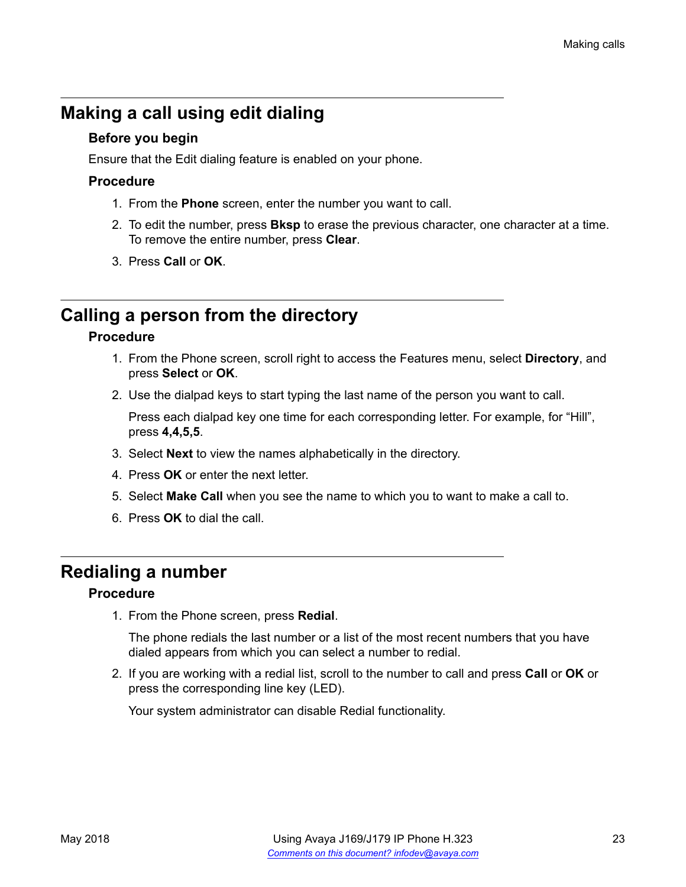## Making a call using edit dialing

### Before you begin

Ensure that the Edit dialing feature is enabled on your phone.

### Procedure

1. From the **Phone** screen, enter the number you want to call.
2. To edit the number, press **Bksp** to erase the previous character, one character at a time. To remove the entire number, press **Clear**.
3. Press **Call** or **OK**.

## Calling a person from the directory

### Procedure

1. From the Phone screen, scroll right to access the Features menu, select **Directory**, and press **Select** or **OK**.
2. Use the dialpad keys to start typing the last name of the person you want to call.

   Press each dialpad key one time for each corresponding letter. For example, for “Hill”, press **4,4,5,5**.
3. Select **Next** to view the names alphabetically in the directory.
4. Press **OK** or enter the next letter.
5. Select **Make Call** when you see the name to which you to want to make a call to.
6. Press **OK** to dial the call.

## Redialing a number

### Procedure

1. From the Phone screen, press **Redial**.

   The phone redials the last number or a list of the most recent numbers that you have dialed appears from which you can select a number to redial.
2. If you are working with a redial list, scroll to the number to call and press **Call** or **OK** or press the corresponding line key (LED).

   Your system administrator can disable Redial functionality.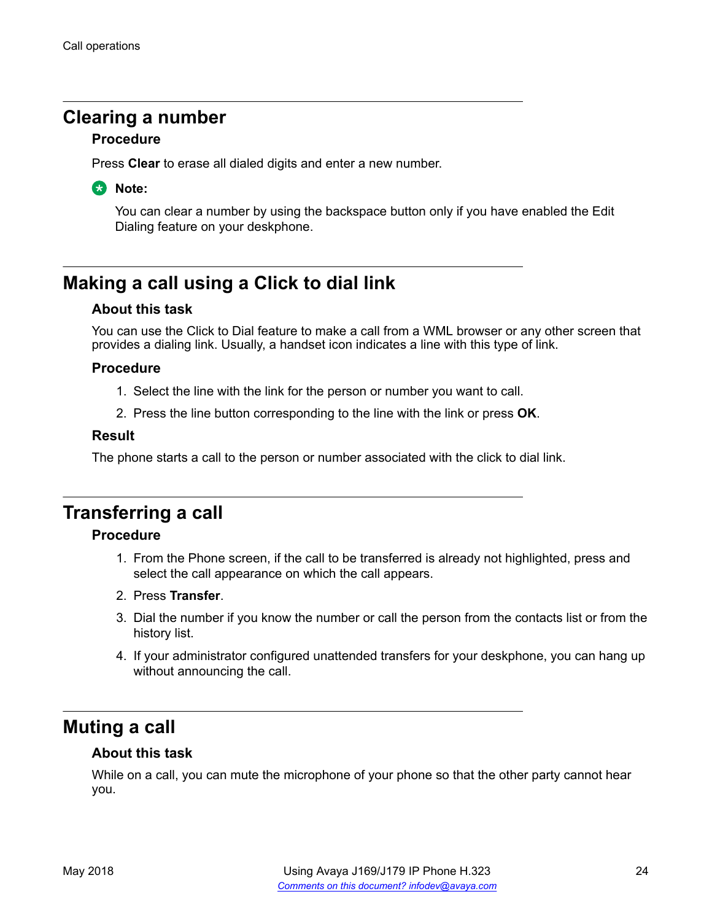## Clearing a number

### Procedure

Press **Clear** to erase all dialed digits and enter a new number.

**Note:**

You can clear a number by using the backspace button only if you have enabled the Edit Dialing feature on your deskphone.

## Making a call using a Click to dial link

### About this task

You can use the Click to Dial feature to make a call from a WML browser or any other screen that provides a dialing link. Usually, a handset icon indicates a line with this type of link.

### Procedure

1. Select the line with the link for the person or number you want to call.
2. Press the line button corresponding to the line with the link or press **OK**.

### Result

The phone starts a call to the person or number associated with the click to dial link.

## Transferring a call

### Procedure

1. From the Phone screen, if the call to be transferred is already not highlighted, press and select the call appearance on which the call appears.
2. Press **Transfer**.
3. Dial the number if you know the number or call the person from the contacts list or from the history list.
4. If your administrator configured unattended transfers for your deskphone, you can hang up without announcing the call.

## Muting a call

### About this task

While on a call, you can mute the microphone of your phone so that the other party cannot hear you.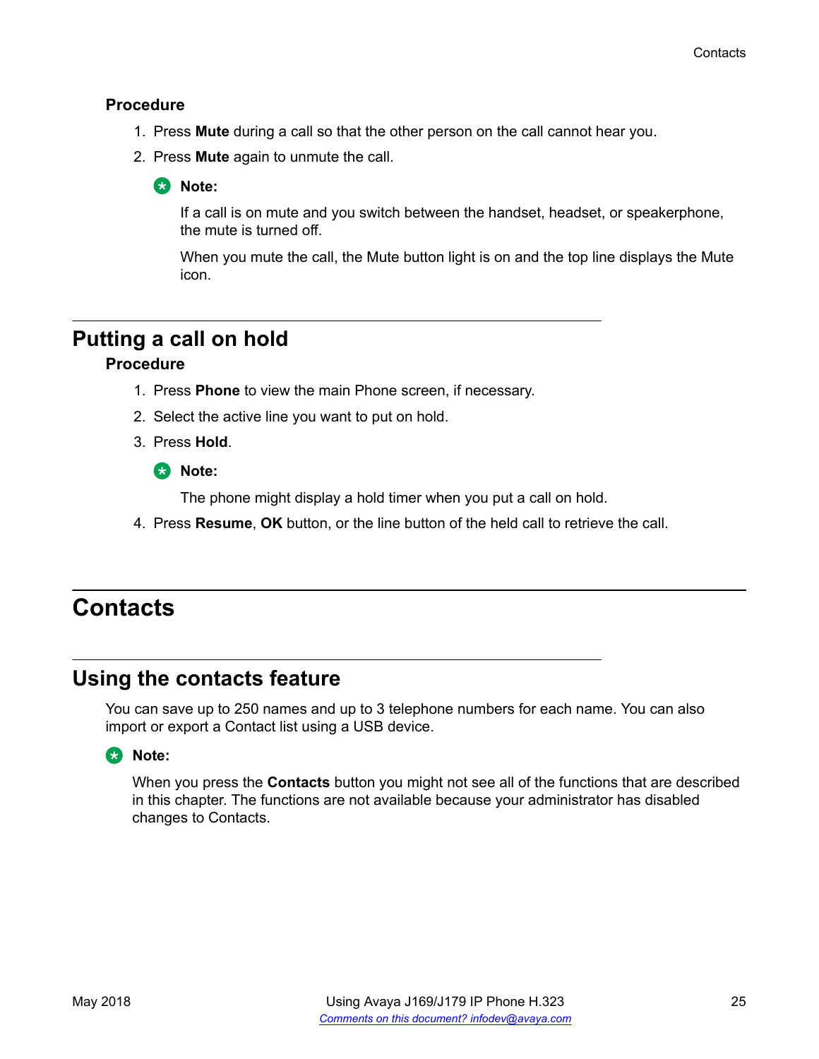### Procedure

1. Press **Mute** during a call so that the other person on the call cannot hear you.
2. Press **Mute** again to unmute the call.

   **Note:**

   If a call is on mute and you switch between the handset, headset, or speakerphone, the mute is turned off.

   When you mute the call, the Mute button light is on and the top line displays the Mute icon.

## Putting a call on hold

### Procedure

1. Press **Phone** to view the main Phone screen, if necessary.
2. Select the active line you want to put on hold.
3. Press **Hold**.

   **Note:**

   The phone might display a hold timer when you put a call on hold.

4. Press **Resume**, **OK** button, or the line button of the held call to retrieve the call.

# Contacts

## Using the contacts feature

You can save up to 250 names and up to 3 telephone numbers for each name. You can also import or export a Contact list using a USB device.

**Note:**

When you press the **Contacts** button you might not see all of the functions that are described in this chapter. The functions are not available because your administrator has disabled changes to Contacts.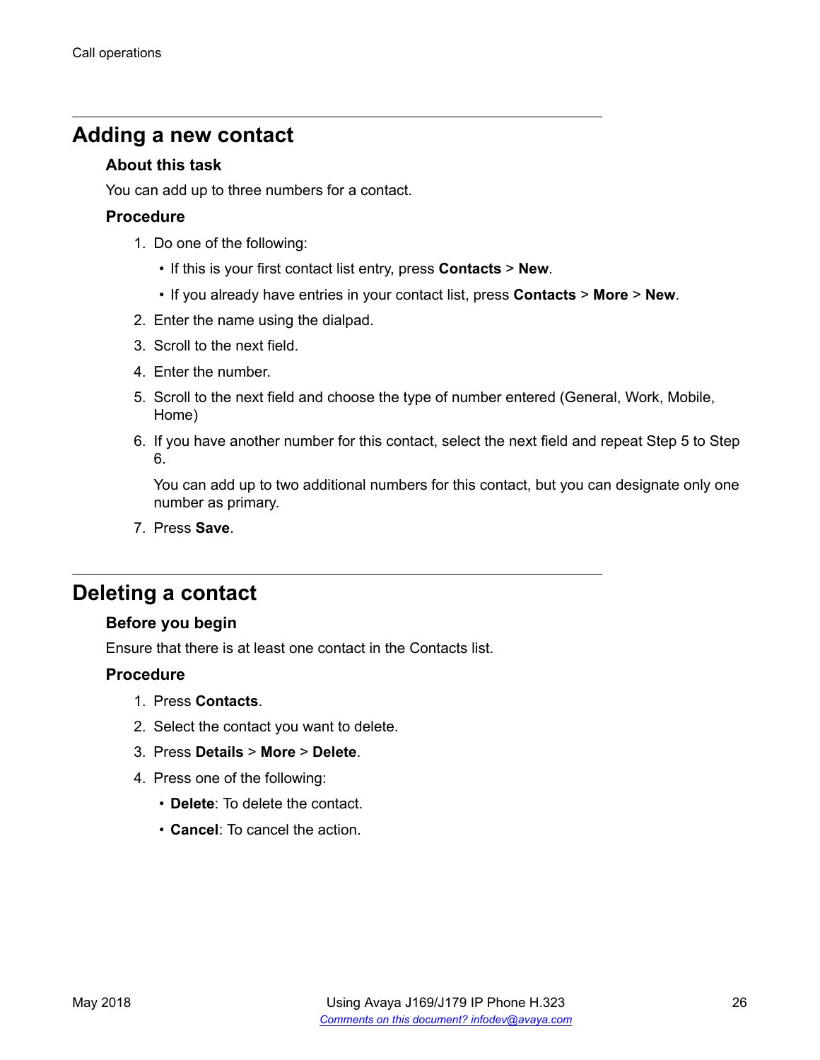## Adding a new contact

### About this task

You can add up to three numbers for a contact.

### Procedure

1. Do one of the following:
   - If this is your first contact list entry, press **Contacts** > **New**.
   - If you already have entries in your contact list, press **Contacts** > **More** > **New**.
2. Enter the name using the dialpad.
3. Scroll to the next field.
4. Enter the number.
5. Scroll to the next field and choose the type of number entered (General, Work, Mobile, Home)
6. If you have another number for this contact, select the next field and repeat Step 5 to Step 6.

   You can add up to two additional numbers for this contact, but you can designate only one number as primary.
7. Press **Save**.

## Deleting a contact

### Before you begin

Ensure that there is at least one contact in the Contacts list.

### Procedure

1. Press **Contacts**.
2. Select the contact you want to delete.
3. Press **Details** > **More** > **Delete**.
4. Press one of the following:
   - **Delete**: To delete the contact.
   - **Cancel**: To cancel the action.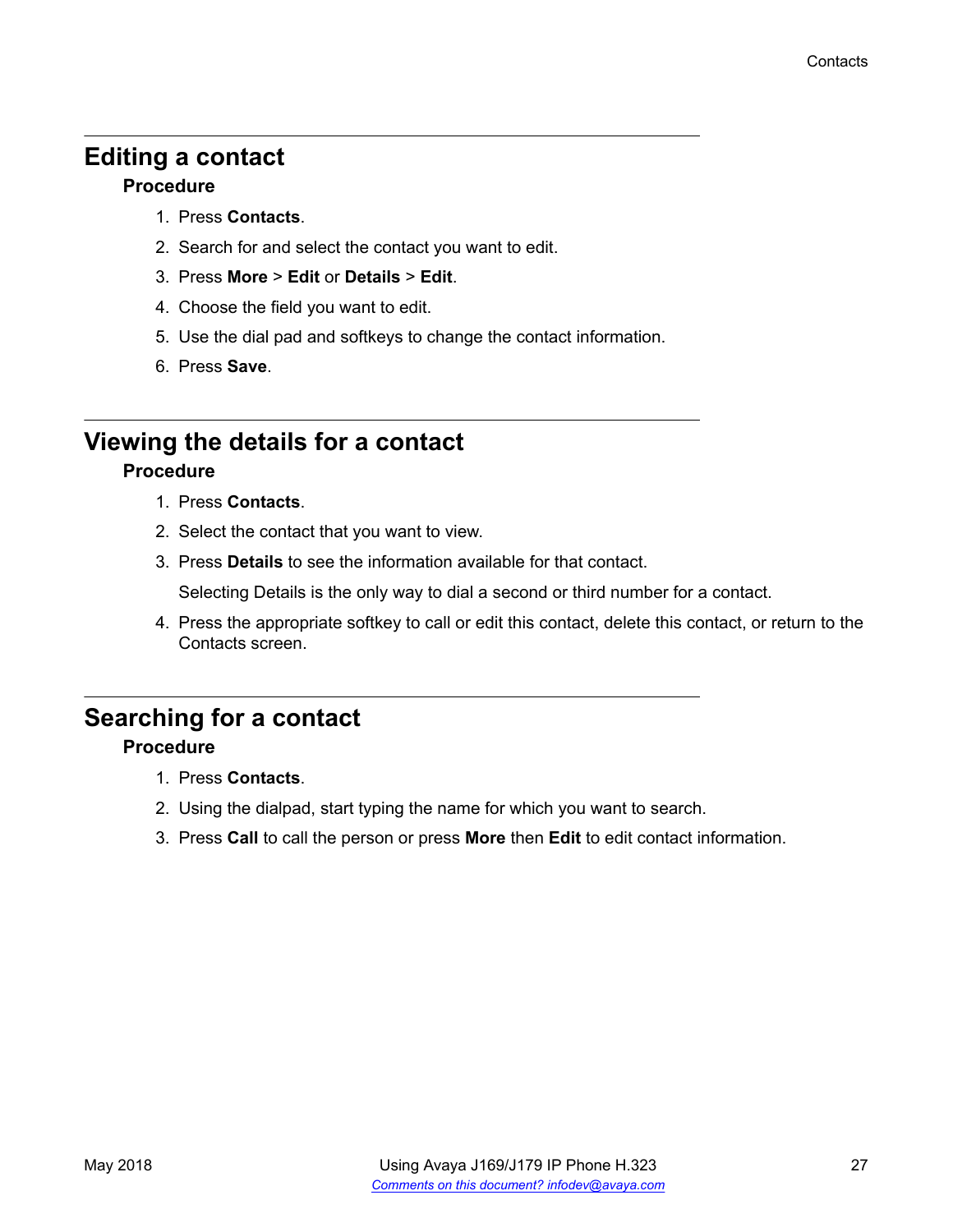## Editing a contact

### Procedure

1. Press **Contacts**.
2. Search for and select the contact you want to edit.
3. Press **More** > **Edit** or **Details** > **Edit**.
4. Choose the field you want to edit.
5. Use the dial pad and softkeys to change the contact information.
6. Press **Save**.

## Viewing the details for a contact

### Procedure

1. Press **Contacts**.
2. Select the contact that you want to view.
3. Press **Details** to see the information available for that contact.

   Selecting Details is the only way to dial a second or third number for a contact.
4. Press the appropriate softkey to call or edit this contact, delete this contact, or return to the Contacts screen.

## Searching for a contact

### Procedure

1. Press **Contacts**.
2. Using the dialpad, start typing the name for which you want to search.
3. Press **Call** to call the person or press **More** then **Edit** to edit contact information.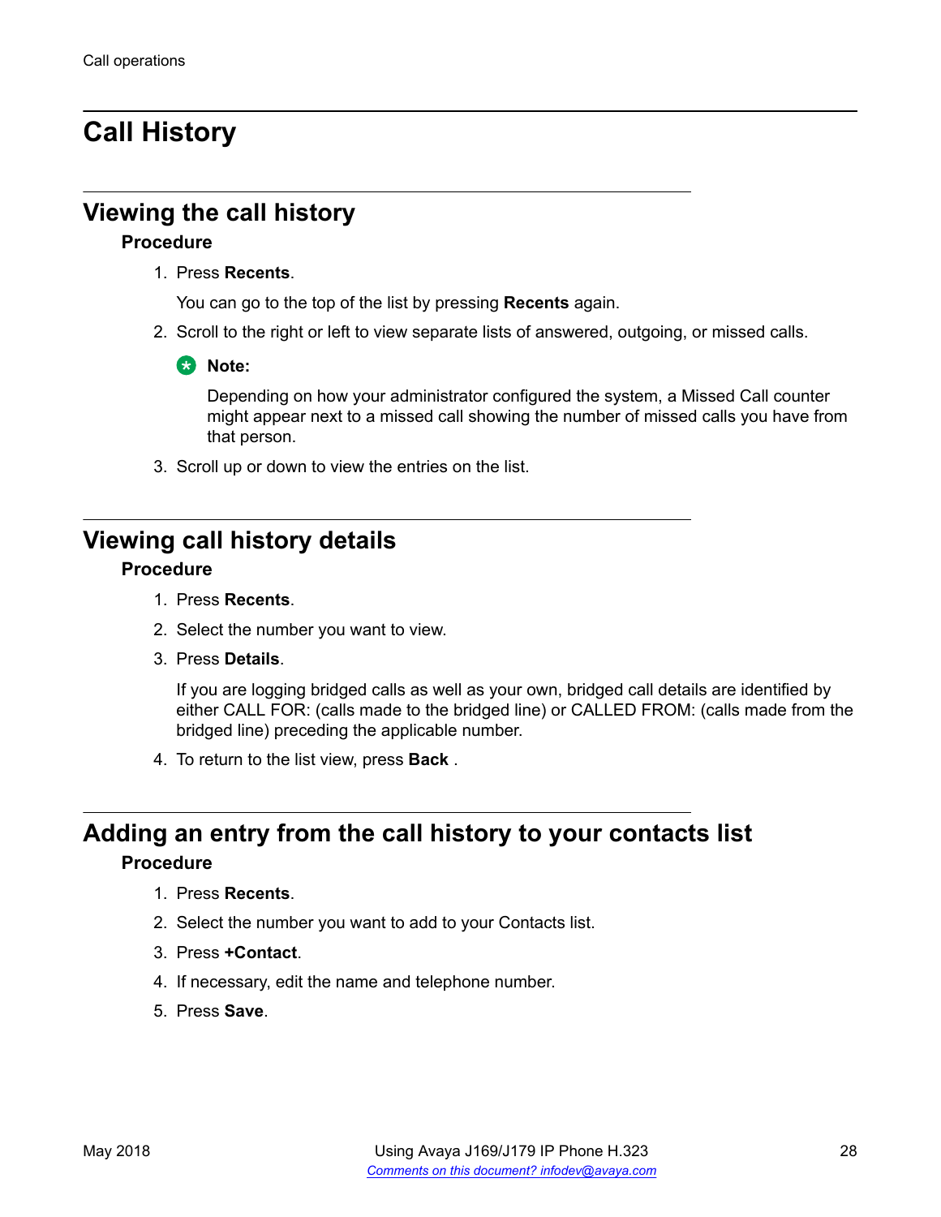# Call History

## Viewing the call history

### Procedure

1. Press **Recents**.

   You can go to the top of the list by pressing **Recents** again.

2. Scroll to the right or left to view separate lists of answered, outgoing, or missed calls.

   **Note:**

   Depending on how your administrator configured the system, a Missed Call counter might appear next to a missed call showing the number of missed calls you have from that person.

3. Scroll up or down to view the entries on the list.

## Viewing call history details

### Procedure

1. Press **Recents**.
2. Select the number you want to view.
3. Press **Details**.

   If you are logging bridged calls as well as your own, bridged call details are identified by either CALL FOR: (calls made to the bridged line) or CALLED FROM: (calls made from the bridged line) preceding the applicable number.

4. To return to the list view, press **Back** .

## Adding an entry from the call history to your contacts list

### Procedure

1. Press **Recents**.
2. Select the number you want to add to your Contacts list.
3. Press **+Contact**.
4. If necessary, edit the name and telephone number.
5. Press **Save**.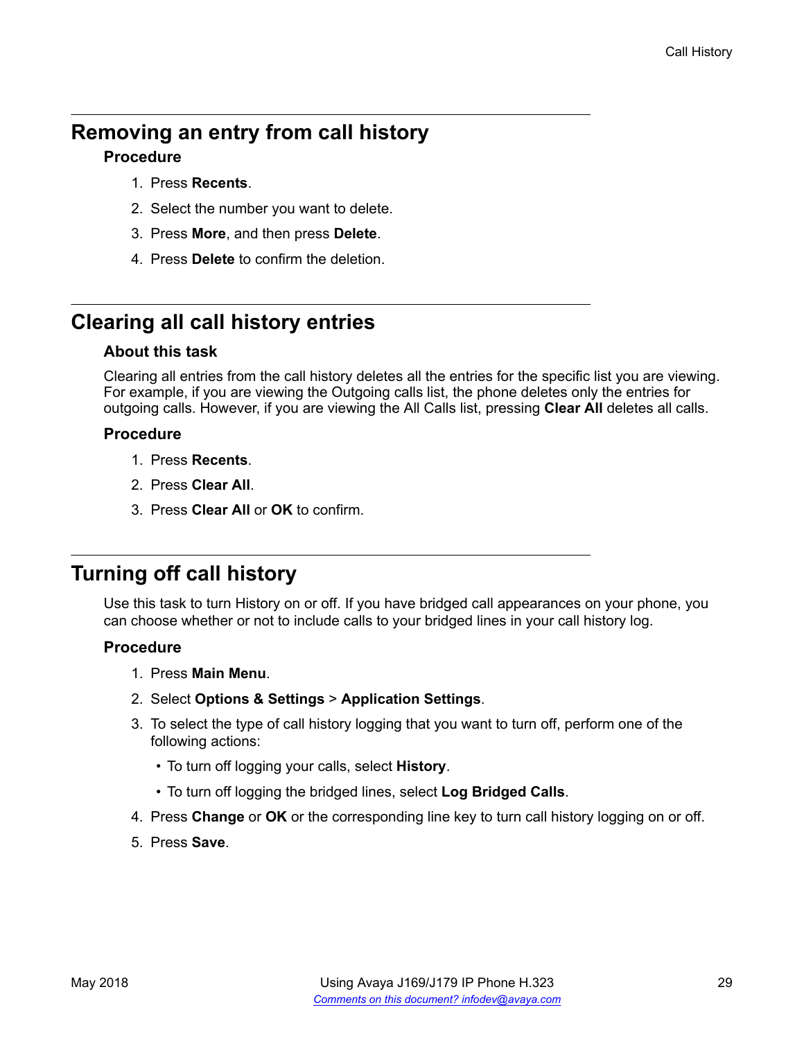## Removing an entry from call history

### Procedure

1. Press **Recents**.
2. Select the number you want to delete.
3. Press **More**, and then press **Delete**.
4. Press **Delete** to confirm the deletion.

## Clearing all call history entries

### About this task

Clearing all entries from the call history deletes all the entries for the specific list you are viewing. For example, if you are viewing the Outgoing calls list, the phone deletes only the entries for outgoing calls. However, if you are viewing the All Calls list, pressing **Clear All** deletes all calls.

### Procedure

1. Press **Recents**.
2. Press **Clear All**.
3. Press **Clear All** or **OK** to confirm.

## Turning off call history

Use this task to turn History on or off. If you have bridged call appearances on your phone, you can choose whether or not to include calls to your bridged lines in your call history log.

### Procedure

1. Press **Main Menu**.
2. Select **Options & Settings** > **Application Settings**.
3. To select the type of call history logging that you want to turn off, perform one of the following actions:
   - To turn off logging your calls, select **History**.
   - To turn off logging the bridged lines, select **Log Bridged Calls**.
4. Press **Change** or **OK** or the corresponding line key to turn call history logging on or off.
5. Press **Save**.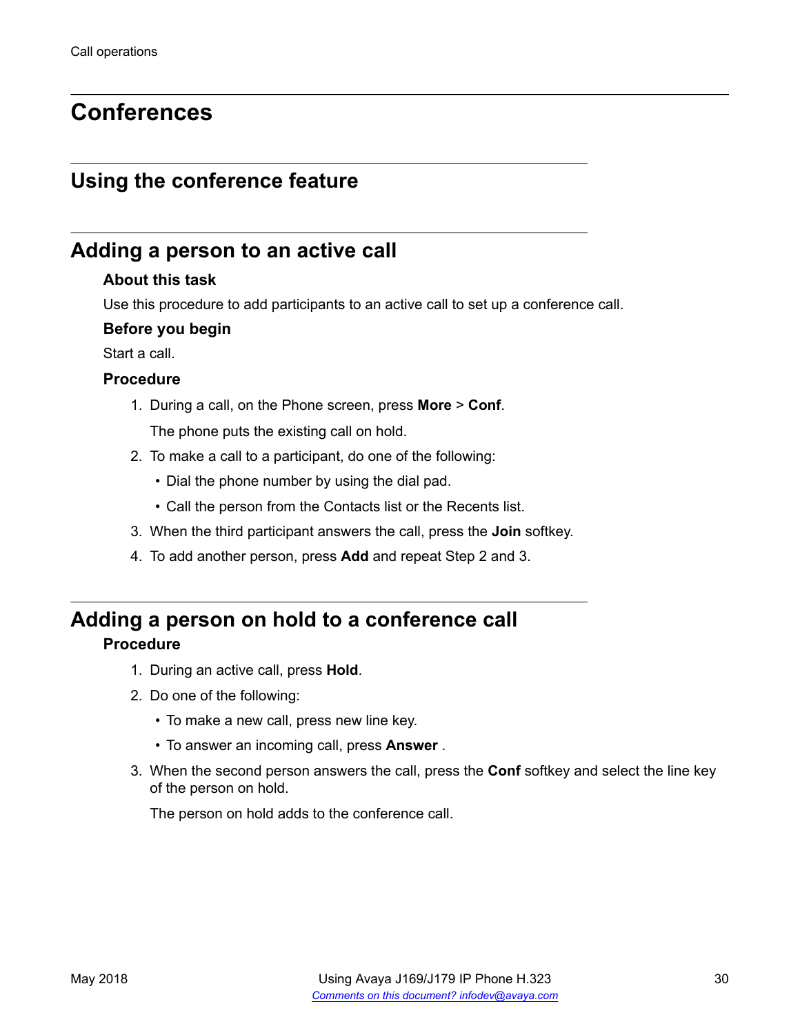# Conferences

## Using the conference feature

## Adding a person to an active call

### About this task

Use this procedure to add participants to an active call to set up a conference call.

### Before you begin

Start a call.

### Procedure

1. During a call, on the Phone screen, press **More** > **Conf**.

   The phone puts the existing call on hold.

2. To make a call to a participant, do one of the following:
   - Dial the phone number by using the dial pad.
   - Call the person from the Contacts list or the Recents list.

3. When the third participant answers the call, press the **Join** softkey.

4. To add another person, press **Add** and repeat Step 2 and 3.

## Adding a person on hold to a conference call

### Procedure

1. During an active call, press **Hold**.

2. Do one of the following:
   - To make a new call, press new line key.
   - To answer an incoming call, press **Answer** .

3. When the second person answers the call, press the **Conf** softkey and select the line key of the person on hold.

   The person on hold adds to the conference call.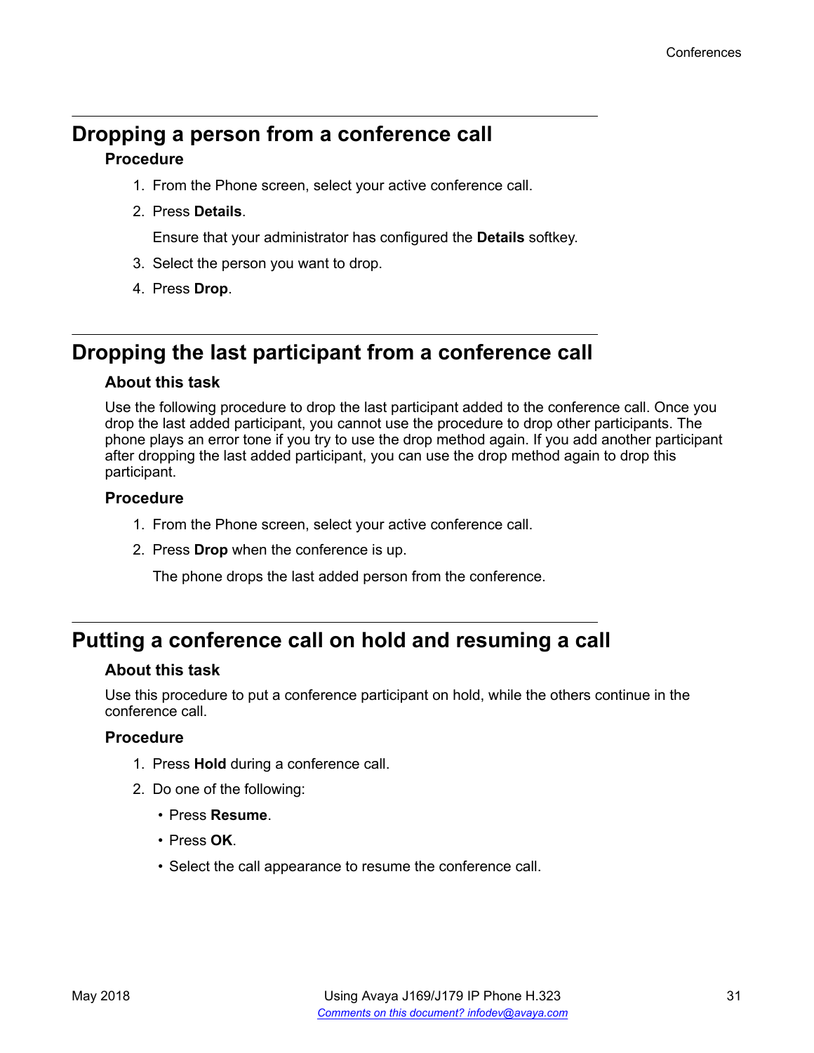## Dropping a person from a conference call

### Procedure

1. From the Phone screen, select your active conference call.
2. Press **Details**.

   Ensure that your administrator has configured the **Details** softkey.
3. Select the person you want to drop.
4. Press **Drop**.

## Dropping the last participant from a conference call

### About this task

Use the following procedure to drop the last participant added to the conference call. Once you drop the last added participant, you cannot use the procedure to drop other participants. The phone plays an error tone if you try to use the drop method again. If you add another participant after dropping the last added participant, you can use the drop method again to drop this participant.

### Procedure

1. From the Phone screen, select your active conference call.
2. Press **Drop** when the conference is up.

   The phone drops the last added person from the conference.

## Putting a conference call on hold and resuming a call

### About this task

Use this procedure to put a conference participant on hold, while the others continue in the conference call.

### Procedure

1. Press **Hold** during a conference call.
2. Do one of the following:
   - Press **Resume**.
   - Press **OK**.
   - Select the call appearance to resume the conference call.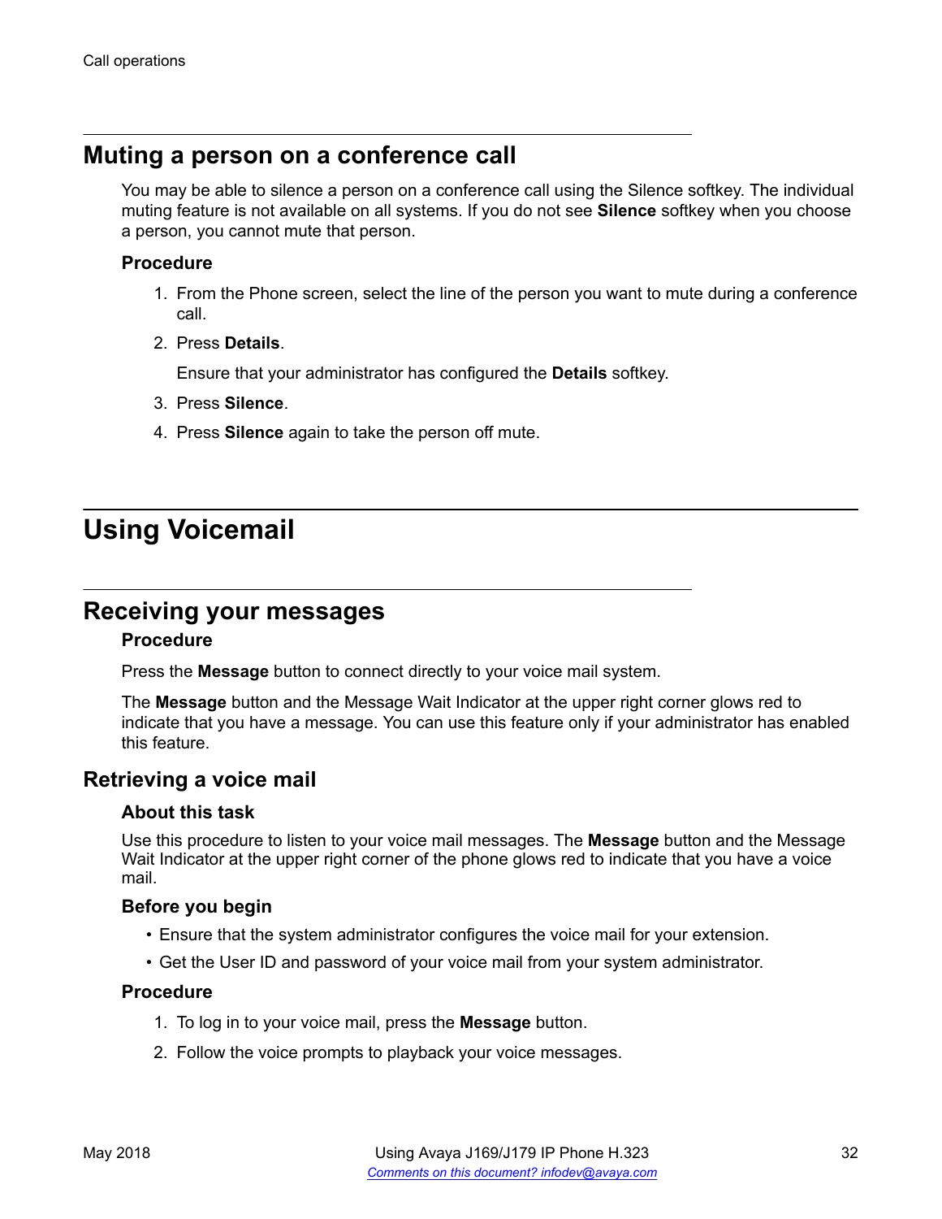## Muting a person on a conference call

You may be able to silence a person on a conference call using the Silence softkey. The individual muting feature is not available on all systems. If you do not see **Silence** softkey when you choose a person, you cannot mute that person.

### Procedure

1. From the Phone screen, select the line of the person you want to mute during a conference call.
2. Press **Details**.

   Ensure that your administrator has configured the **Details** softkey.
3. Press **Silence**.
4. Press **Silence** again to take the person off mute.

# Using Voicemail

## Receiving your messages

### Procedure

Press the **Message** button to connect directly to your voice mail system.

The **Message** button and the Message Wait Indicator at the upper right corner glows red to indicate that you have a message. You can use this feature only if your administrator has enabled this feature.

## Retrieving a voice mail

### About this task

Use this procedure to listen to your voice mail messages. The **Message** button and the Message Wait Indicator at the upper right corner of the phone glows red to indicate that you have a voice mail.

### Before you begin

- Ensure that the system administrator configures the voice mail for your extension.
- Get the User ID and password of your voice mail from your system administrator.

### Procedure

1. To log in to your voice mail, press the **Message** button.
2. Follow the voice prompts to playback your voice messages.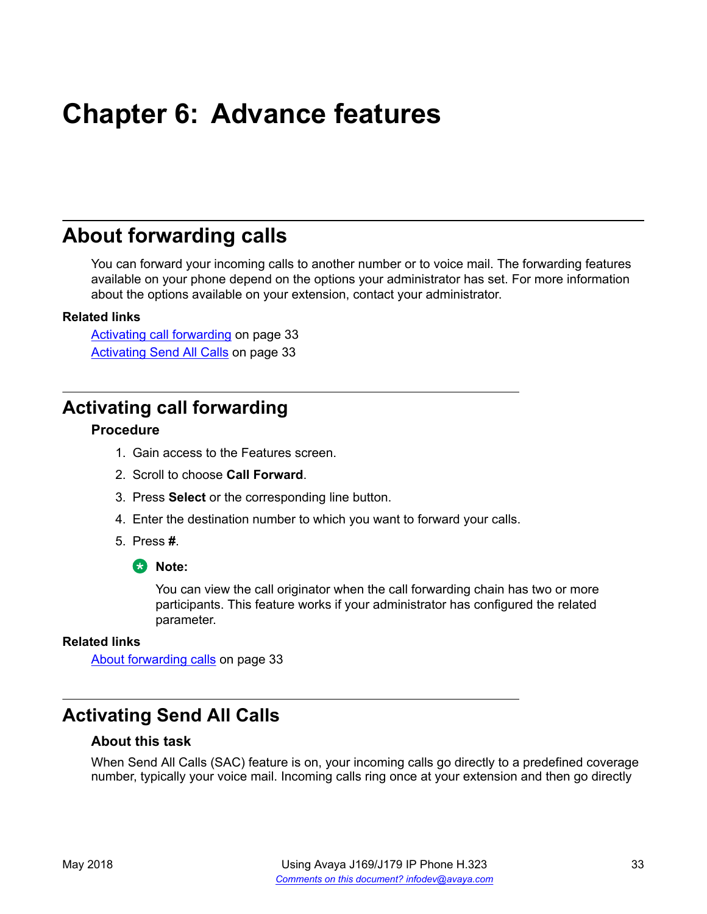# Chapter 6: Advance features

## About forwarding calls

You can forward your incoming calls to another number or to voice mail. The forwarding features available on your phone depend on the options your administrator has set. For more information about the options available on your extension, contact your administrator.

**Related links**

Activating call forwarding on page 33
Activating Send All Calls on page 33

## Activating call forwarding

### Procedure

1. Gain access to the Features screen.
2. Scroll to choose **Call Forward**.
3. Press **Select** or the corresponding line button.
4. Enter the destination number to which you want to forward your calls.
5. Press **#**.

**Note:**

You can view the call originator when the call forwarding chain has two or more participants. This feature works if your administrator has configured the related parameter.

**Related links**

About forwarding calls on page 33

## Activating Send All Calls

### About this task

When Send All Calls (SAC) feature is on, your incoming calls go directly to a predefined coverage number, typically your voice mail. Incoming calls ring once at your extension and then go directly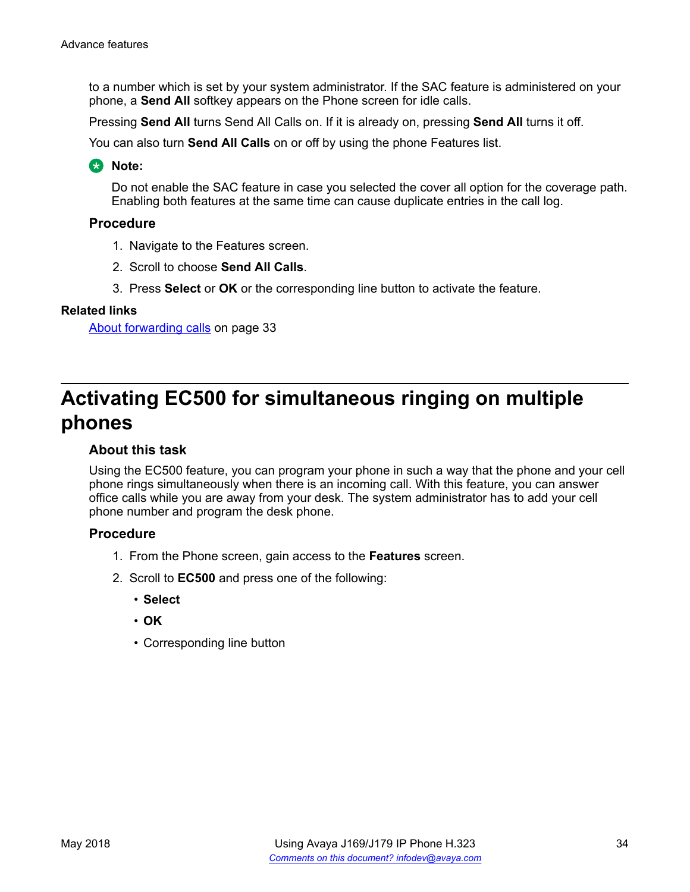to a number which is set by your system administrator. If the SAC feature is administered on your phone, a **Send All** softkey appears on the Phone screen for idle calls.

Pressing **Send All** turns Send All Calls on. If it is already on, pressing **Send All** turns it off.

You can also turn **Send All Calls** on or off by using the phone Features list.

> **Note:**
>
> Do not enable the SAC feature in case you selected the cover all option for the coverage path. Enabling both features at the same time can cause duplicate entries in the call log.

### Procedure

1. Navigate to the Features screen.
2. Scroll to choose **Send All Calls**.
3. Press **Select** or **OK** or the corresponding line button to activate the feature.

**Related links**

About forwarding calls on page 33

## Activating EC500 for simultaneous ringing on multiple phones

### About this task

Using the EC500 feature, you can program your phone in such a way that the phone and your cell phone rings simultaneously when there is an incoming call. With this feature, you can answer office calls while you are away from your desk. The system administrator has to add your cell phone number and program the desk phone.

### Procedure

1. From the Phone screen, gain access to the **Features** screen.
2. Scroll to **EC500** and press one of the following:
   - **Select**
   - **OK**
   - Corresponding line button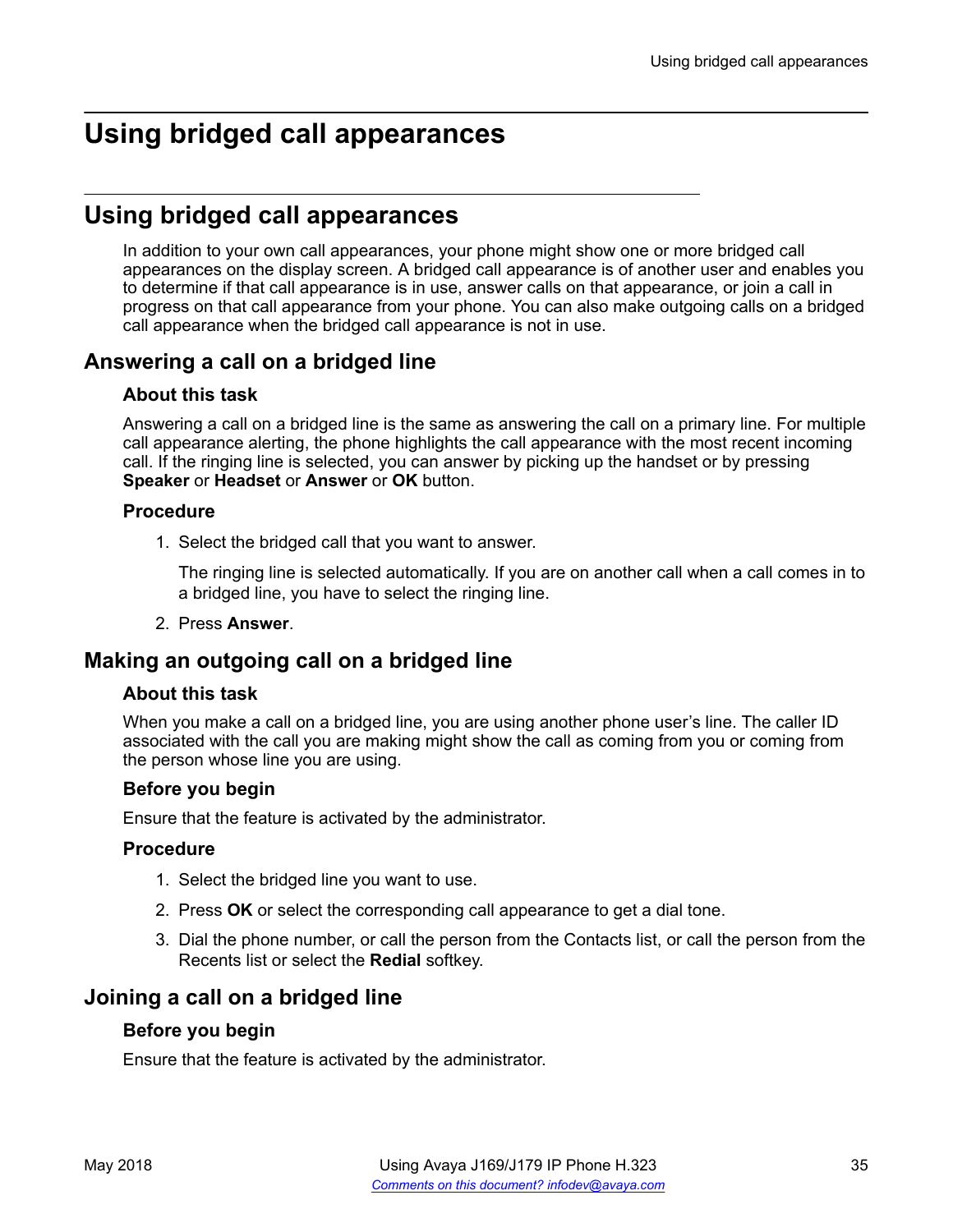# Using bridged call appearances

## Using bridged call appearances

In addition to your own call appearances, your phone might show one or more bridged call appearances on the display screen. A bridged call appearance is of another user and enables you to determine if that call appearance is in use, answer calls on that appearance, or join a call in progress on that call appearance from your phone. You can also make outgoing calls on a bridged call appearance when the bridged call appearance is not in use.

### Answering a call on a bridged line

#### About this task

Answering a call on a bridged line is the same as answering the call on a primary line. For multiple call appearance alerting, the phone highlights the call appearance with the most recent incoming call. If the ringing line is selected, you can answer by picking up the handset or by pressing **Speaker** or **Headset** or **Answer** or **OK** button.

#### Procedure

1. Select the bridged call that you want to answer.

   The ringing line is selected automatically. If you are on another call when a call comes in to a bridged line, you have to select the ringing line.

2. Press **Answer**.

### Making an outgoing call on a bridged line

#### About this task

When you make a call on a bridged line, you are using another phone user's line. The caller ID associated with the call you are making might show the call as coming from you or coming from the person whose line you are using.

#### Before you begin

Ensure that the feature is activated by the administrator.

#### Procedure

1. Select the bridged line you want to use.
2. Press **OK** or select the corresponding call appearance to get a dial tone.
3. Dial the phone number, or call the person from the Contacts list, or call the person from the Recents list or select the **Redial** softkey.

### Joining a call on a bridged line

#### Before you begin

Ensure that the feature is activated by the administrator.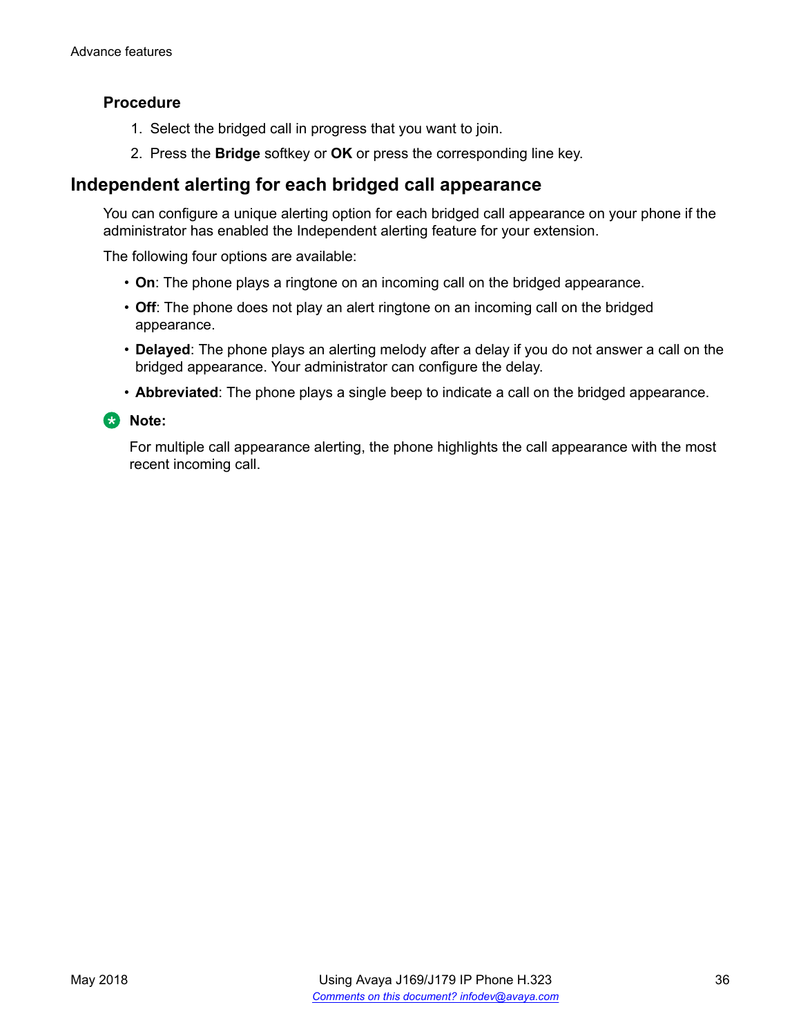### Procedure

1. Select the bridged call in progress that you want to join.
2. Press the **Bridge** softkey or **OK** or press the corresponding line key.

## Independent alerting for each bridged call appearance

You can configure a unique alerting option for each bridged call appearance on your phone if the administrator has enabled the Independent alerting feature for your extension.

The following four options are available:

- **On**: The phone plays a ringtone on an incoming call on the bridged appearance.
- **Off**: The phone does not play an alert ringtone on an incoming call on the bridged appearance.
- **Delayed**: The phone plays an alerting melody after a delay if you do not answer a call on the bridged appearance. Your administrator can configure the delay.
- **Abbreviated**: The phone plays a single beep to indicate a call on the bridged appearance.

**Note:**

For multiple call appearance alerting, the phone highlights the call appearance with the most recent incoming call.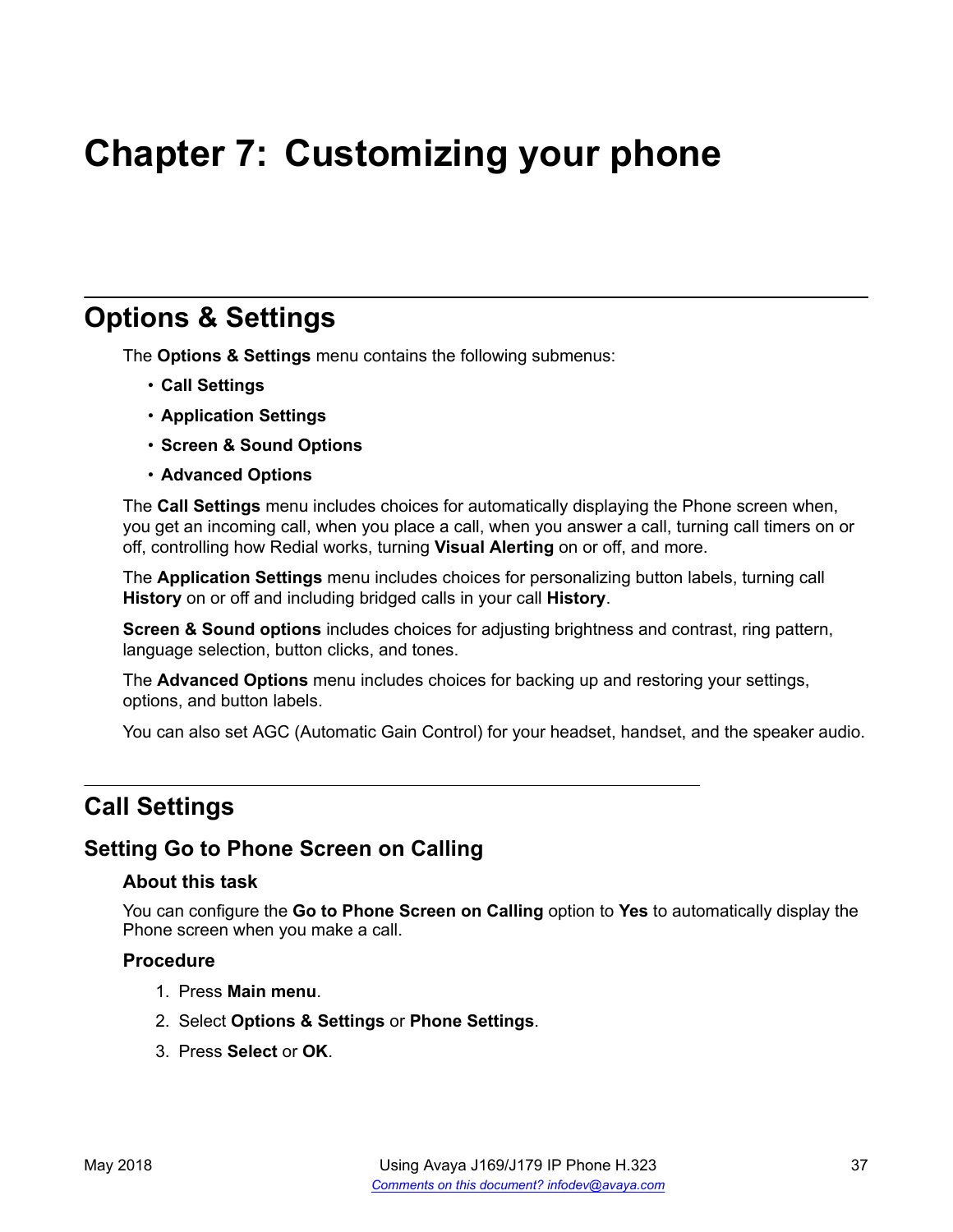# Chapter 7: Customizing your phone

## Options & Settings

The **Options & Settings** menu contains the following submenus:

- **Call Settings**
- **Application Settings**
- **Screen & Sound Options**
- **Advanced Options**

The **Call Settings** menu includes choices for automatically displaying the Phone screen when, you get an incoming call, when you place a call, when you answer a call, turning call timers on or off, controlling how Redial works, turning **Visual Alerting** on or off, and more.

The **Application Settings** menu includes choices for personalizing button labels, turning call **History** on or off and including bridged calls in your call **History**.

**Screen & Sound options** includes choices for adjusting brightness and contrast, ring pattern, language selection, button clicks, and tones.

The **Advanced Options** menu includes choices for backing up and restoring your settings, options, and button labels.

You can also set AGC (Automatic Gain Control) for your headset, handset, and the speaker audio.

## Call Settings

### Setting Go to Phone Screen on Calling

#### About this task

You can configure the **Go to Phone Screen on Calling** option to **Yes** to automatically display the Phone screen when you make a call.

#### Procedure

1. Press **Main menu**.
2. Select **Options & Settings** or **Phone Settings**.
3. Press **Select** or **OK**.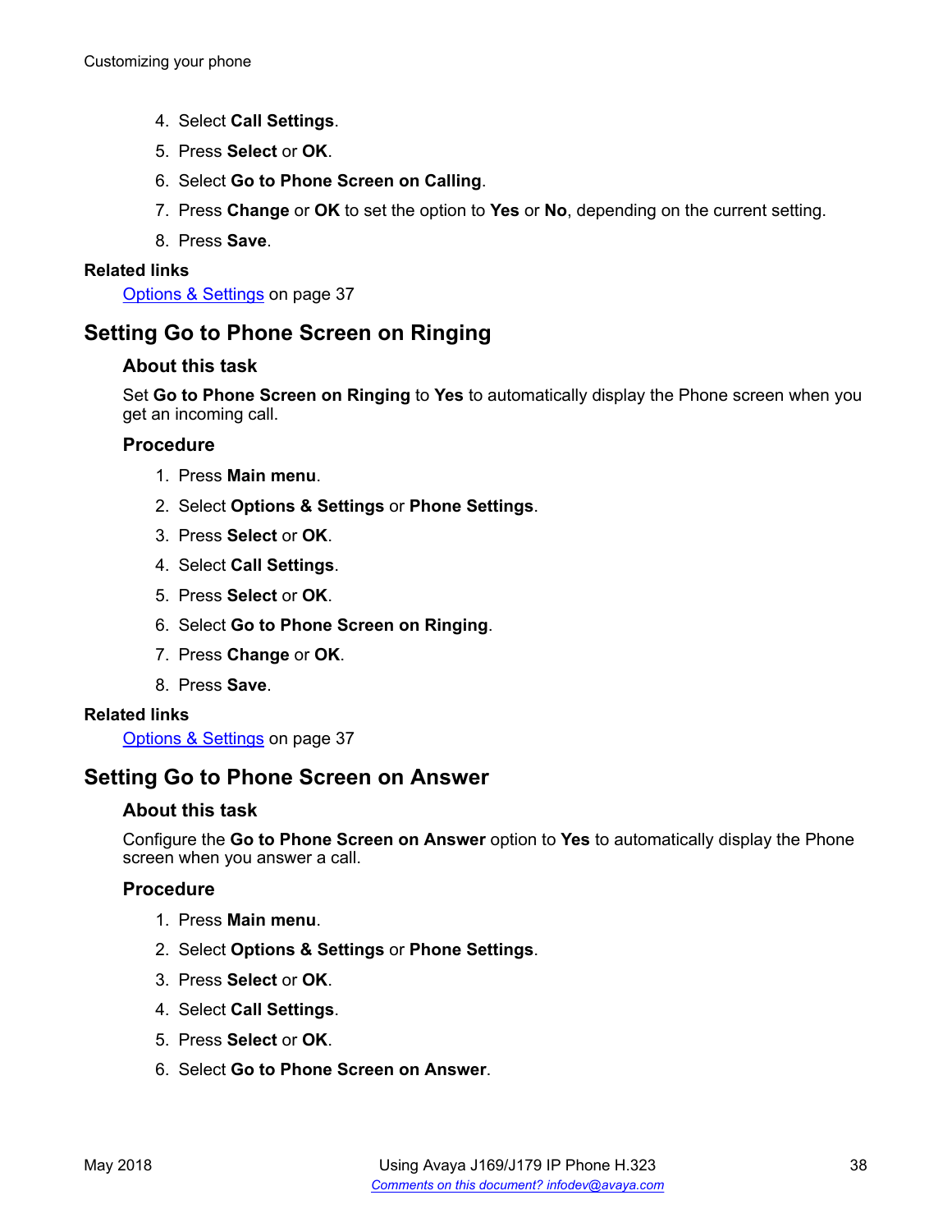4. Select **Call Settings**.
5. Press **Select** or **OK**.
6. Select **Go to Phone Screen on Calling**.
7. Press **Change** or **OK** to set the option to **Yes** or **No**, depending on the current setting.
8. Press **Save**.

**Related links**

Options & Settings on page 37

## Setting Go to Phone Screen on Ringing

### About this task

Set **Go to Phone Screen on Ringing** to **Yes** to automatically display the Phone screen when you get an incoming call.

### Procedure

1. Press **Main menu**.
2. Select **Options & Settings** or **Phone Settings**.
3. Press **Select** or **OK**.
4. Select **Call Settings**.
5. Press **Select** or **OK**.
6. Select **Go to Phone Screen on Ringing**.
7. Press **Change** or **OK**.
8. Press **Save**.

**Related links**

Options & Settings on page 37

## Setting Go to Phone Screen on Answer

### About this task

Configure the **Go to Phone Screen on Answer** option to **Yes** to automatically display the Phone screen when you answer a call.

### Procedure

1. Press **Main menu**.
2. Select **Options & Settings** or **Phone Settings**.
3. Press **Select** or **OK**.
4. Select **Call Settings**.
5. Press **Select** or **OK**.
6. Select **Go to Phone Screen on Answer**.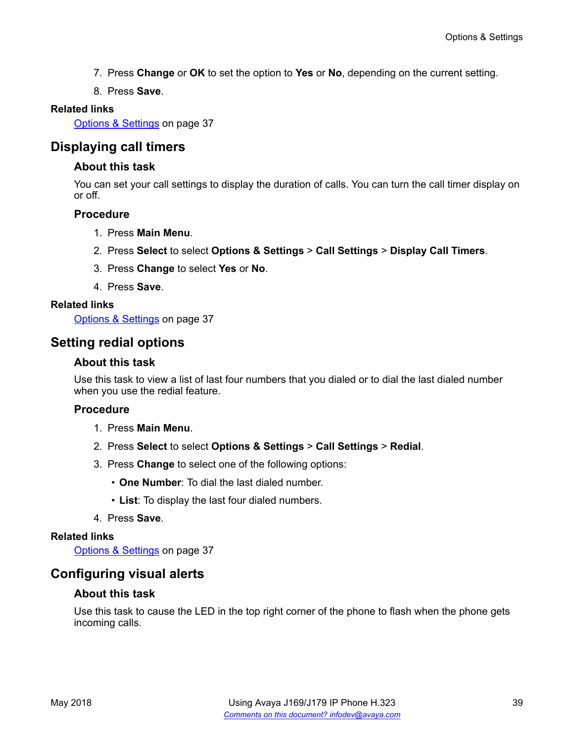7. Press **Change** or **OK** to set the option to **Yes** or **No**, depending on the current setting.
8. Press **Save**.

**Related links**

Options & Settings on page 37

## Displaying call timers

### About this task

You can set your call settings to display the duration of calls. You can turn the call timer display on or off.

### Procedure

1. Press **Main Menu**.
2. Press **Select** to select **Options & Settings** > **Call Settings** > **Display Call Timers**.
3. Press **Change** to select **Yes** or **No**.
4. Press **Save**.

**Related links**

Options & Settings on page 37

## Setting redial options

### About this task

Use this task to view a list of last four numbers that you dialed or to dial the last dialed number when you use the redial feature.

### Procedure

1. Press **Main Menu**.
2. Press **Select** to select **Options & Settings** > **Call Settings** > **Redial**.
3. Press **Change** to select one of the following options:
   - **One Number**: To dial the last dialed number.
   - **List**: To display the last four dialed numbers.
4. Press **Save**.

**Related links**

Options & Settings on page 37

## Configuring visual alerts

### About this task

Use this task to cause the LED in the top right corner of the phone to flash when the phone gets incoming calls.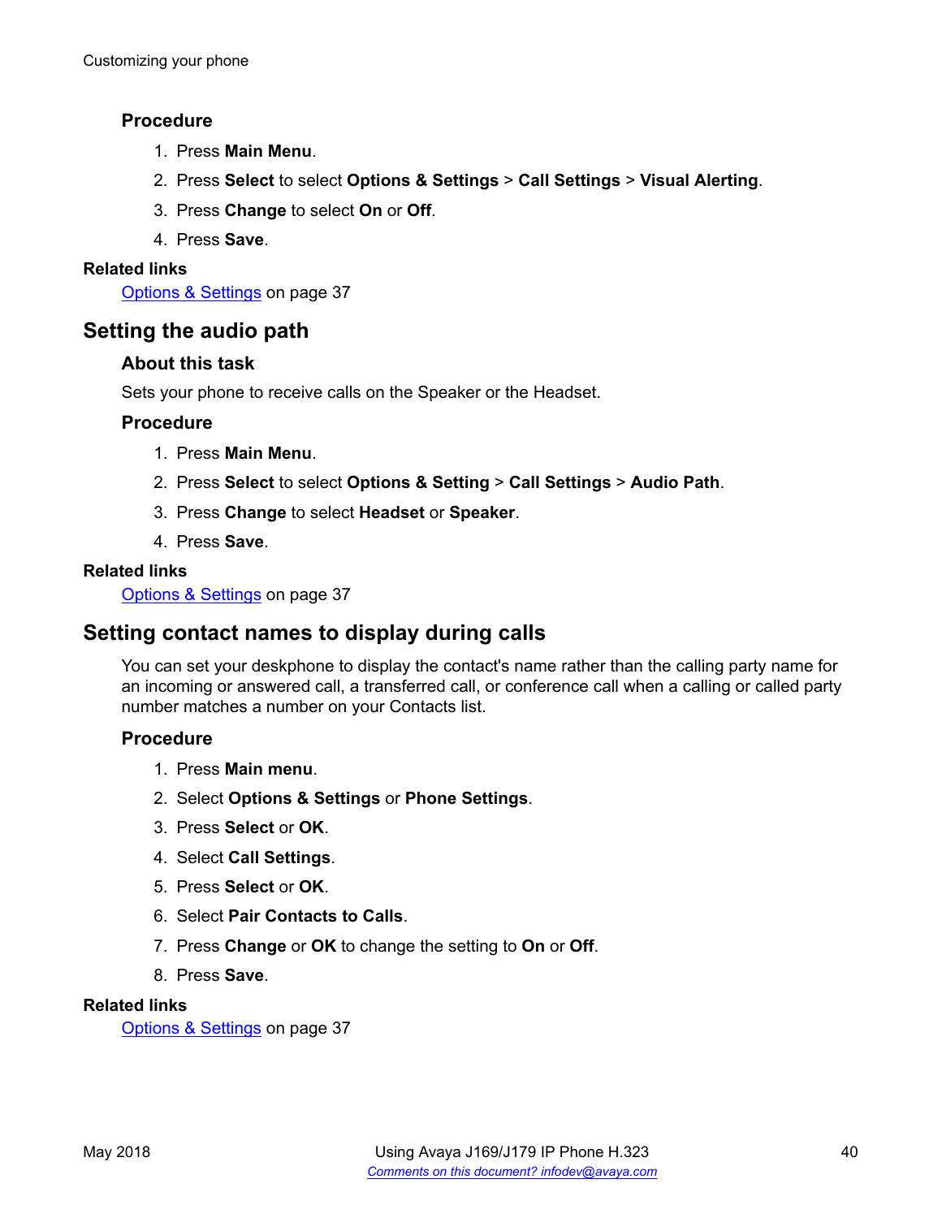#### Procedure

1. Press **Main Menu**.
2. Press **Select** to select **Options & Settings** > **Call Settings** > **Visual Alerting**.
3. Press **Change** to select **On** or **Off**.
4. Press **Save**.

**Related links**

Options & Settings on page 37

## Setting the audio path

#### About this task

Sets your phone to receive calls on the Speaker or the Headset.

#### Procedure

1. Press **Main Menu**.
2. Press **Select** to select **Options & Setting** > **Call Settings** > **Audio Path**.
3. Press **Change** to select **Headset** or **Speaker**.
4. Press **Save**.

**Related links**

Options & Settings on page 37

## Setting contact names to display during calls

You can set your deskphone to display the contact's name rather than the calling party name for an incoming or answered call, a transferred call, or conference call when a calling or called party number matches a number on your Contacts list.

#### Procedure

1. Press **Main menu**.
2. Select **Options & Settings** or **Phone Settings**.
3. Press **Select** or **OK**.
4. Select **Call Settings**.
5. Press **Select** or **OK**.
6. Select **Pair Contacts to Calls**.
7. Press **Change** or **OK** to change the setting to **On** or **Off**.
8. Press **Save**.

**Related links**

Options & Settings on page 37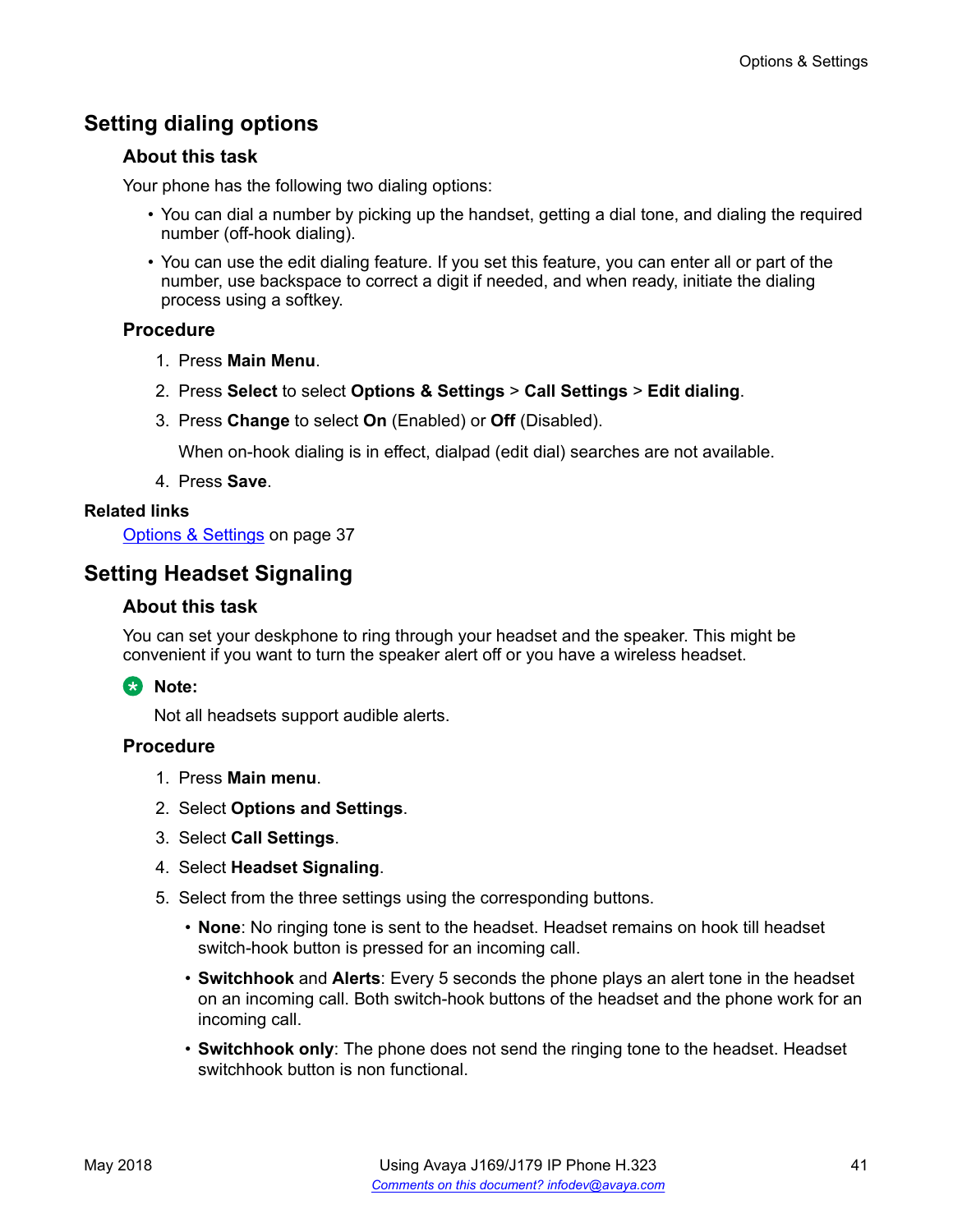## Setting dialing options

### About this task

Your phone has the following two dialing options:

- You can dial a number by picking up the handset, getting a dial tone, and dialing the required number (off-hook dialing).
- You can use the edit dialing feature. If you set this feature, you can enter all or part of the number, use backspace to correct a digit if needed, and when ready, initiate the dialing process using a softkey.

### Procedure

1. Press **Main Menu**.
2. Press **Select** to select **Options & Settings** > **Call Settings** > **Edit dialing**.
3. Press **Change** to select **On** (Enabled) or **Off** (Disabled).

   When on-hook dialing is in effect, dialpad (edit dial) searches are not available.
4. Press **Save**.

**Related links**

Options & Settings on page 37

## Setting Headset Signaling

### About this task

You can set your deskphone to ring through your headset and the speaker. This might be convenient if you want to turn the speaker alert off or you have a wireless headset.

**Note:**

Not all headsets support audible alerts.

### Procedure

1. Press **Main menu**.
2. Select **Options and Settings**.
3. Select **Call Settings**.
4. Select **Headset Signaling**.
5. Select from the three settings using the corresponding buttons.
   - **None**: No ringing tone is sent to the headset. Headset remains on hook till headset switch-hook button is pressed for an incoming call.
   - **Switchhook** and **Alerts**: Every 5 seconds the phone plays an alert tone in the headset on an incoming call. Both switch-hook buttons of the headset and the phone work for an incoming call.
   - **Switchhook only**: The phone does not send the ringing tone to the headset. Headset switchhook button is non functional.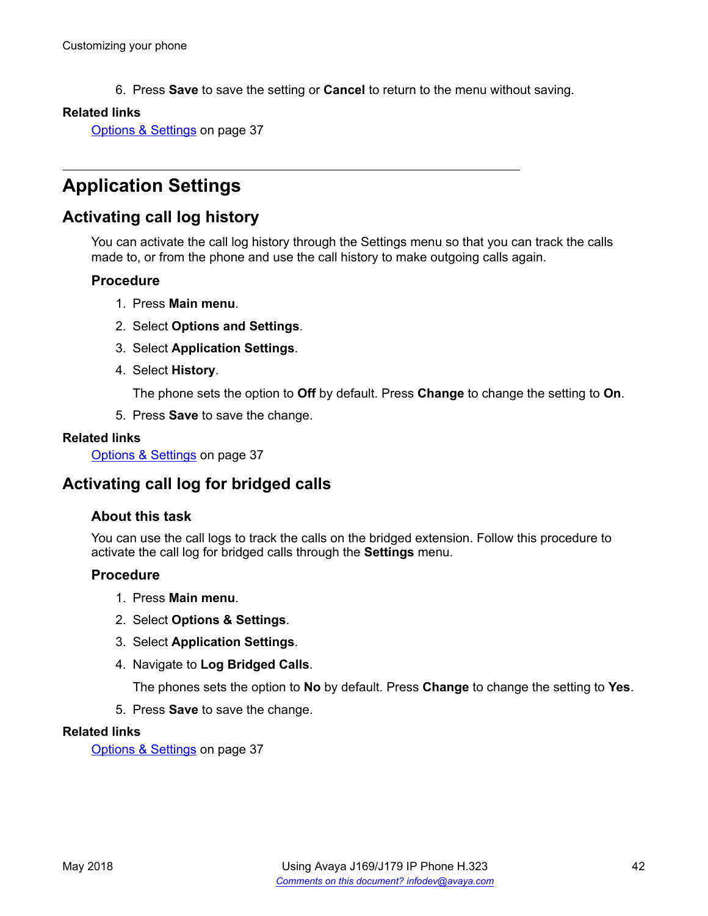6. Press **Save** to save the setting or **Cancel** to return to the menu without saving.

**Related links**

Options & Settings on page 37

# Application Settings

## Activating call log history

You can activate the call log history through the Settings menu so that you can track the calls made to, or from the phone and use the call history to make outgoing calls again.

### Procedure

1. Press **Main menu**.
2. Select **Options and Settings**.
3. Select **Application Settings**.
4. Select **History**.

   The phone sets the option to **Off** by default. Press **Change** to change the setting to **On**.
5. Press **Save** to save the change.

**Related links**

Options & Settings on page 37

## Activating call log for bridged calls

### About this task

You can use the call logs to track the calls on the bridged extension. Follow this procedure to activate the call log for bridged calls through the **Settings** menu.

### Procedure

1. Press **Main menu**.
2. Select **Options & Settings**.
3. Select **Application Settings**.
4. Navigate to **Log Bridged Calls**.

   The phones sets the option to **No** by default. Press **Change** to change the setting to **Yes**.
5. Press **Save** to save the change.

**Related links**

Options & Settings on page 37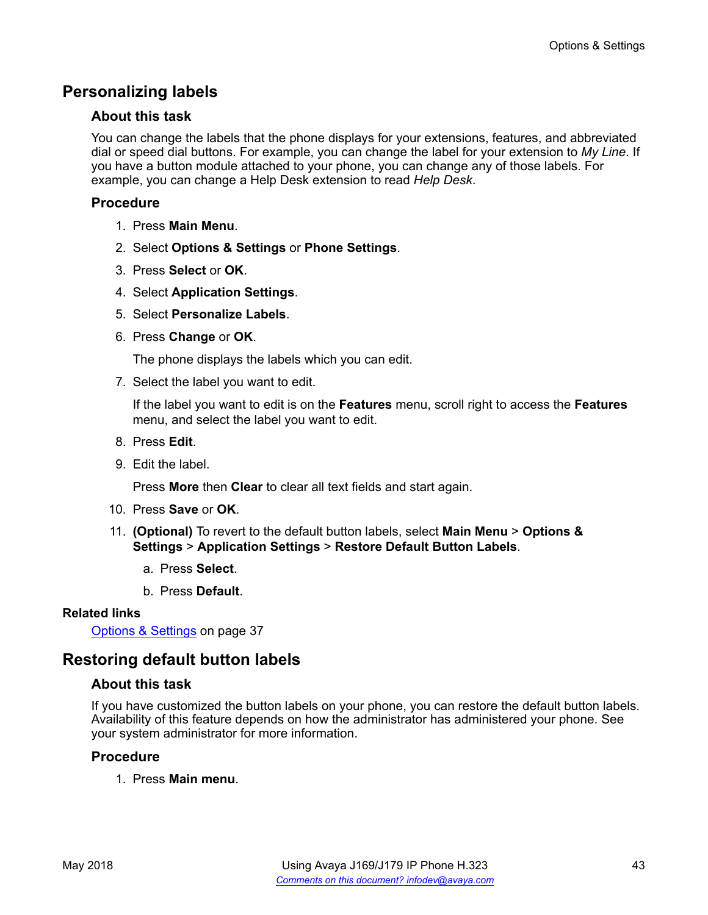## Personalizing labels

### About this task

You can change the labels that the phone displays for your extensions, features, and abbreviated dial or speed dial buttons. For example, you can change the label for your extension to *My Line*. If you have a button module attached to your phone, you can change any of those labels. For example, you can change a Help Desk extension to read *Help Desk*.

### Procedure

1. Press **Main Menu**.
2. Select **Options & Settings** or **Phone Settings**.
3. Press **Select** or **OK**.
4. Select **Application Settings**.
5. Select **Personalize Labels**.
6. Press **Change** or **OK**.

   The phone displays the labels which you can edit.
7. Select the label you want to edit.

   If the label you want to edit is on the **Features** menu, scroll right to access the **Features** menu, and select the label you want to edit.
8. Press **Edit**.
9. Edit the label.

   Press **More** then **Clear** to clear all text fields and start again.
10. Press **Save** or **OK**.
11. **(Optional)** To revert to the default button labels, select **Main Menu** > **Options & Settings** > **Application Settings** > **Restore Default Button Labels**.
    a. Press **Select**.
    b. Press **Default**.

**Related links**

Options & Settings on page 37

## Restoring default button labels

### About this task

If you have customized the button labels on your phone, you can restore the default button labels. Availability of this feature depends on how the administrator has administered your phone. See your system administrator for more information.

### Procedure

1. Press **Main menu**.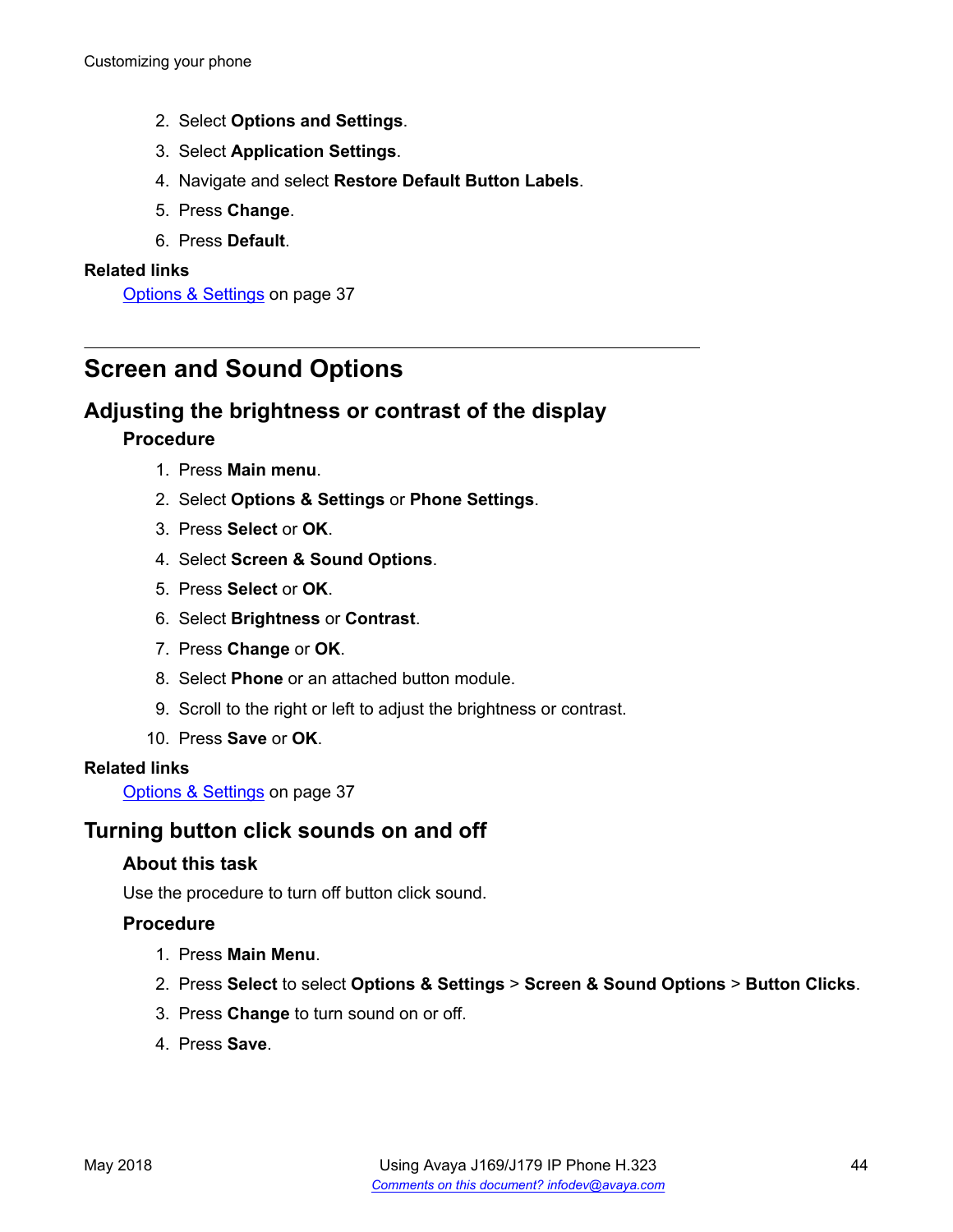2. Select **Options and Settings**.
3. Select **Application Settings**.
4. Navigate and select **Restore Default Button Labels**.
5. Press **Change**.
6. Press **Default**.

**Related links**

Options & Settings on page 37

## Screen and Sound Options

### Adjusting the brightness or contrast of the display

#### Procedure

1. Press **Main menu**.
2. Select **Options & Settings** or **Phone Settings**.
3. Press **Select** or **OK**.
4. Select **Screen & Sound Options**.
5. Press **Select** or **OK**.
6. Select **Brightness** or **Contrast**.
7. Press **Change** or **OK**.
8. Select **Phone** or an attached button module.
9. Scroll to the right or left to adjust the brightness or contrast.
10. Press **Save** or **OK**.

**Related links**

Options & Settings on page 37

### Turning button click sounds on and off

#### About this task

Use the procedure to turn off button click sound.

#### Procedure

1. Press **Main Menu**.
2. Press **Select** to select **Options & Settings** > **Screen & Sound Options** > **Button Clicks**.
3. Press **Change** to turn sound on or off.
4. Press **Save**.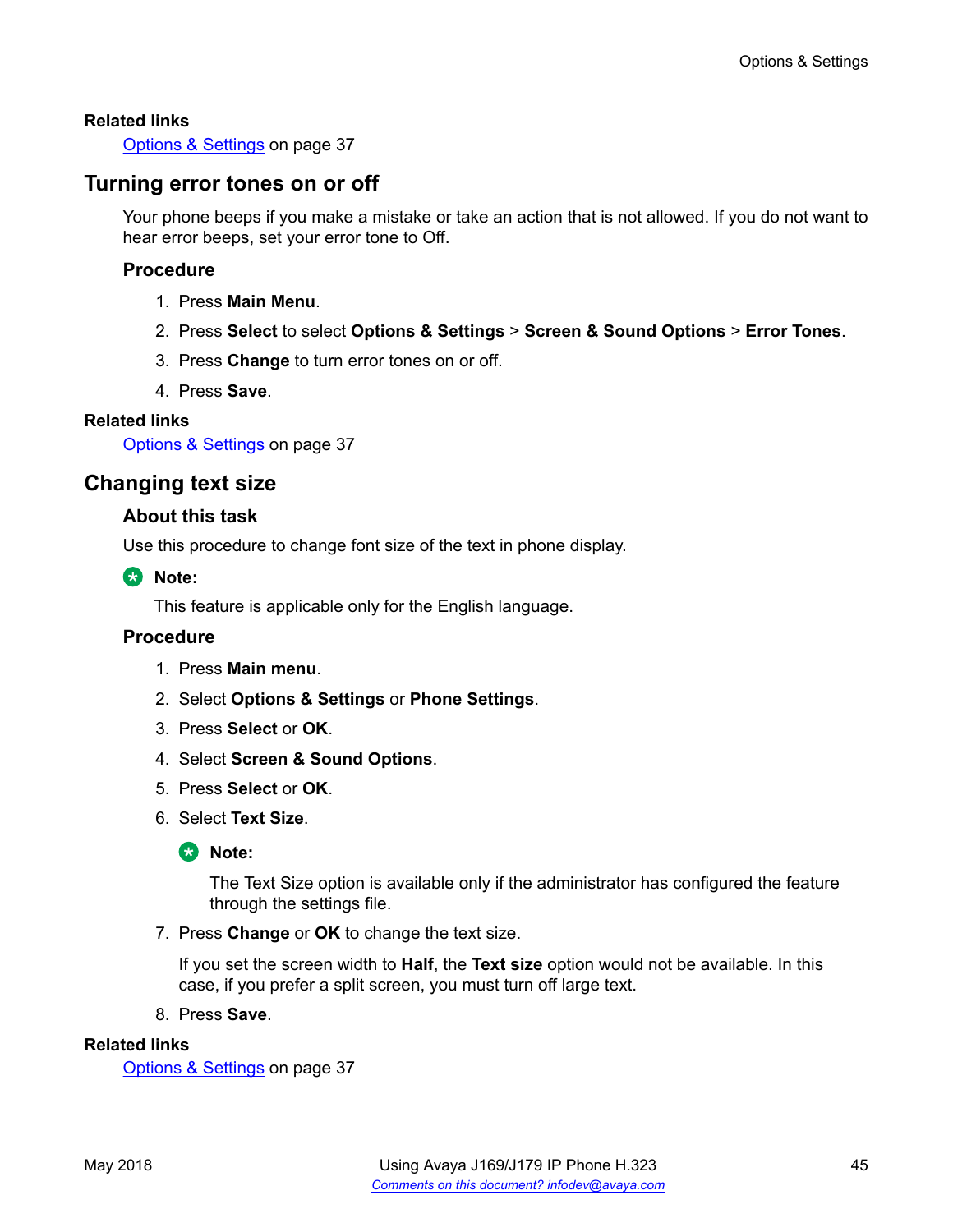**Related links**

Options & Settings on page 37

## Turning error tones on or off

Your phone beeps if you make a mistake or take an action that is not allowed. If you do not want to hear error beeps, set your error tone to Off.

### Procedure

1. Press **Main Menu**.
2. Press **Select** to select **Options & Settings** > **Screen & Sound Options** > **Error Tones**.
3. Press **Change** to turn error tones on or off.
4. Press **Save**.

**Related links**

Options & Settings on page 37

## Changing text size

### About this task

Use this procedure to change font size of the text in phone display.

**Note:**

This feature is applicable only for the English language.

### Procedure

1. Press **Main menu**.
2. Select **Options & Settings** or **Phone Settings**.
3. Press **Select** or **OK**.
4. Select **Screen & Sound Options**.
5. Press **Select** or **OK**.
6. Select **Text Size**.

   **Note:**

   The Text Size option is available only if the administrator has configured the feature through the settings file.

7. Press **Change** or **OK** to change the text size.

   If you set the screen width to **Half**, the **Text size** option would not be available. In this case, if you prefer a split screen, you must turn off large text.

8. Press **Save**.

**Related links**

Options & Settings on page 37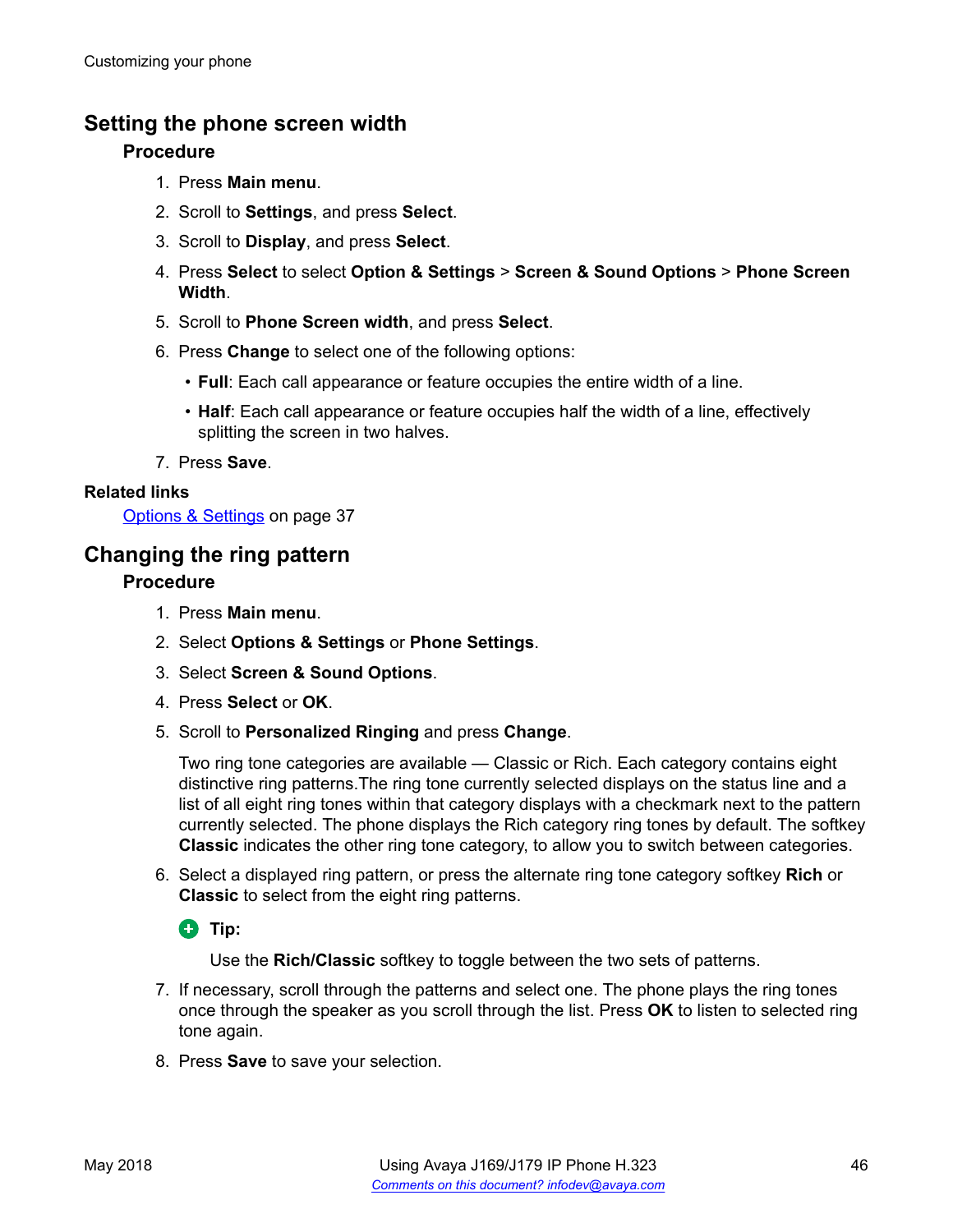## Setting the phone screen width

### Procedure

1. Press **Main menu**.
2. Scroll to **Settings**, and press **Select**.
3. Scroll to **Display**, and press **Select**.
4. Press **Select** to select **Option & Settings** > **Screen & Sound Options** > **Phone Screen Width**.
5. Scroll to **Phone Screen width**, and press **Select**.
6. Press **Change** to select one of the following options:
   - **Full**: Each call appearance or feature occupies the entire width of a line.
   - **Half**: Each call appearance or feature occupies half the width of a line, effectively splitting the screen in two halves.
7. Press **Save**.

**Related links**

Options & Settings on page 37

## Changing the ring pattern

### Procedure

1. Press **Main menu**.
2. Select **Options & Settings** or **Phone Settings**.
3. Select **Screen & Sound Options**.
4. Press **Select** or **OK**.
5. Scroll to **Personalized Ringing** and press **Change**.

   Two ring tone categories are available — Classic or Rich. Each category contains eight distinctive ring patterns.The ring tone currently selected displays on the status line and a list of all eight ring tones within that category displays with a checkmark next to the pattern currently selected. The phone displays the Rich category ring tones by default. The softkey **Classic** indicates the other ring tone category, to allow you to switch between categories.
6. Select a displayed ring pattern, or press the alternate ring tone category softkey **Rich** or **Classic** to select from the eight ring patterns.

   **Tip:**

   Use the **Rich/Classic** softkey to toggle between the two sets of patterns.
7. If necessary, scroll through the patterns and select one. The phone plays the ring tones once through the speaker as you scroll through the list. Press **OK** to listen to selected ring tone again.
8. Press **Save** to save your selection.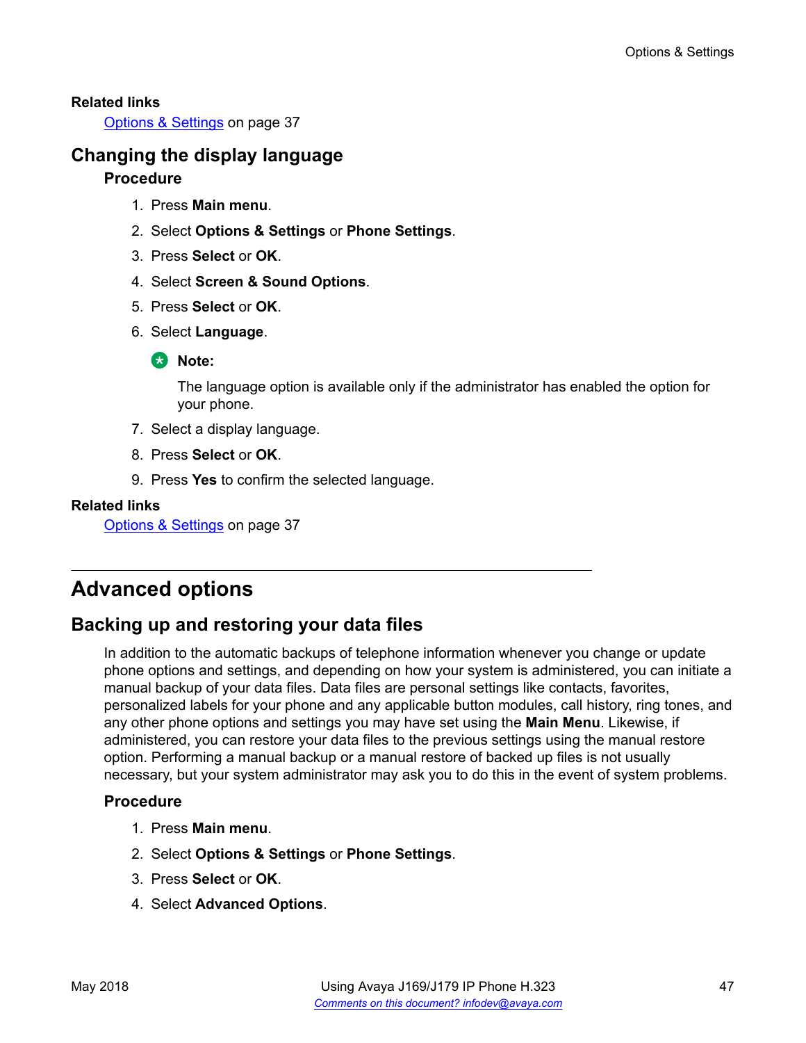**Related links**

[Options & Settings](#) on page 37

## Changing the display language

### Procedure

1. Press **Main menu**.
2. Select **Options & Settings** or **Phone Settings**.
3. Press **Select** or **OK**.
4. Select **Screen & Sound Options**.
5. Press **Select** or **OK**.
6. Select **Language**.

   **Note:**

   The language option is available only if the administrator has enabled the option for your phone.

7. Select a display language.
8. Press **Select** or **OK**.
9. Press **Yes** to confirm the selected language.

**Related links**

[Options & Settings](#) on page 37

# Advanced options

## Backing up and restoring your data files

In addition to the automatic backups of telephone information whenever you change or update phone options and settings, and depending on how your system is administered, you can initiate a manual backup of your data files. Data files are personal settings like contacts, favorites, personalized labels for your phone and any applicable button modules, call history, ring tones, and any other phone options and settings you may have set using the **Main Menu**. Likewise, if administered, you can restore your data files to the previous settings using the manual restore option. Performing a manual backup or a manual restore of backed up files is not usually necessary, but your system administrator may ask you to do this in the event of system problems.

### Procedure

1. Press **Main menu**.
2. Select **Options & Settings** or **Phone Settings**.
3. Press **Select** or **OK**.
4. Select **Advanced Options**.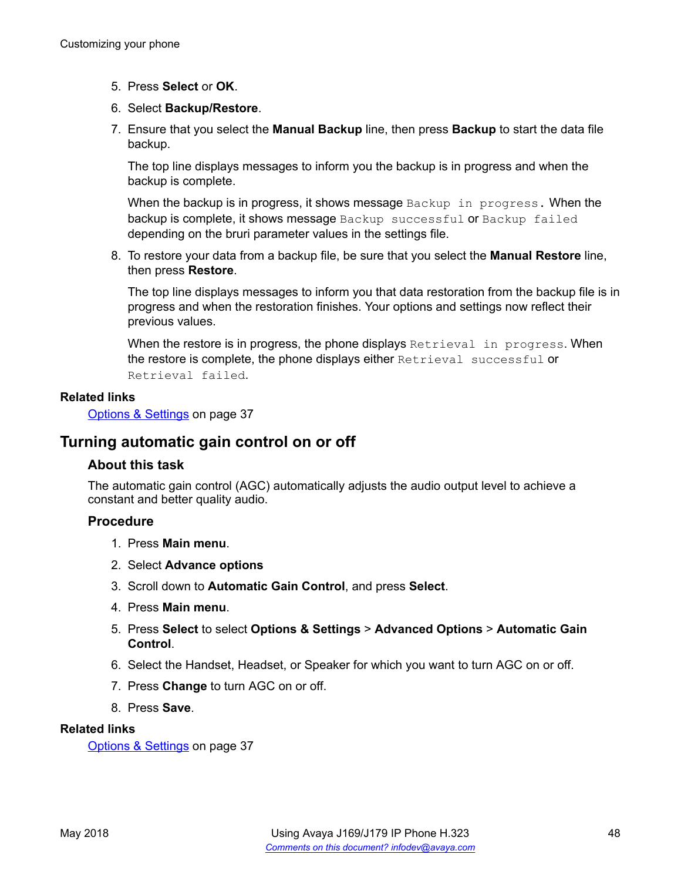5. Press **Select** or **OK**.
6. Select **Backup/Restore**.
7. Ensure that you select the **Manual Backup** line, then press **Backup** to start the data file backup.

   The top line displays messages to inform you the backup is in progress and when the backup is complete.

   When the backup is in progress, it shows message `Backup in progress`. When the backup is complete, it shows message `Backup successful` or `Backup failed` depending on the bruri parameter values in the settings file.
8. To restore your data from a backup file, be sure that you select the **Manual Restore** line, then press **Restore**.

   The top line displays messages to inform you that data restoration from the backup file is in progress and when the restoration finishes. Your options and settings now reflect their previous values.

   When the restore is in progress, the phone displays `Retrieval in progress`. When the restore is complete, the phone displays either `Retrieval successful` or `Retrieval failed`.

**Related links**

Options & Settings on page 37

## Turning automatic gain control on or off

### About this task

The automatic gain control (AGC) automatically adjusts the audio output level to achieve a constant and better quality audio.

### Procedure

1. Press **Main menu**.
2. Select **Advance options**
3. Scroll down to **Automatic Gain Control**, and press **Select**.
4. Press **Main menu**.
5. Press **Select** to select **Options & Settings** > **Advanced Options** > **Automatic Gain Control**.
6. Select the Handset, Headset, or Speaker for which you want to turn AGC on or off.
7. Press **Change** to turn AGC on or off.
8. Press **Save**.

**Related links**

Options & Settings on page 37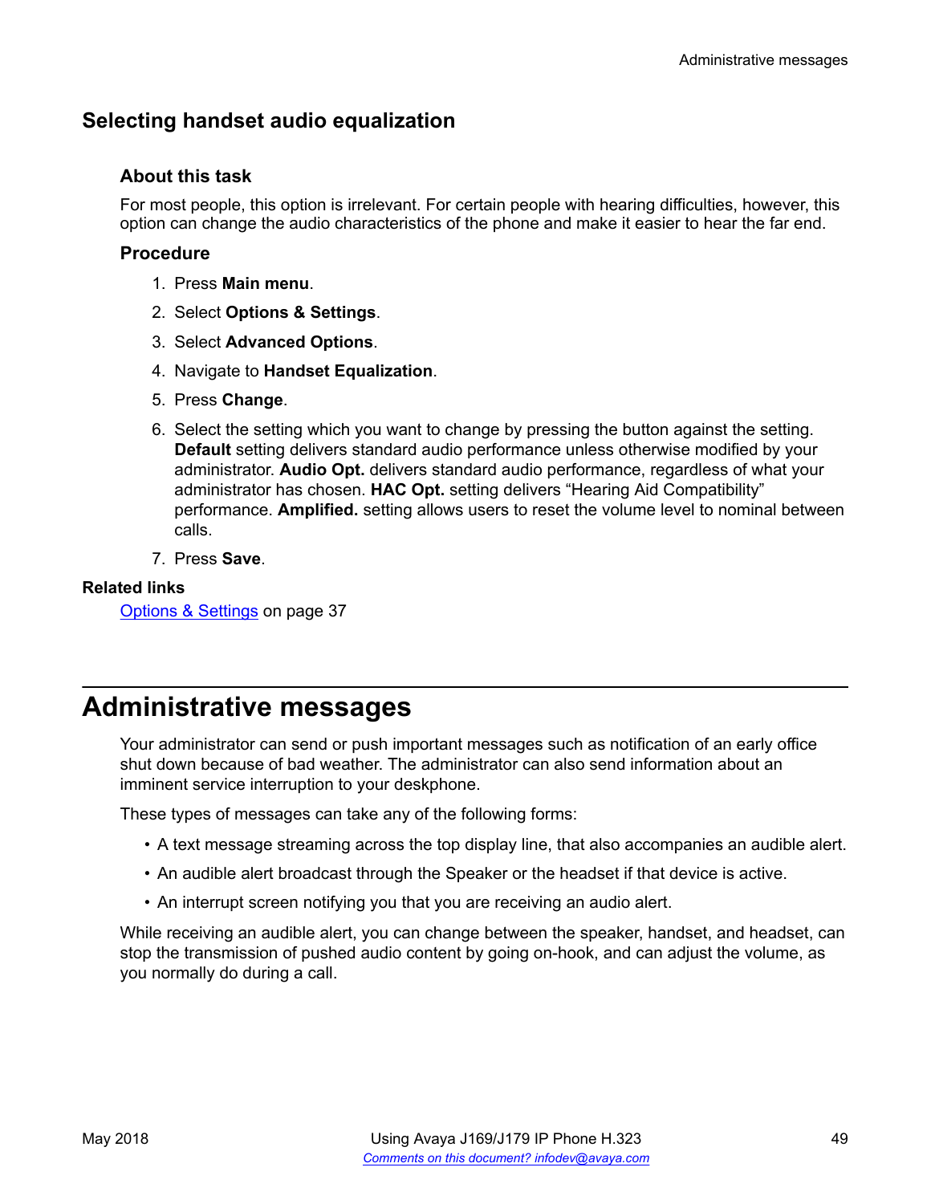## Selecting handset audio equalization

### About this task

For most people, this option is irrelevant. For certain people with hearing difficulties, however, this option can change the audio characteristics of the phone and make it easier to hear the far end.

### Procedure

1. Press **Main menu**.
2. Select **Options & Settings**.
3. Select **Advanced Options**.
4. Navigate to **Handset Equalization**.
5. Press **Change**.
6. Select the setting which you want to change by pressing the button against the setting. **Default** setting delivers standard audio performance unless otherwise modified by your administrator. **Audio Opt.** delivers standard audio performance, regardless of what your administrator has chosen. **HAC Opt.** setting delivers “Hearing Aid Compatibility” performance. **Amplified.** setting allows users to reset the volume level to nominal between calls.
7. Press **Save**.

**Related links**

Options & Settings on page 37

# Administrative messages

Your administrator can send or push important messages such as notification of an early office shut down because of bad weather. The administrator can also send information about an imminent service interruption to your deskphone.

These types of messages can take any of the following forms:

- A text message streaming across the top display line, that also accompanies an audible alert.
- An audible alert broadcast through the Speaker or the headset if that device is active.
- An interrupt screen notifying you that you are receiving an audio alert.

While receiving an audible alert, you can change between the speaker, handset, and headset, can stop the transmission of pushed audio content by going on-hook, and can adjust the volume, as you normally do during a call.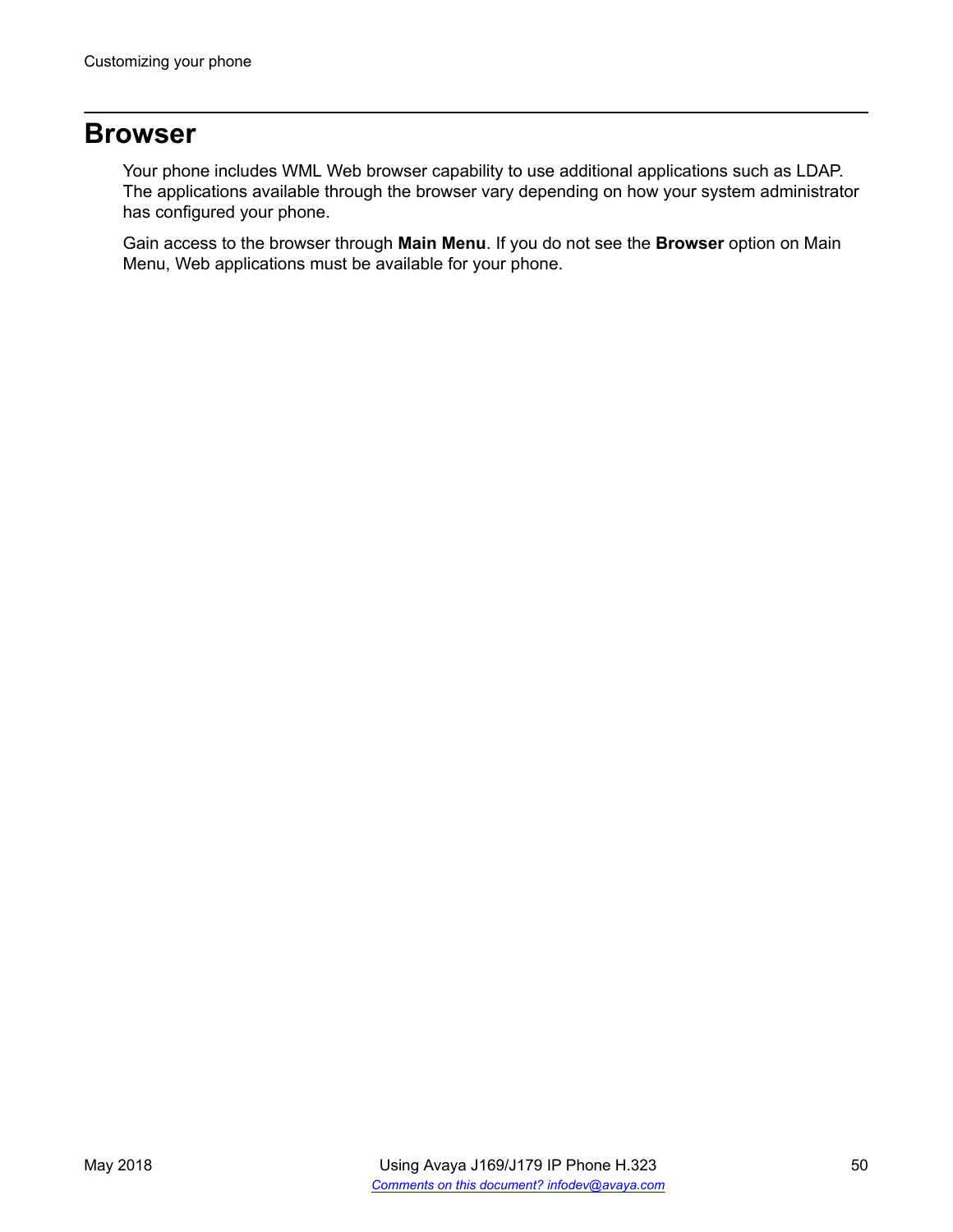# Browser

Your phone includes WML Web browser capability to use additional applications such as LDAP. The applications available through the browser vary depending on how your system administrator has configured your phone.

Gain access to the browser through **Main Menu**. If you do not see the **Browser** option on Main Menu, Web applications must be available for your phone.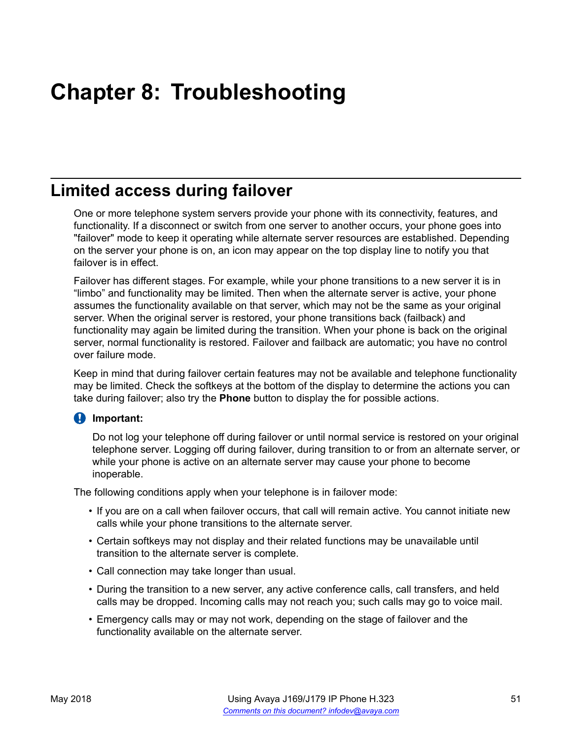# Chapter 8: Troubleshooting

## Limited access during failover

One or more telephone system servers provide your phone with its connectivity, features, and functionality. If a disconnect or switch from one server to another occurs, your phone goes into "failover" mode to keep it operating while alternate server resources are established. Depending on the server your phone is on, an icon may appear on the top display line to notify you that failover is in effect.

Failover has different stages. For example, while your phone transitions to a new server it is in “limbo” and functionality may be limited. Then when the alternate server is active, your phone assumes the functionality available on that server, which may not be the same as your original server. When the original server is restored, your phone transitions back (failback) and functionality may again be limited during the transition. When your phone is back on the original server, normal functionality is restored. Failover and failback are automatic; you have no control over failure mode.

Keep in mind that during failover certain features may not be available and telephone functionality may be limited. Check the softkeys at the bottom of the display to determine the actions you can take during failover; also try the **Phone** button to display the for possible actions.

**Important:**

Do not log your telephone off during failover or until normal service is restored on your original telephone server. Logging off during failover, during transition to or from an alternate server, or while your phone is active on an alternate server may cause your phone to become inoperable.

The following conditions apply when your telephone is in failover mode:

- If you are on a call when failover occurs, that call will remain active. You cannot initiate new calls while your phone transitions to the alternate server.
- Certain softkeys may not display and their related functions may be unavailable until transition to the alternate server is complete.
- Call connection may take longer than usual.
- During the transition to a new server, any active conference calls, call transfers, and held calls may be dropped. Incoming calls may not reach you; such calls may go to voice mail.
- Emergency calls may or may not work, depending on the stage of failover and the functionality available on the alternate server.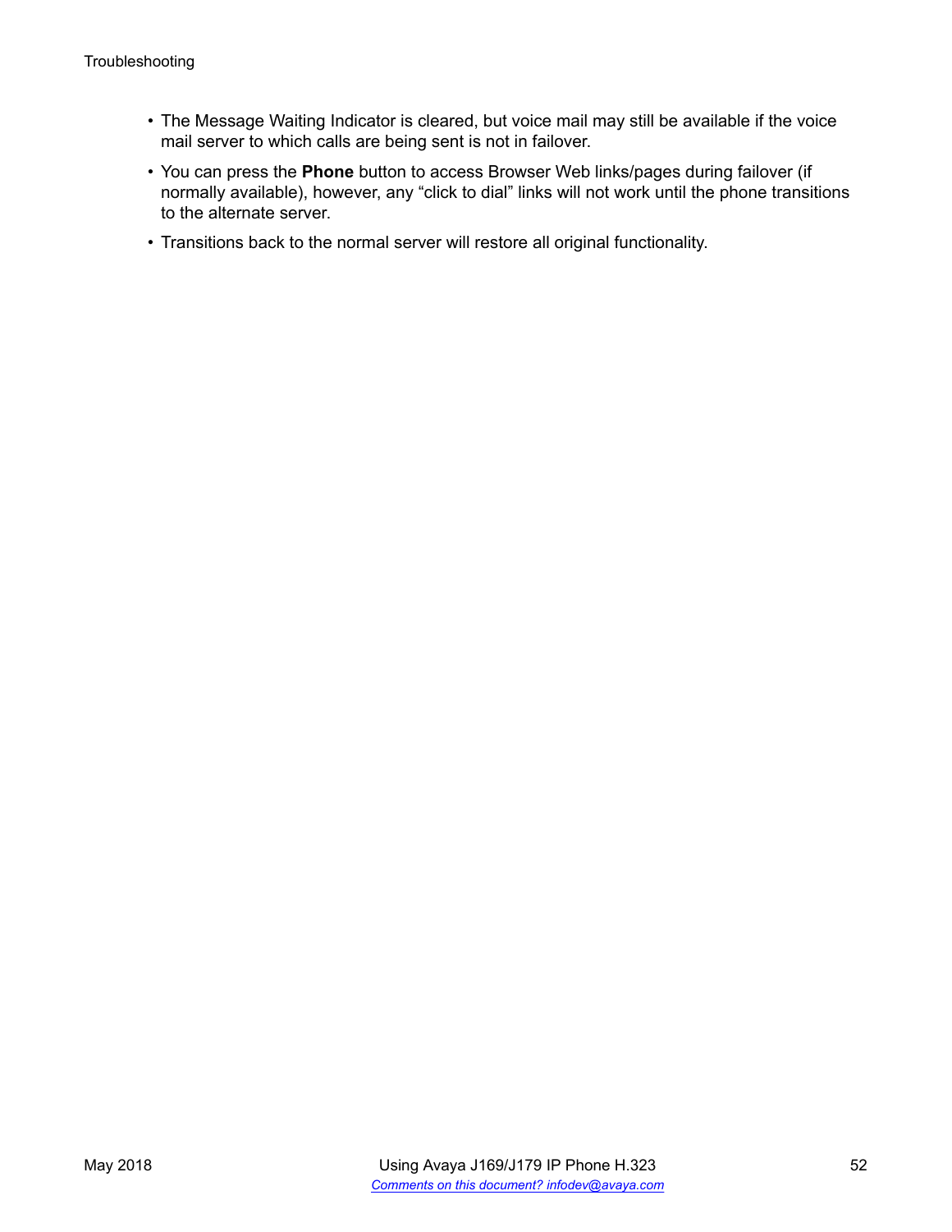- The Message Waiting Indicator is cleared, but voice mail may still be available if the voice mail server to which calls are being sent is not in failover.
- You can press the **Phone** button to access Browser Web links/pages during failover (if normally available), however, any “click to dial” links will not work until the phone transitions to the alternate server.
- Transitions back to the normal server will restore all original functionality.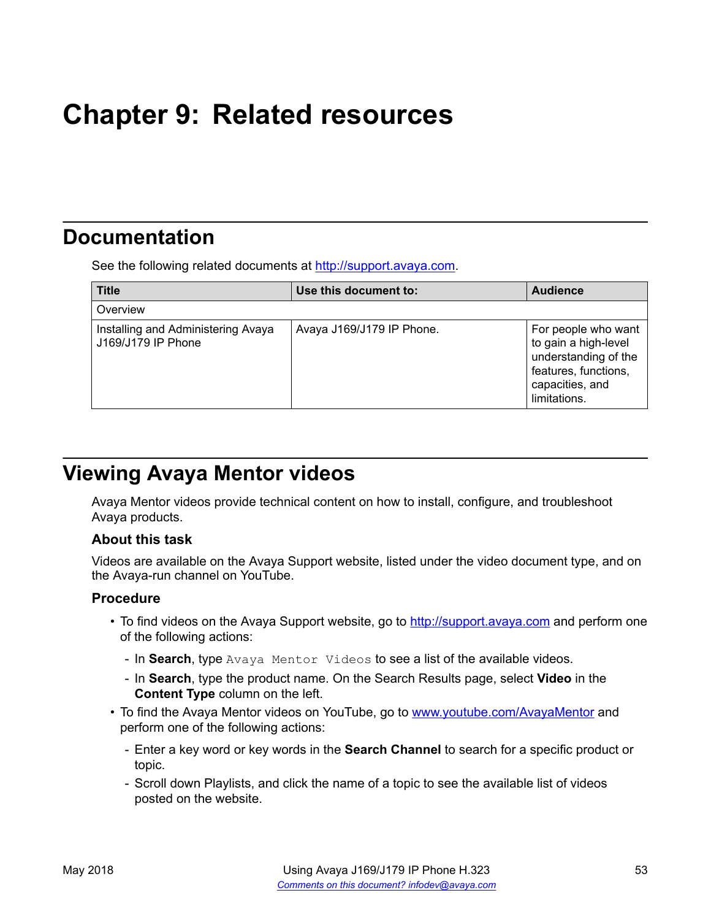# Chapter 9: Related resources

## Documentation

See the following related documents at http://support.avaya.com.

| Title | Use this document to: | Audience |
| --- | --- | --- |
| Overview | | |
| Installing and Administering Avaya J169/J179 IP Phone | Avaya J169/J179 IP Phone. | For people who want to gain a high-level understanding of the features, functions, capacities, and limitations. |

## Viewing Avaya Mentor videos

Avaya Mentor videos provide technical content on how to install, configure, and troubleshoot Avaya products.

### About this task

Videos are available on the Avaya Support website, listed under the video document type, and on the Avaya-run channel on YouTube.

### Procedure

- To find videos on the Avaya Support website, go to http://support.avaya.com and perform one of the following actions:
  - In **Search**, type `Avaya Mentor Videos` to see a list of the available videos.
  - In **Search**, type the product name. On the Search Results page, select **Video** in the **Content Type** column on the left.
- To find the Avaya Mentor videos on YouTube, go to www.youtube.com/AvayaMentor and perform one of the following actions:
  - Enter a key word or key words in the **Search Channel** to search for a specific product or topic.
  - Scroll down Playlists, and click the name of a topic to see the available list of videos posted on the website.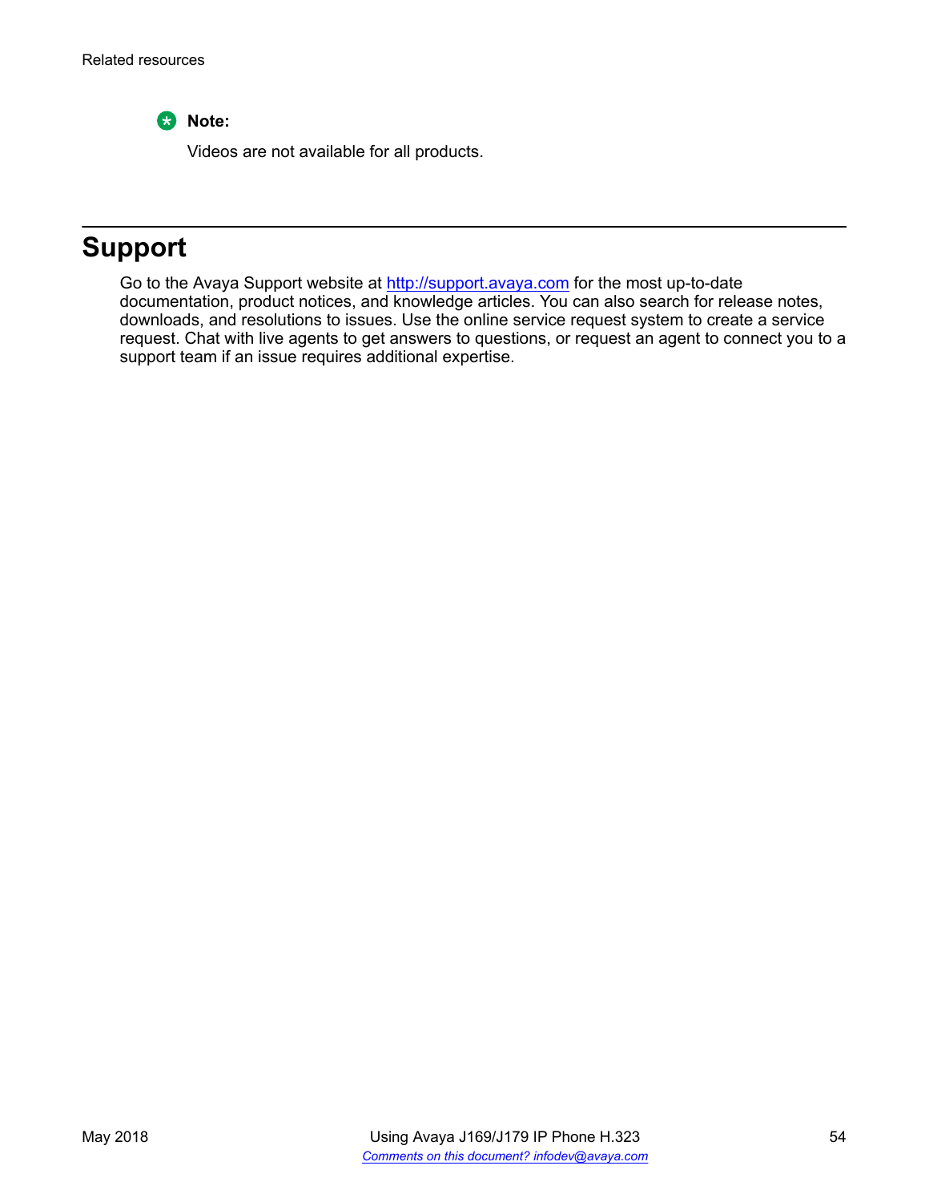**Note:**

Videos are not available for all products.

# Support

Go to the Avaya Support website at http://support.avaya.com for the most up-to-date documentation, product notices, and knowledge articles. You can also search for release notes, downloads, and resolutions to issues. Use the online service request system to create a service request. Chat with live agents to get answers to questions, or request an agent to connect you to a support team if an issue requires additional expertise.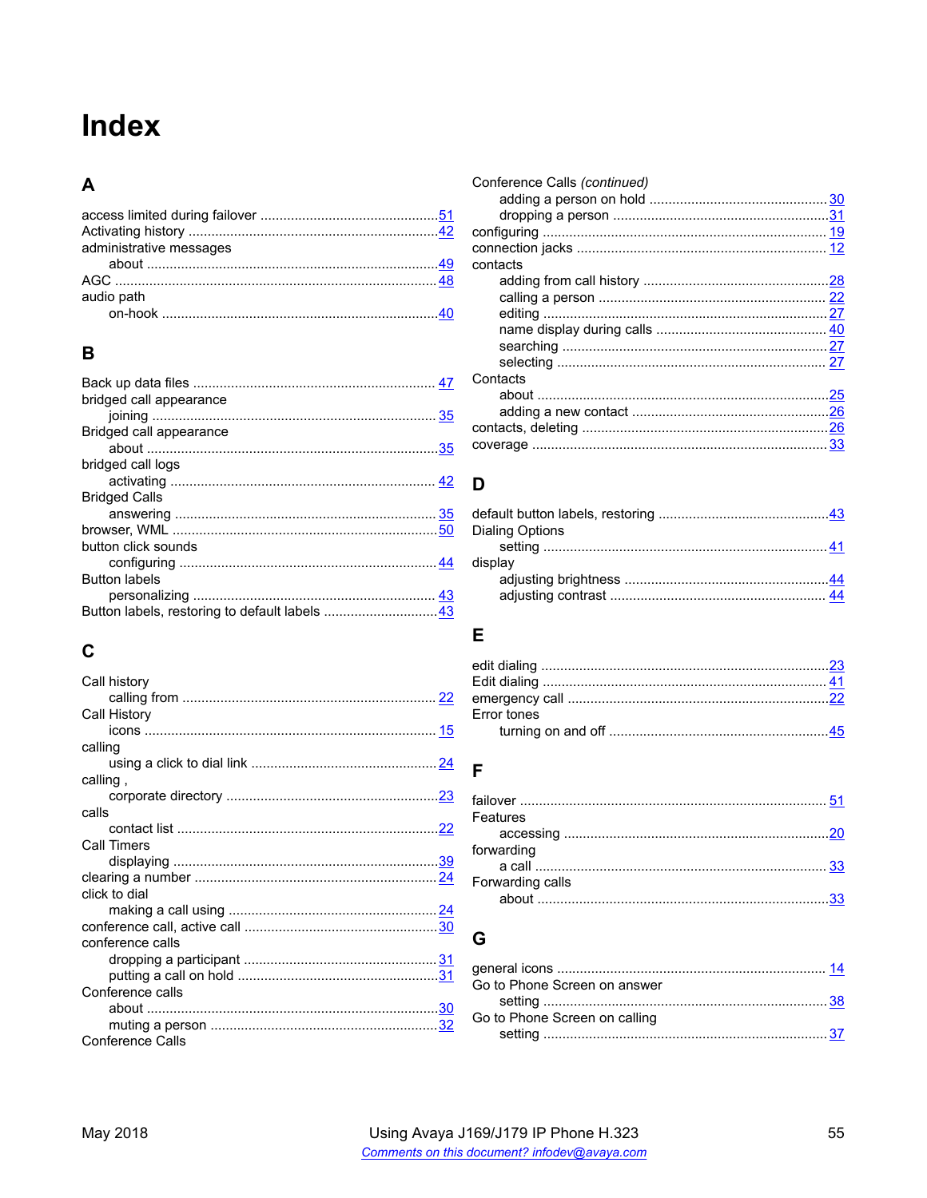# Index

## A

access limited during failover .................................................51
Activating history ...................................................................42
administrative messages
- about .............................................................................49

AGC ......................................................................................48
audio path
- on-hook .........................................................................40

## B

Back up data files .................................................................47
bridged call appearance
- joining ...........................................................................35

Bridged call appearance
- about .............................................................................35

bridged call logs
- activating .......................................................................42

Bridged Calls
- answering .......................................................................35

browser, WML ......................................................................50
button click sounds
- configuring .....................................................................44

Button labels
- personalizing ..................................................................43

Button labels, restoring to default labels ...............................43

## C

Call history
- calling from ....................................................................22

Call History
- icons ..............................................................................15

calling
- using a click to dial link ..................................................24

calling ,
- corporate directory .........................................................23

calls
- contact list ......................................................................22

Call Timers
- displaying .......................................................................39

clearing a number .................................................................24
click to dial
- making a call using ........................................................24

conference call, active call ....................................................30
conference calls
- dropping a participant ....................................................31
- putting a call on hold .....................................................31

Conference calls
- about .............................................................................30
- muting a person .............................................................32

Conference Calls

Conference Calls *(continued)*
- adding a person on hold ................................................30
- dropping a person ..........................................................31

configuring ...........................................................................19
connection jacks ...................................................................12
contacts
- adding from call history ..................................................28
- calling a person ..............................................................22
- editing ............................................................................27
- name display during calls ...............................................40
- searching .......................................................................27
- selecting .........................................................................27

Contacts
- about .............................................................................25
- adding a new contact .....................................................26

contacts, deleting ..................................................................26
coverage ...............................................................................33

## D

default button labels, restoring ..............................................43
Dialing Options
- setting ............................................................................41

display
- adjusting brightness .......................................................44
- adjusting contrast ...........................................................44

## E

edit dialing ............................................................................23
Edit dialing ............................................................................41
emergency call ......................................................................22
Error tones
- turning on and off ...........................................................45

## F

failover ..................................................................................51
Features
- accessing .......................................................................20

forwarding
- a call ..............................................................................33

Forwarding calls
- about .............................................................................33

## G

general icons ........................................................................14
Go to Phone Screen on answer
- setting ............................................................................38

Go to Phone Screen on calling
- setting ............................................................................37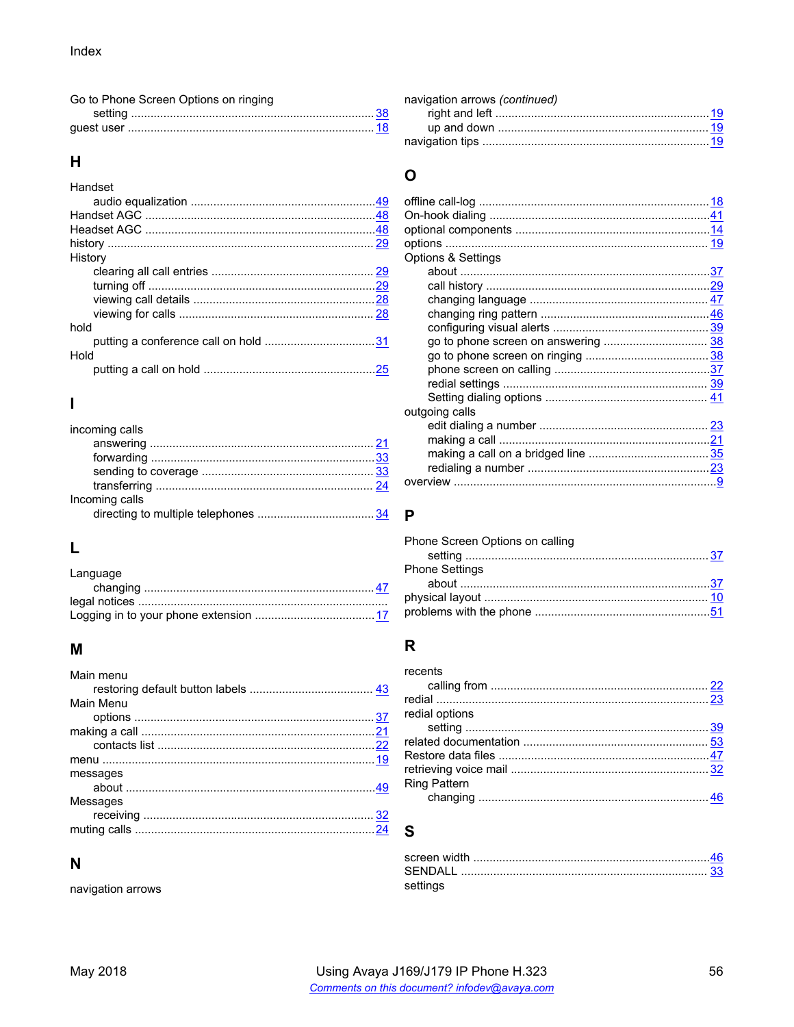Go to Phone Screen Options on ringing
  setting ........................................................................ 38
guest user ........................................................................ 18

## H

Handset
  audio equalization ........................................................ 49
Handset AGC ..................................................................... 48
Headset AGC ...................................................................... 48
history ............................................................................... 29
History
  clearing all call entries .................................................. 29
  turning off ...................................................................... 29
  viewing call details ....................................................... 28
  viewing for calls ............................................................ 28
hold
  putting a conference call on hold .................................. 31
Hold
  putting a call on hold ..................................................... 25

## I

incoming calls
  answering ...................................................................... 21
  forwarding ..................................................................... 33
  sending to coverage ...................................................... 33
  transferring ................................................................... 24
Incoming calls
  directing to multiple telephones ................................... 34

## L

Language
  changing ....................................................................... 47
legal notices .......................................................................
Logging in to your phone extension ..................................... 17

## M

Main menu
  restoring default button labels ..................................... 43
Main Menu
  options .......................................................................... 37
making a call ....................................................................... 21
  contacts list ................................................................... 22
menu ................................................................................. 19
messages
  about ............................................................................. 49
Messages
  receiving ....................................................................... 32
muting calls ........................................................................ 24

## N

navigation arrows
navigation arrows *(continued)*
  right and left ................................................................. 19
  up and down ................................................................. 19
navigation tips .................................................................... 19

## O

offline call-log ..................................................................... 18
On-hook dialing .................................................................. 41
optional components ........................................................... 14
options ............................................................................... 19
Options & Settings
  about ............................................................................. 37
  call history .................................................................... 29
  changing language ......................................................... 47
  changing ring pattern ..................................................... 46
  configuring visual alerts ................................................. 39
  go to phone screen on answering ................................... 38
  go to phone screen on ringing ........................................ 38
  phone screen on calling ................................................. 37
  redial settings ................................................................ 39
  Setting dialing options ................................................... 41
outgoing calls
  edit dialing a number ..................................................... 23
  making a call ................................................................. 21
  making a call on a bridged line ...................................... 35
  redialing a number ......................................................... 23
overview ............................................................................... 9

## P

Phone Screen Options on calling
  setting .......................................................................... 37
Phone Settings
  about ............................................................................. 37
physical layout .................................................................... 10
problems with the phone ..................................................... 51

## R

recents
  calling from ................................................................... 22
redial .................................................................................. 23
redial options
  setting .......................................................................... 39
related documentation ......................................................... 53
Restore data files ................................................................ 47
retrieving voice mail ............................................................ 32
Ring Pattern
  changing ....................................................................... 46

## S

screen width ....................................................................... 46
SENDALL ........................................................................... 33
settings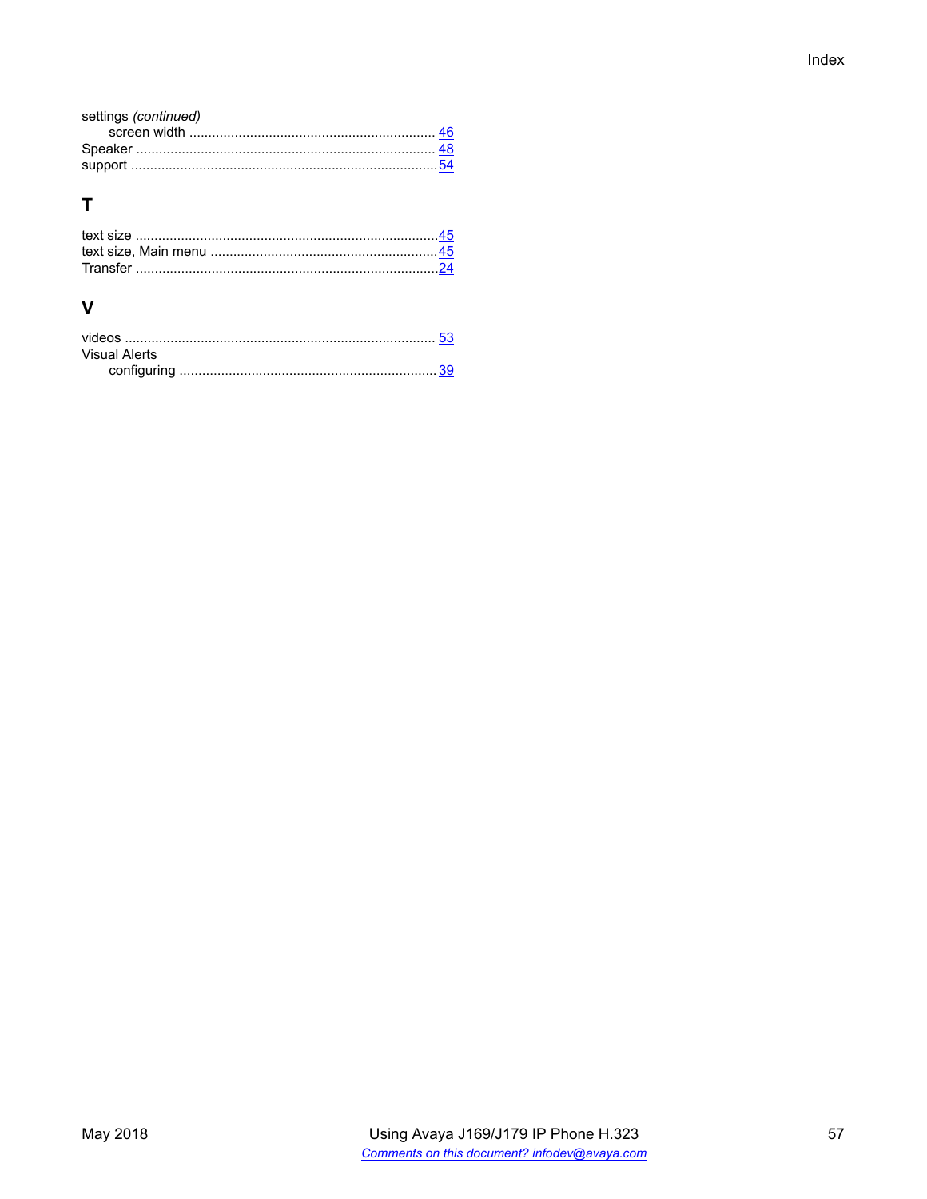settings *(continued)*
    screen width ................................................................ 46
Speaker ............................................................................ 48
support ............................................................................. 54

## T

text size ............................................................................ 45
text size, Main menu ........................................................ 45
Transfer ............................................................................ 24

## V

videos .............................................................................. 53
Visual Alerts
    configuring ..................................................................... 39